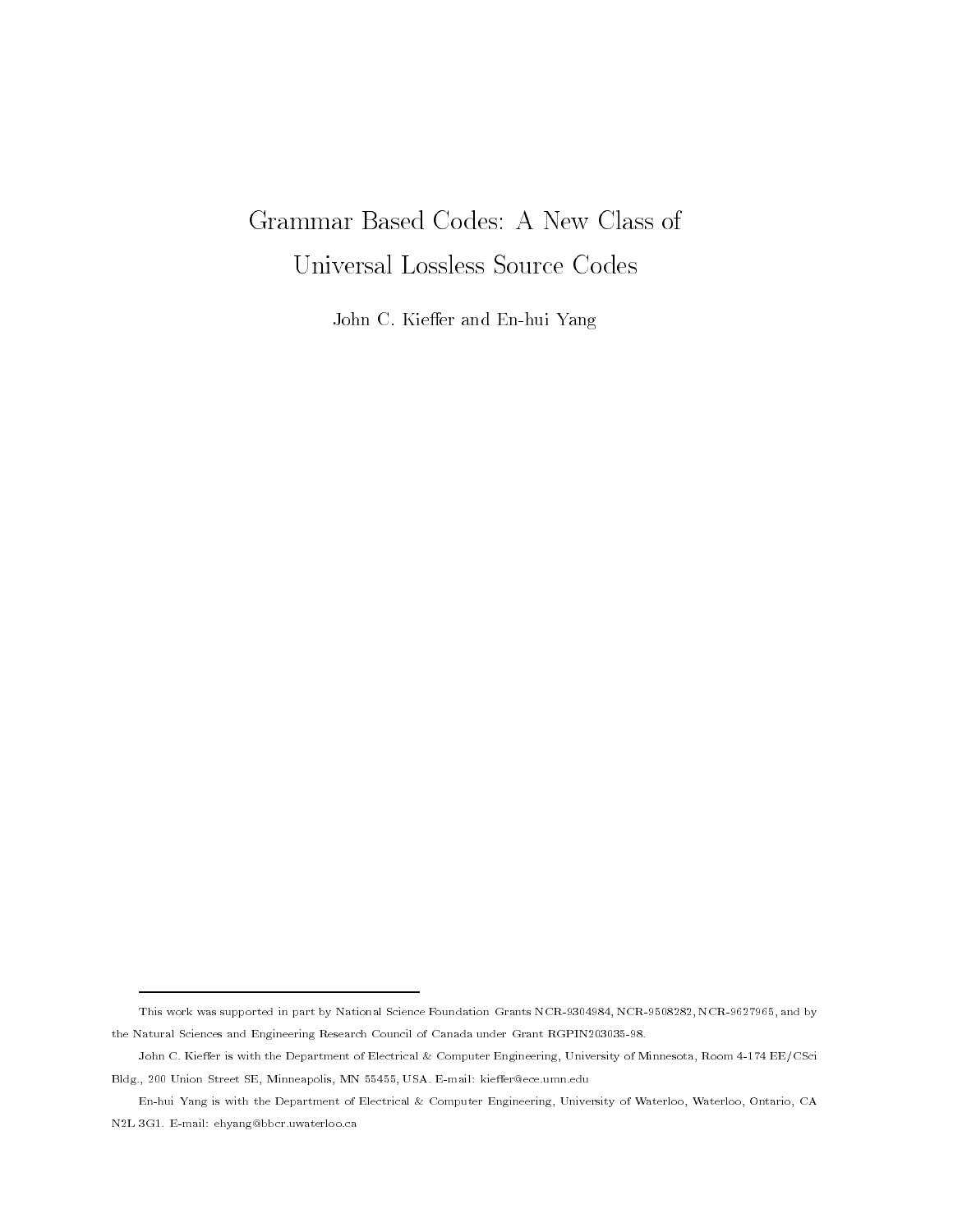# Grammar Based Codes: A New Class of Universal Lossless Source Codes

John C. Kieffer and En-hui Yang

---

This work was supported in part by National Science Foundation Grants NCR-9304984, NCR-9508282, NCR-9627965, and by the Natural Sciences and Engineering Research Council of Canada under Grant RGPIN203035-98.

John C. Kieffer is with the Department of Electrical & Computer Engineering, University of Minnesota, Room 4-174 EE/CSci Bldg., 200 Union Street SE, Minneapolis, MN 55455, USA. E-mail: kieffer@ece.umn.edu

En-hui Yang is with the Department of Electrical & Computer Engineering, University of Waterloo, Waterloo, Ontario, CA N2L 3G1. E-mail: ehyang@bbcr.uwaterloo.ca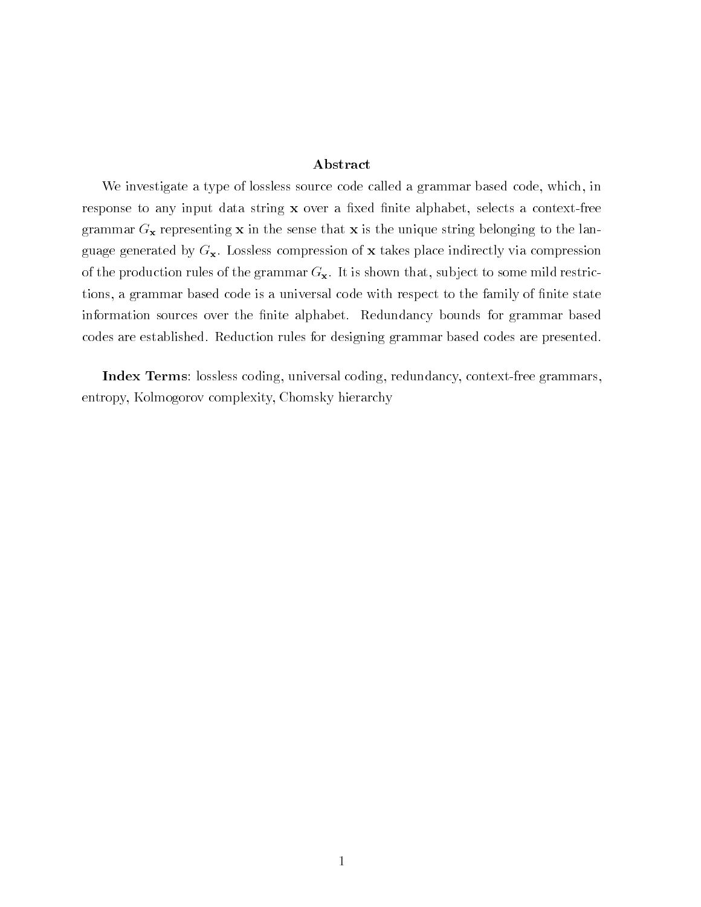## Abstract

We investigate a type of lossless source code called a grammar based code, which, in response to any input data string $\mathbf{x}$ over a fixed finite alphabet, selects a context-free grammar $G_{\mathbf{x}}$ representing $\mathbf{x}$ in the sense that $\mathbf{x}$ is the unique string belonging to the language generated by $G_{\mathbf{x}}$. Lossless compression of $\mathbf{x}$ takes place indirectly via compression of the production rules of the grammar $G_{\mathbf{x}}$. It is shown that, subject to some mild restrictions, a grammar based code is a universal code with respect to the family of finite state information sources over the finite alphabet. Redundancy bounds for grammar based codes are established. Reduction rules for designing grammar based codes are presented.

**Index Terms**: lossless coding, universal coding, redundancy, context-free grammars, entropy, Kolmogorov complexity, Chomsky hierarchy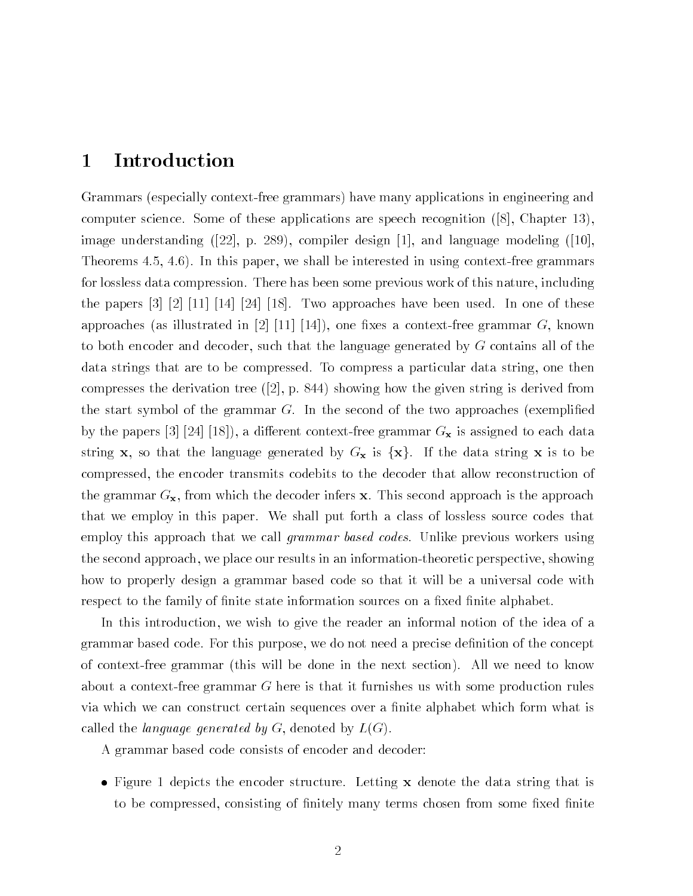# 1 Introduction

Grammars (especially context-free grammars) have many applications in engineering and computer science. Some of these applications are speech recognition ([8], Chapter 13), image understanding ([22], p. 289), compiler design [1], and language modeling ([10], Theorems 4.5, 4.6). In this paper, we shall be interested in using context-free grammars for lossless data compression. There has been some previous work of this nature, including the papers [3] [2] [11] [14] [24] [18]. Two approaches have been used. In one of these approaches (as illustrated in [2] [11] [14]), one fixes a context-free grammar $G$, known to both encoder and decoder, such that the language generated by $G$ contains all of the data strings that are to be compressed. To compress a particular data string, one then compresses the derivation tree ([2], p. 844) showing how the given string is derived from the start symbol of the grammar $G$. In the second of the two approaches (exemplified by the papers [3] [24] [18]), a different context-free grammar $G_{\mathbf{x}}$ is assigned to each data string $\mathbf{x}$, so that the language generated by $G_{\mathbf{x}}$ is $\{\mathbf{x}\}$. If the data string $\mathbf{x}$ is to be compressed, the encoder transmits codebits to the decoder that allow reconstruction of the grammar $G_{\mathbf{x}}$, from which the decoder infers $\mathbf{x}$. This second approach is the approach that we employ in this paper. We shall put forth a class of lossless source codes that employ this approach that we call *grammar based codes*. Unlike previous workers using the second approach, we place our results in an information-theoretic perspective, showing how to properly design a grammar based code so that it will be a universal code with respect to the family of finite state information sources on a fixed finite alphabet.

In this introduction, we wish to give the reader an informal notion of the idea of a grammar based code. For this purpose, we do not need a precise definition of the concept of context-free grammar (this will be done in the next section). All we need to know about a context-free grammar $G$ here is that it furnishes us with some production rules via which we can construct certain sequences over a finite alphabet which form what is called the *language generated by* $G$, denoted by $L(G)$.

A grammar based code consists of encoder and decoder:

- Figure 1 depicts the encoder structure. Letting $\mathbf{x}$ denote the data string that is to be compressed, consisting of finitely many terms chosen from some fixed finite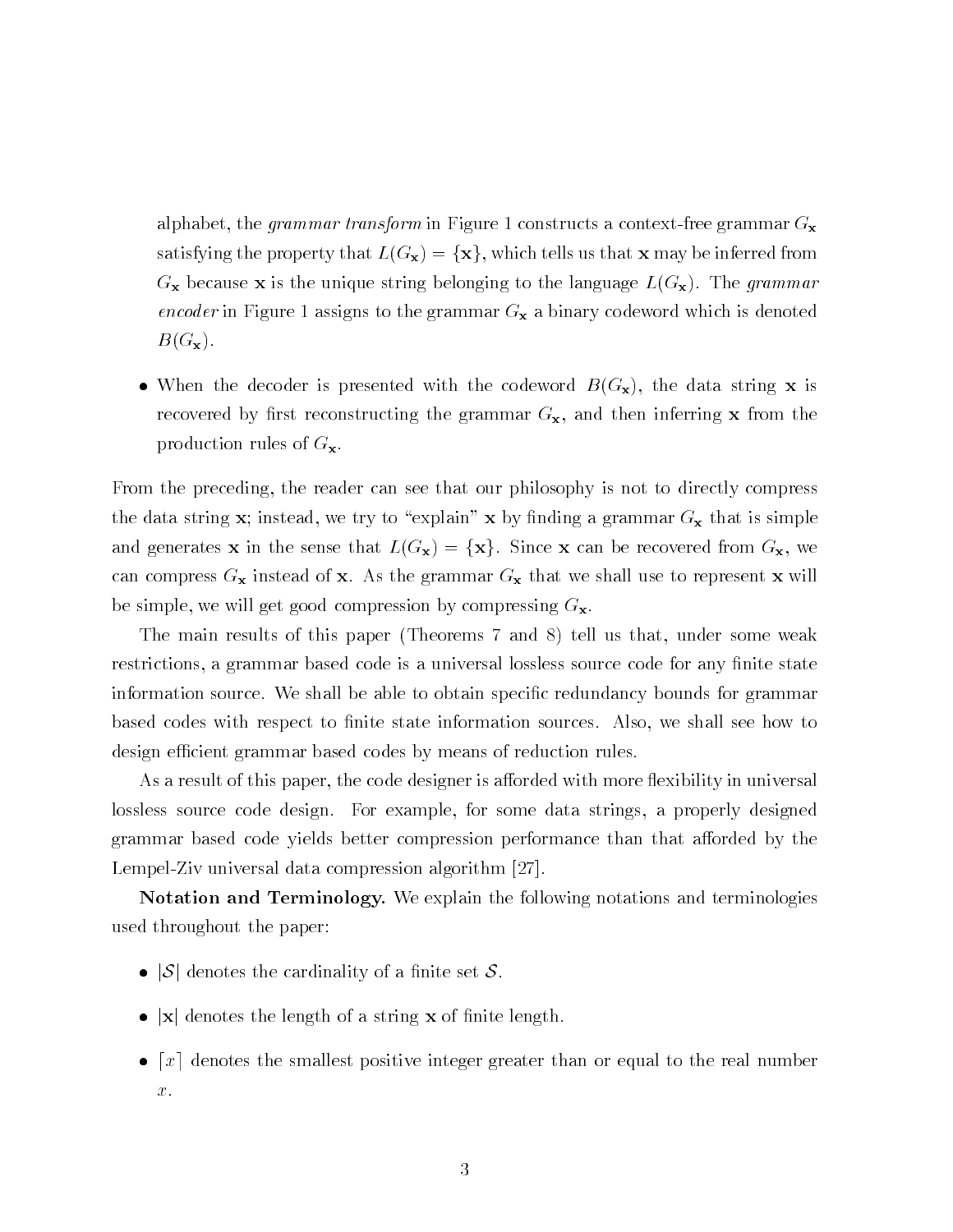alphabet, the *grammar transform* in Figure 1 constructs a context-free grammar $G_{\mathbf{x}}$ satisfying the property that $L(G_{\mathbf{x}}) = \{\mathbf{x}\}$, which tells us that $\mathbf{x}$ may be inferred from $G_{\mathbf{x}}$ because $\mathbf{x}$ is the unique string belonging to the language $L(G_{\mathbf{x}})$. The *grammar encoder* in Figure 1 assigns to the grammar $G_{\mathbf{x}}$ a binary codeword which is denoted $B(G_{\mathbf{x}})$.

- When the decoder is presented with the codeword $B(G_{\mathbf{x}})$, the data string $\mathbf{x}$ is recovered by first reconstructing the grammar $G_{\mathbf{x}}$, and then inferring $\mathbf{x}$ from the production rules of $G_{\mathbf{x}}$.

From the preceding, the reader can see that our philosophy is not to directly compress the data string $\mathbf{x}$; instead, we try to "explain" $\mathbf{x}$ by finding a grammar $G_{\mathbf{x}}$ that is simple and generates $\mathbf{x}$ in the sense that $L(G_{\mathbf{x}}) = \{\mathbf{x}\}$. Since $\mathbf{x}$ can be recovered from $G_{\mathbf{x}}$, we can compress $G_{\mathbf{x}}$ instead of $\mathbf{x}$. As the grammar $G_{\mathbf{x}}$ that we shall use to represent $\mathbf{x}$ will be simple, we will get good compression by compressing $G_{\mathbf{x}}$.

The main results of this paper (Theorems 7 and 8) tell us that, under some weak restrictions, a grammar based code is a universal lossless source code for any finite state information source. We shall be able to obtain specific redundancy bounds for grammar based codes with respect to finite state information sources. Also, we shall see how to design efficient grammar based codes by means of reduction rules.

As a result of this paper, the code designer is afforded with more flexibility in universal lossless source code design. For example, for some data strings, a properly designed grammar based code yields better compression performance than that afforded by the Lempel-Ziv universal data compression algorithm [27].

**Notation and Terminology.** We explain the following notations and terminologies used throughout the paper:

- $|\mathcal{S}|$ denotes the cardinality of a finite set $\mathcal{S}$.
- $|\mathbf{x}|$ denotes the length of a string $\mathbf{x}$ of finite length.
- $\lceil x \rceil$ denotes the smallest positive integer greater than or equal to the real number $x$.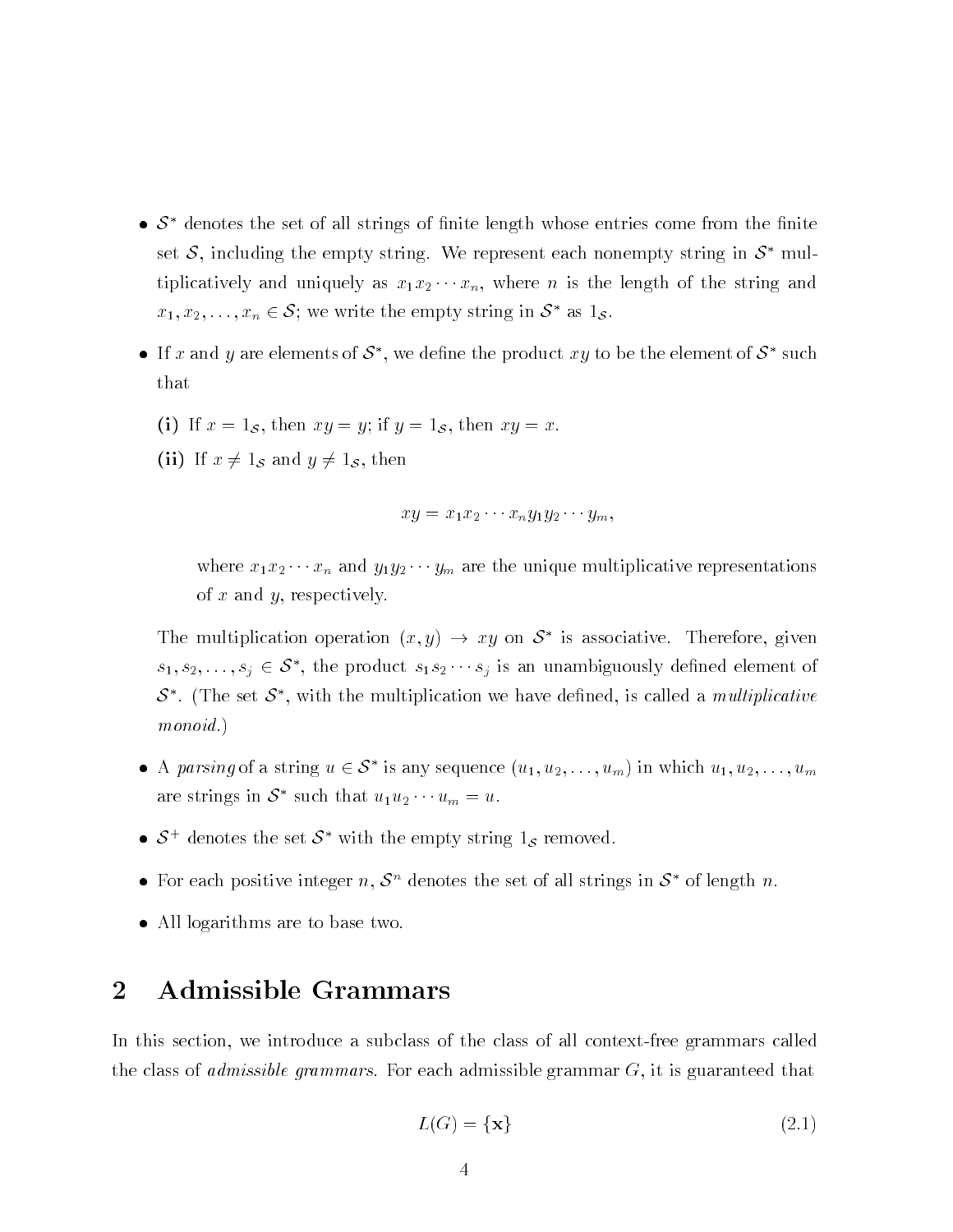- $\mathcal{S}^*$ denotes the set of all strings of finite length whose entries come from the finite set $\mathcal{S}$, including the empty string. We represent each nonempty string in $\mathcal{S}^*$ multiplicatively and uniquely as $x_1 x_2 \cdots x_n$, where $n$ is the length of the string and $x_1, x_2, \ldots, x_n \in \mathcal{S}$; we write the empty string in $\mathcal{S}^*$ as $1_{\mathcal{S}}$.

- If $x$ and $y$ are elements of $\mathcal{S}^*$, we define the product $xy$ to be the element of $\mathcal{S}^*$ such that

  **(i)** If $x = 1_{\mathcal{S}}$, then $xy = y$; if $y = 1_{\mathcal{S}}$, then $xy = x$.

  **(ii)** If $x \neq 1_{\mathcal{S}}$ and $y \neq 1_{\mathcal{S}}$, then

  $$xy = x_1 x_2 \cdots x_n y_1 y_2 \cdots y_m,$$

  where $x_1 x_2 \cdots x_n$ and $y_1 y_2 \cdots y_m$ are the unique multiplicative representations of $x$ and $y$, respectively.

  The multiplication operation $(x, y) \to xy$ on $\mathcal{S}^*$ is associative. Therefore, given $s_1, s_2, \ldots, s_j \in \mathcal{S}^*$, the product $s_1 s_2 \cdots s_j$ is an unambiguously defined element of $\mathcal{S}^*$. (The set $\mathcal{S}^*$, with the multiplication we have defined, is called a *multiplicative monoid*.)

- A *parsing* of a string $u \in \mathcal{S}^*$ is any sequence $(u_1, u_2, \ldots, u_m)$ in which $u_1, u_2, \ldots, u_m$ are strings in $\mathcal{S}^*$ such that $u_1 u_2 \cdots u_m = u$.

- $\mathcal{S}^+$ denotes the set $\mathcal{S}^*$ with the empty string $1_{\mathcal{S}}$ removed.

- For each positive integer $n$, $\mathcal{S}^n$ denotes the set of all strings in $\mathcal{S}^*$ of length $n$.

- All logarithms are to base two.

## 2 Admissible Grammars

In this section, we introduce a subclass of the class of all context-free grammars called the class of *admissible grammars*. For each admissible grammar $G$, it is guaranteed that

$$L(G) = \{\mathbf{x}\} \tag{2.1}$$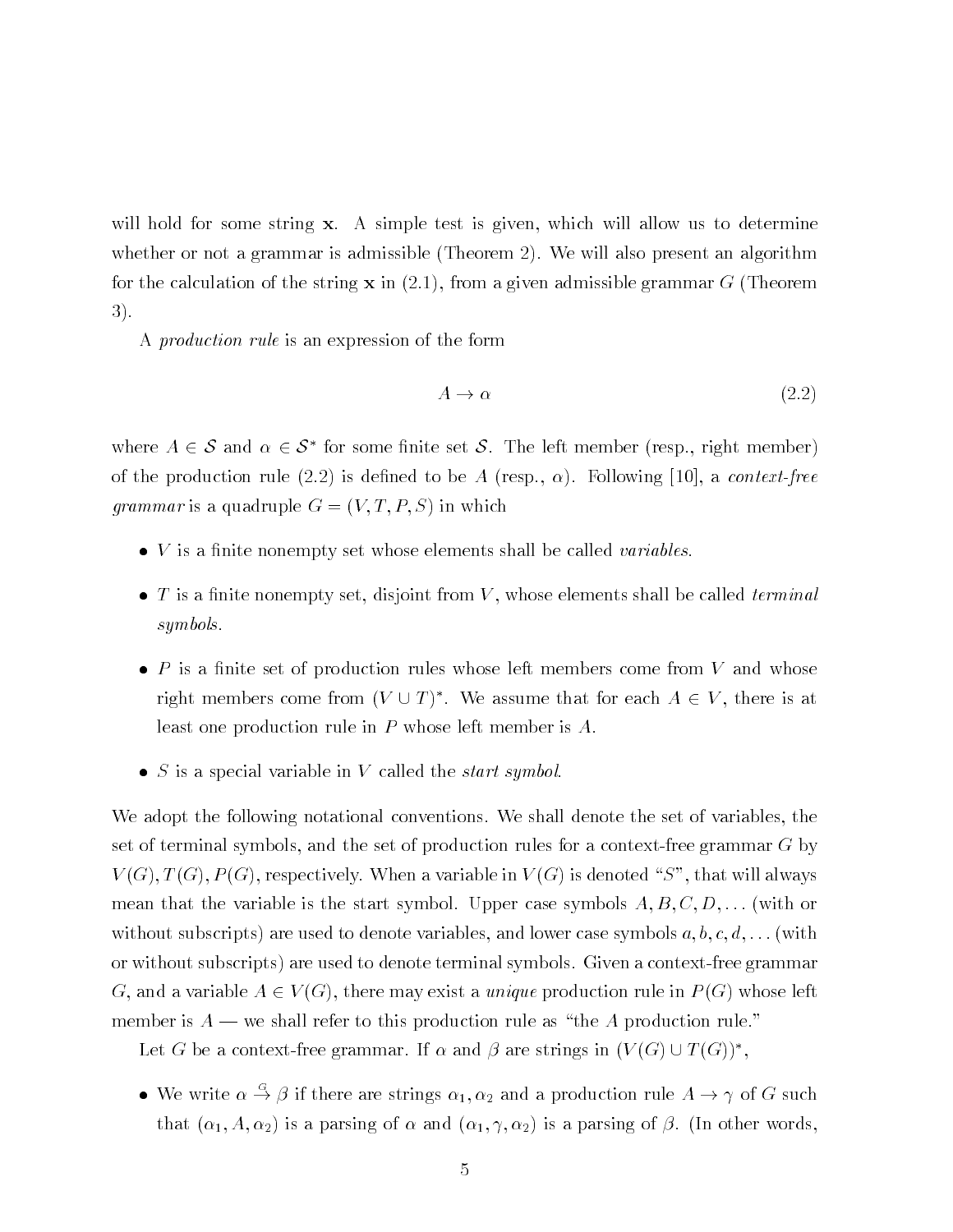will hold for some string $\mathbf{x}$. A simple test is given, which will allow us to determine whether or not a grammar is admissible (Theorem 2). We will also present an algorithm for the calculation of the string $\mathbf{x}$ in (2.1), from a given admissible grammar $G$ (Theorem 3).

A *production rule* is an expression of the form

$$A \to \alpha \tag{2.2}$$

where $A \in \mathcal{S}$ and $\alpha \in \mathcal{S}^*$ for some finite set $\mathcal{S}$. The left member (resp., right member) of the production rule (2.2) is defined to be $A$ (resp., $\alpha$). Following [10], a *context-free grammar* is a quadruple $G = (V, T, P, S)$ in which

- $V$ is a finite nonempty set whose elements shall be called *variables*.
- $T$ is a finite nonempty set, disjoint from $V$, whose elements shall be called *terminal symbols*.
- $P$ is a finite set of production rules whose left members come from $V$ and whose right members come from $(V \cup T)^*$. We assume that for each $A \in V$, there is at least one production rule in $P$ whose left member is $A$.
- $S$ is a special variable in $V$ called the *start symbol*.

We adopt the following notational conventions. We shall denote the set of variables, the set of terminal symbols, and the set of production rules for a context-free grammar $G$ by $V(G), T(G), P(G)$, respectively. When a variable in $V(G)$ is denoted "$S$", that will always mean that the variable is the start symbol. Upper case symbols $A, B, C, D, \ldots$ (with or without subscripts) are used to denote variables, and lower case symbols $a, b, c, d, \ldots$ (with or without subscripts) are used to denote terminal symbols. Given a context-free grammar $G$, and a variable $A \in V(G)$, there may exist a *unique* production rule in $P(G)$ whose left member is $A$ — we shall refer to this production rule as "the $A$ production rule."

Let $G$ be a context-free grammar. If $\alpha$ and $\beta$ are strings in $(V(G) \cup T(G))^*$,

- We write $\alpha \stackrel{G}{\to} \beta$ if there are strings $\alpha_1, \alpha_2$ and a production rule $A \to \gamma$ of $G$ such that $(\alpha_1, A, \alpha_2)$ is a parsing of $\alpha$ and $(\alpha_1, \gamma, \alpha_2)$ is a parsing of $\beta$. (In other words,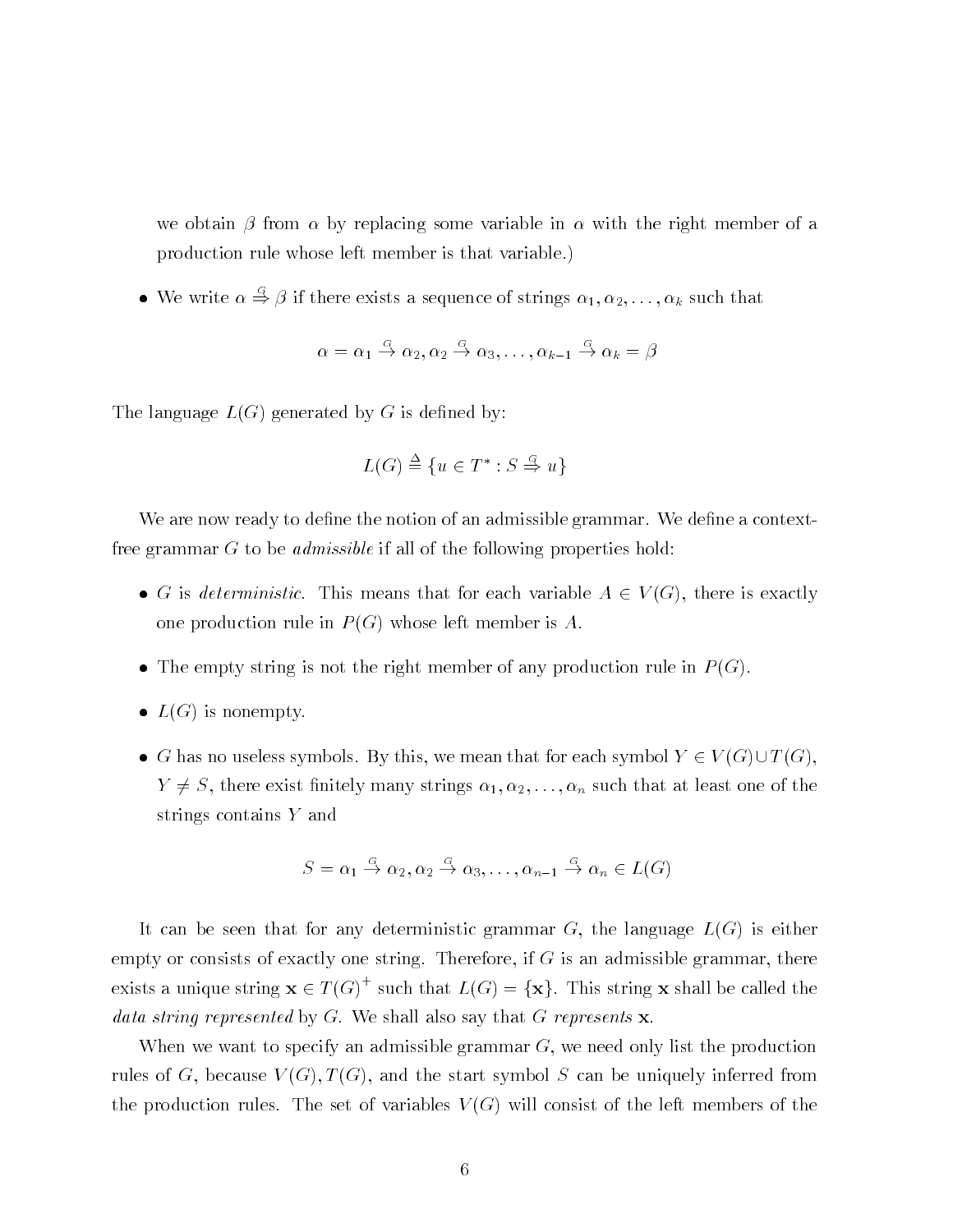we obtain $\beta$ from $\alpha$ by replacing some variable in $\alpha$ with the right member of a production rule whose left member is that variable.)

- We write $\alpha \stackrel{G}{\Rightarrow} \beta$ if there exists a sequence of strings $\alpha_1, \alpha_2, \ldots, \alpha_k$ such that

$$\alpha = \alpha_1 \stackrel{G}{\rightarrow} \alpha_2, \alpha_2 \stackrel{G}{\rightarrow} \alpha_3, \ldots, \alpha_{k-1} \stackrel{G}{\rightarrow} \alpha_k = \beta$$

The language $L(G)$ generated by $G$ is defined by:

$$L(G) \triangleq \{u \in T^* : S \stackrel{G}{\Rightarrow} u\}$$

We are now ready to define the notion of an admissible grammar. We define a context-free grammar $G$ to be *admissible* if all of the following properties hold:

- $G$ is *deterministic*. This means that for each variable $A \in V(G)$, there is exactly one production rule in $P(G)$ whose left member is $A$.
- The empty string is not the right member of any production rule in $P(G)$.
- $L(G)$ is nonempty.
- $G$ has no useless symbols. By this, we mean that for each symbol $Y \in V(G) \cup T(G)$, $Y \neq S$, there exist finitely many strings $\alpha_1, \alpha_2, \ldots, \alpha_n$ such that at least one of the strings contains $Y$ and

$$S = \alpha_1 \stackrel{G}{\rightarrow} \alpha_2, \alpha_2 \stackrel{G}{\rightarrow} \alpha_3, \ldots, \alpha_{n-1} \stackrel{G}{\rightarrow} \alpha_n \in L(G)$$

It can be seen that for any deterministic grammar $G$, the language $L(G)$ is either empty or consists of exactly one string. Therefore, if $G$ is an admissible grammar, there exists a unique string $\mathbf{x} \in T(G)^+$ such that $L(G) = \{\mathbf{x}\}$. This string $\mathbf{x}$ shall be called the *data string represented* by $G$. We shall also say that $G$ *represents* $\mathbf{x}$.

When we want to specify an admissible grammar $G$, we need only list the production rules of $G$, because $V(G), T(G)$, and the start symbol $S$ can be uniquely inferred from the production rules. The set of variables $V(G)$ will consist of the left members of the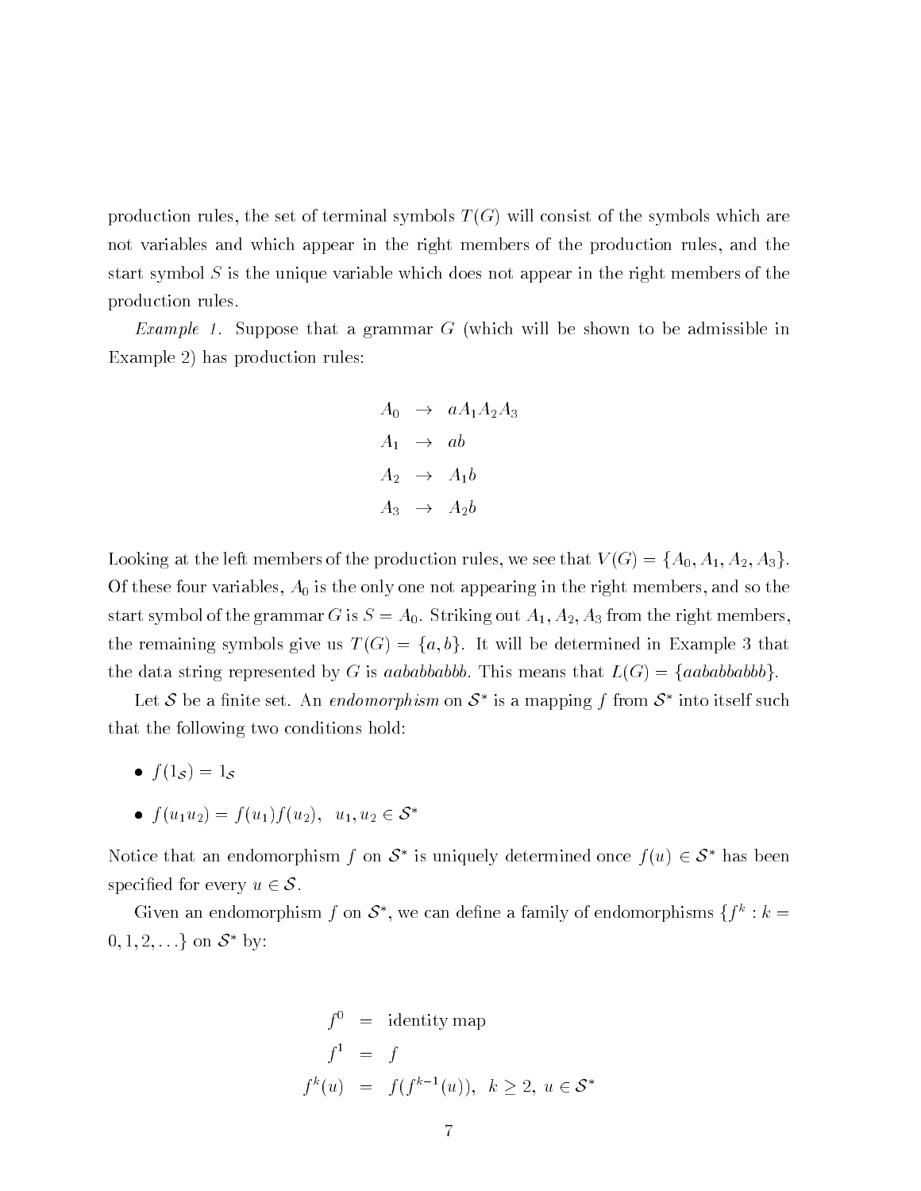production rules, the set of terminal symbols $T(G)$ will consist of the symbols which are not variables and which appear in the right members of the production rules, and the start symbol $S$ is the unique variable which does not appear in the right members of the production rules.

*Example 1.* Suppose that a grammar $G$ (which will be shown to be admissible in Example 2) has production rules:

$$\begin{aligned}
A_0 &\rightarrow aA_1A_2A_3 \\
A_1 &\rightarrow ab \\
A_2 &\rightarrow A_1b \\
A_3 &\rightarrow A_2b
\end{aligned}$$

Looking at the left members of the production rules, we see that $V(G) = \{A_0, A_1, A_2, A_3\}$. Of these four variables, $A_0$ is the only one not appearing in the right members, and so the start symbol of the grammar $G$ is $S = A_0$. Striking out $A_1, A_2, A_3$ from the right members, the remaining symbols give us $T(G) = \{a, b\}$. It will be determined in Example 3 that the data string represented by $G$ is $aababbabbb$. This means that $L(G) = \{aababbabbb\}$.

Let $\mathcal{S}$ be a finite set. An *endomorphism* on $\mathcal{S}^*$ is a mapping $f$ from $\mathcal{S}^*$ into itself such that the following two conditions hold:

- $f(1_{\mathcal{S}}) = 1_{\mathcal{S}}$
- $f(u_1u_2) = f(u_1)f(u_2), \ \ u_1, u_2 \in \mathcal{S}^*$

Notice that an endomorphism $f$ on $\mathcal{S}^*$ is uniquely determined once $f(u) \in \mathcal{S}^*$ has been specified for every $u \in \mathcal{S}$.

Given an endomorphism $f$ on $\mathcal{S}^*$, we can define a family of endomorphisms $\{f^k : k = 0, 1, 2, \ldots\}$ on $\mathcal{S}^*$ by:

$$\begin{aligned}
f^0 &= \text{identity map} \\
f^1 &= f \\
f^k(u) &= f(f^{k-1}(u)), \ \ k \geq 2, \ u \in \mathcal{S}^*
\end{aligned}$$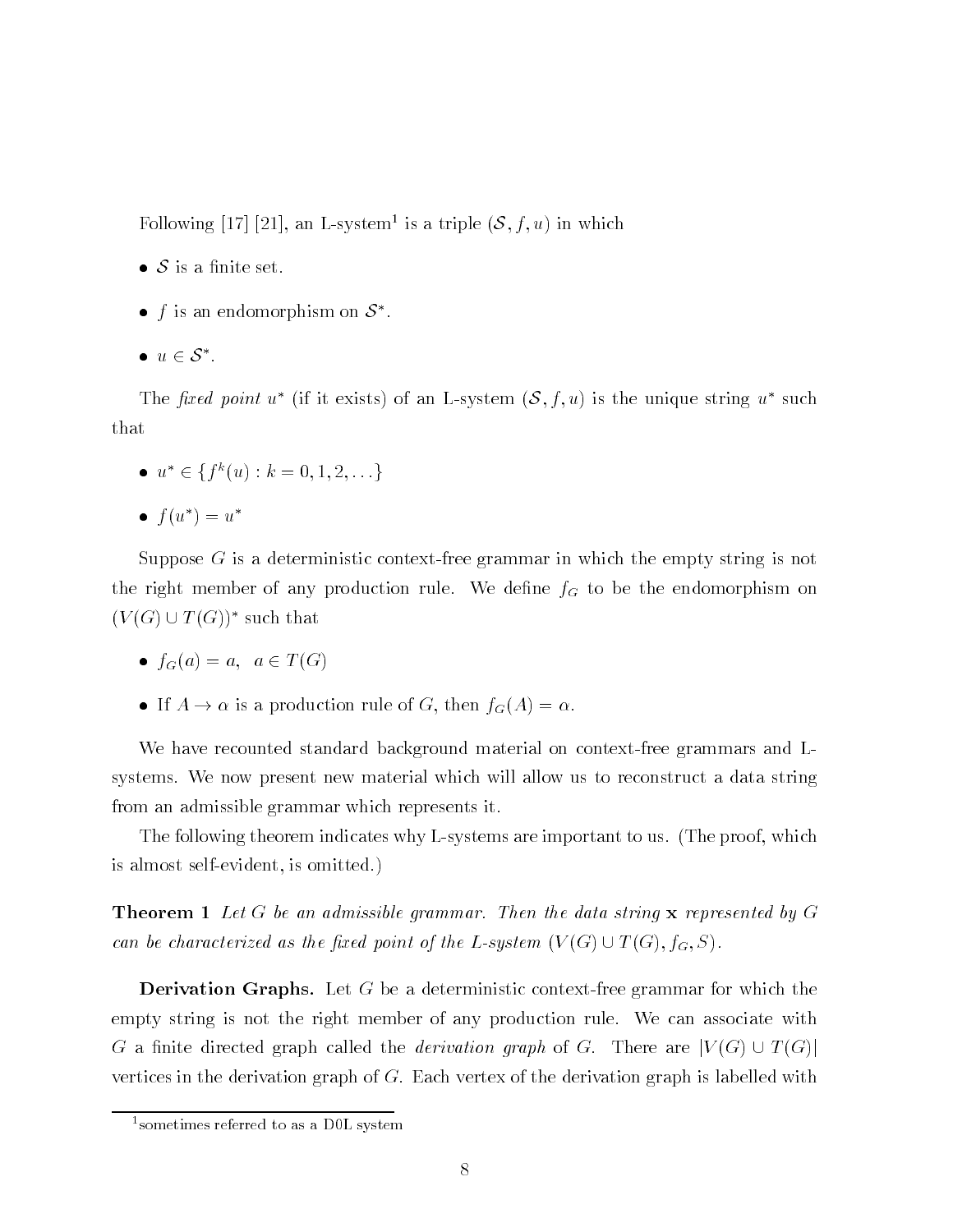Following [17] [21], an L-system[1] is a triple $(\mathcal{S}, f, u)$ in which

- $\mathcal{S}$ is a finite set.
- $f$ is an endomorphism on $\mathcal{S}^*$.
- $u \in \mathcal{S}^*$.

The *fixed point* $u^*$ (if it exists) of an L-system $(\mathcal{S}, f, u)$ is the unique string $u^*$ such that

- $u^* \in \{f^k(u) : k = 0, 1, 2, \ldots\}$
- $f(u^*) = u^*$

Suppose $G$ is a deterministic context-free grammar in which the empty string is not the right member of any production rule. We define $f_G$ to be the endomorphism on $(V(G) \cup T(G))^*$ such that

- $f_G(a) = a, \;\; a \in T(G)$
- If $A \to \alpha$ is a production rule of $G$, then $f_G(A) = \alpha$.

We have recounted standard background material on context-free grammars and L-systems. We now present new material which will allow us to reconstruct a data string from an admissible grammar which represents it.

The following theorem indicates why L-systems are important to us. (The proof, which is almost self-evident, is omitted.)

**Theorem 1** *Let $G$ be an admissible grammar. Then the data string $\mathbf{x}$ represented by $G$ can be characterized as the fixed point of the L-system $(V(G) \cup T(G), f_G, S)$.*

**Derivation Graphs.** Let $G$ be a deterministic context-free grammar for which the empty string is not the right member of any production rule. We can associate with $G$ a finite directed graph called the *derivation graph* of $G$. There are $|V(G) \cup T(G)|$ vertices in the derivation graph of $G$. Each vertex of the derivation graph is labelled with

[1] sometimes referred to as a D0L system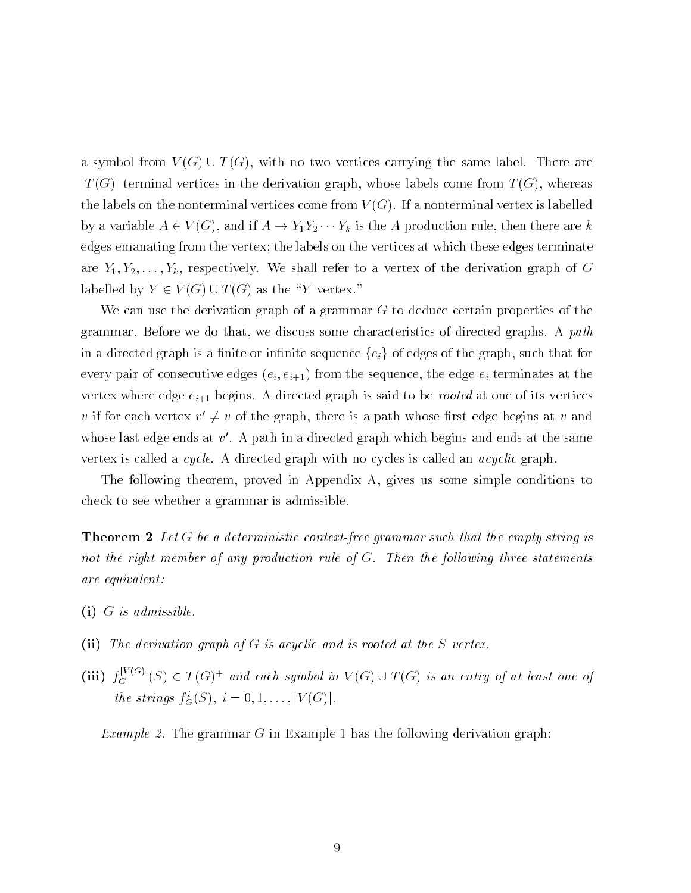a symbol from $V(G) \cup T(G)$, with no two vertices carrying the same label. There are $|T(G)|$ terminal vertices in the derivation graph, whose labels come from $T(G)$, whereas the labels on the nonterminal vertices come from $V(G)$. If a nonterminal vertex is labelled by a variable $A \in V(G)$, and if $A \to Y_1 Y_2 \cdots Y_k$ is the $A$ production rule, then there are $k$ edges emanating from the vertex; the labels on the vertices at which these edges terminate are $Y_1, Y_2, \ldots, Y_k$, respectively. We shall refer to a vertex of the derivation graph of $G$ labelled by $Y \in V(G) \cup T(G)$ as the "$Y$ vertex."

We can use the derivation graph of a grammar $G$ to deduce certain properties of the grammar. Before we do that, we discuss some characteristics of directed graphs. A *path* in a directed graph is a finite or infinite sequence $\{e_i\}$ of edges of the graph, such that for every pair of consecutive edges $(e_i, e_{i+1})$ from the sequence, the edge $e_i$ terminates at the vertex where edge $e_{i+1}$ begins. A directed graph is said to be *rooted* at one of its vertices $v$ if for each vertex $v' \neq v$ of the graph, there is a path whose first edge begins at $v$ and whose last edge ends at $v'$. A path in a directed graph which begins and ends at the same vertex is called a *cycle*. A directed graph with no cycles is called an *acyclic* graph.

The following theorem, proved in Appendix A, gives us some simple conditions to check to see whether a grammar is admissible.

**Theorem 2** *Let $G$ be a deterministic context-free grammar such that the empty string is not the right member of any production rule of $G$. Then the following three statements are equivalent:*

**(i)** *$G$ is admissible.*

**(ii)** *The derivation graph of $G$ is acyclic and is rooted at the $S$ vertex.*

**(iii)** *$f_G^{|V(G)|}(S) \in T(G)^+$ and each symbol in $V(G) \cup T(G)$ is an entry of at least one of the strings $f_G^i(S)$, $i = 0, 1, \ldots, |V(G)|$.*

*Example 2.* The grammar $G$ in Example 1 has the following derivation graph: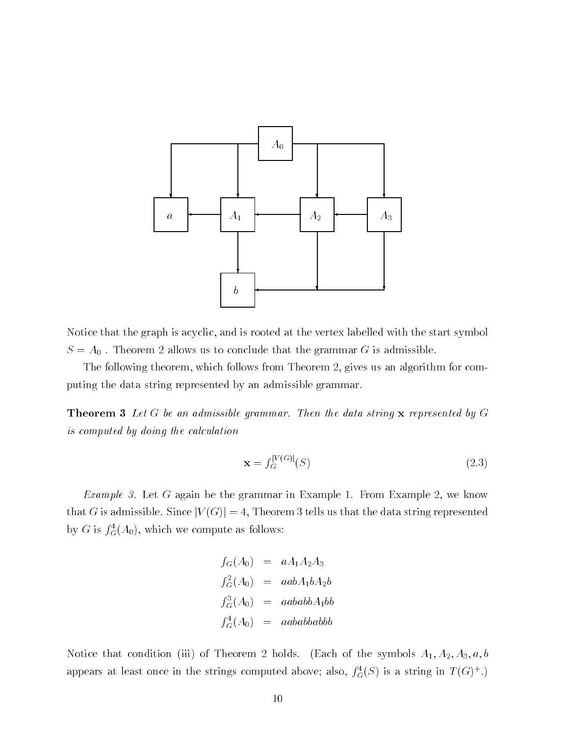Notice that the graph is acyclic, and is rooted at the vertex labelled with the start symbol $S = A_0$ . Theorem 2 allows us to conclude that the grammar $G$ is admissible.

The following theorem, which follows from Theorem 2, gives us an algorithm for computing the data string represented by an admissible grammar.

**Theorem 3** *Let $G$ be an admissible grammar. Then the data string $\mathbf{x}$ represented by $G$ is computed by doing the calculation*

$$\mathbf{x} = f_G^{|V(G)|}(S) \tag{2.3}$$

*Example 3.* Let $G$ again be the grammar in Example 1. From Example 2, we know that $G$ is admissible. Since $|V(G)| = 4$, Theorem 3 tells us that the data string represented by $G$ is $f_G^4(A_0)$, which we compute as follows:

$$\begin{aligned}
f_G(A_0) &= aA_1A_2A_3 \\
f_G^2(A_0) &= aabA_1bA_2b \\
f_G^3(A_0) &= aababbA_1bb \\
f_G^4(A_0) &= aababbabbb
\end{aligned}$$

Notice that condition (iii) of Theorem 2 holds. (Each of the symbols $A_1, A_2, A_3, a, b$ appears at least once in the strings computed above; also, $f_G^4(S)$ is a string in $T(G)^+$.)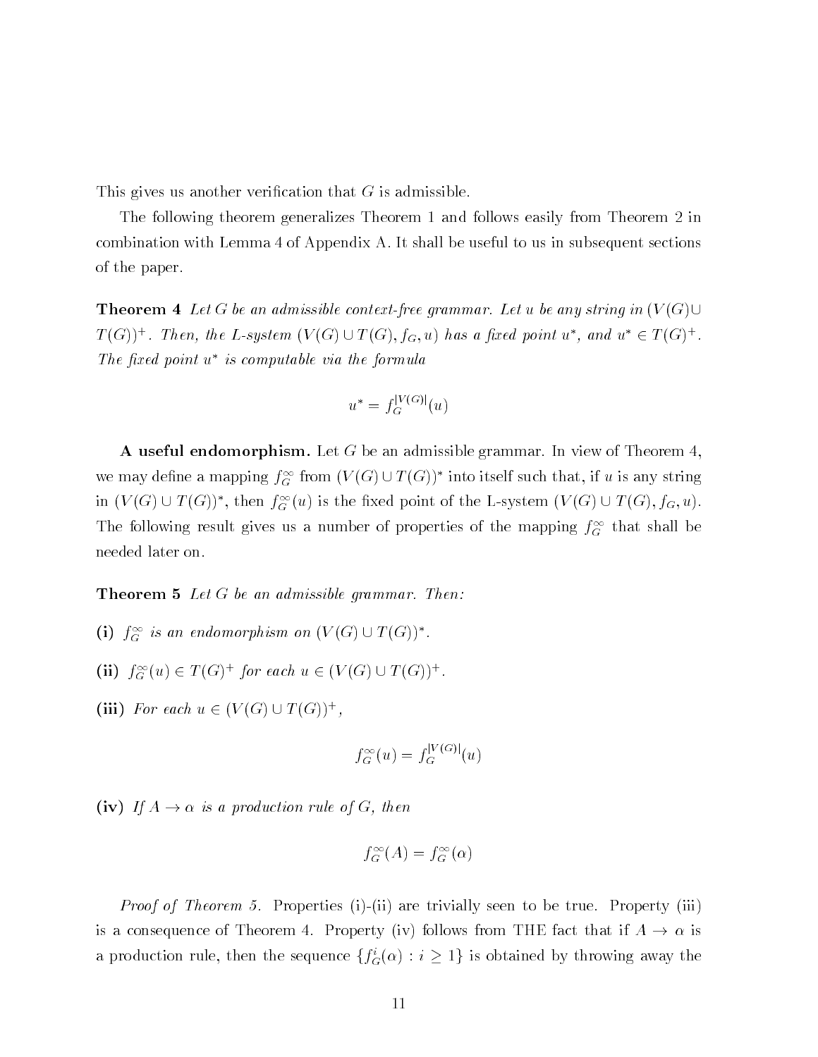This gives us another verification that $G$ is admissible.

The following theorem generalizes Theorem 1 and follows easily from Theorem 2 in combination with Lemma 4 of Appendix A. It shall be useful to us in subsequent sections of the paper.

**Theorem 4** *Let $G$ be an admissible context-free grammar. Let $u$ be any string in $(V(G) \cup T(G))^+$. Then, the L-system $(V(G) \cup T(G), f_G, u)$ has a fixed point $u^*$, and $u^* \in T(G)^+$. The fixed point $u^*$ is computable via the formula*

$$u^* = f_G^{|V(G)|}(u)$$

**A useful endomorphism.** Let $G$ be an admissible grammar. In view of Theorem 4, we may define a mapping $f_G^\infty$ from $(V(G) \cup T(G))^*$ into itself such that, if $u$ is any string in $(V(G) \cup T(G))^*$, then $f_G^\infty(u)$ is the fixed point of the L-system $(V(G) \cup T(G), f_G, u)$. The following result gives us a number of properties of the mapping $f_G^\infty$ that shall be needed later on.

**Theorem 5** *Let $G$ be an admissible grammar. Then:*

**(i)** *$f_G^\infty$ is an endomorphism on $(V(G) \cup T(G))^*$.*

**(ii)** *$f_G^\infty(u) \in T(G)^+$ for each $u \in (V(G) \cup T(G))^+$.*

**(iii)** *For each $u \in (V(G) \cup T(G))^+$,*

$$f_G^\infty(u) = f_G^{|V(G)|}(u)$$

**(iv)** *If $A \to \alpha$ is a production rule of $G$, then*

$$f_G^\infty(A) = f_G^\infty(\alpha)$$

*Proof of Theorem 5.* Properties (i)-(ii) are trivially seen to be true. Property (iii) is a consequence of Theorem 4. Property (iv) follows from THE fact that if $A \to \alpha$ is a production rule, then the sequence $\{f_G^i(\alpha) : i \geq 1\}$ is obtained by throwing away the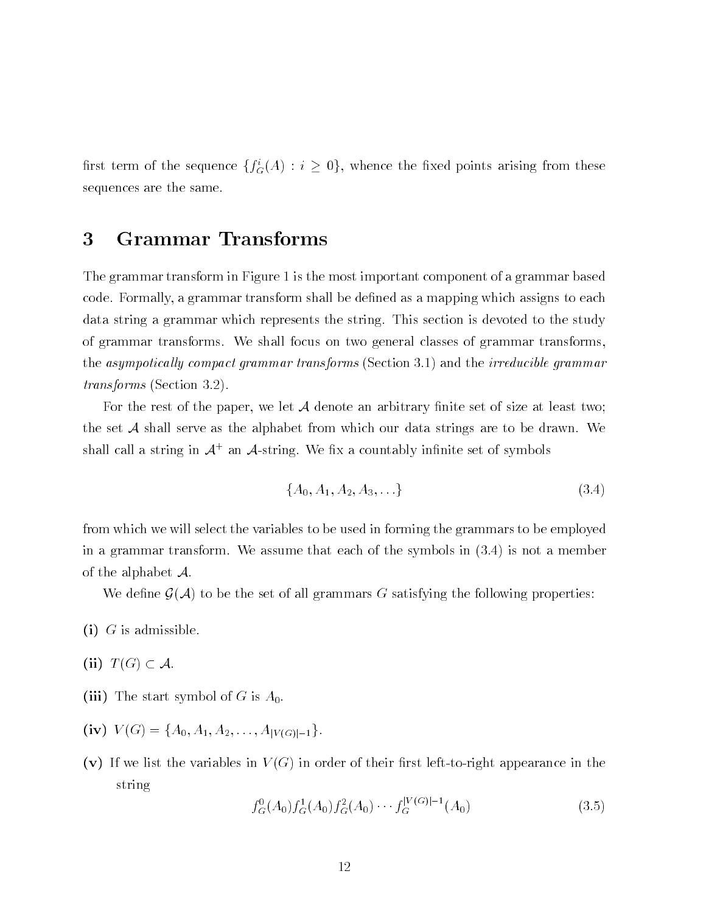first term of the sequence $\{f_G^i(A) : i \geq 0\}$, whence the fixed points arising from these sequences are the same.

# 3 Grammar Transforms

The grammar transform in Figure 1 is the most important component of a grammar based code. Formally, a grammar transform shall be defined as a mapping which assigns to each data string a grammar which represents the string. This section is devoted to the study of grammar transforms. We shall focus on two general classes of grammar transforms, the *asympotically compact grammar transforms* (Section 3.1) and the *irreducible grammar transforms* (Section 3.2).

For the rest of the paper, we let $\mathcal{A}$ denote an arbitrary finite set of size at least two; the set $\mathcal{A}$ shall serve as the alphabet from which our data strings are to be drawn. We shall call a string in $\mathcal{A}^+$ an $\mathcal{A}$-string. We fix a countably infinite set of symbols

$$\{A_0, A_1, A_2, A_3, \ldots\} \tag{3.4}$$

from which we will select the variables to be used in forming the grammars to be employed in a grammar transform. We assume that each of the symbols in (3.4) is not a member of the alphabet $\mathcal{A}$.

We define $\mathcal{G}(\mathcal{A})$ to be the set of all grammars $G$ satisfying the following properties:

**(i)** $G$ is admissible.

**(ii)** $T(G) \subset \mathcal{A}$.

**(iii)** The start symbol of $G$ is $A_0$.

**(iv)** $V(G) = \{A_0, A_1, A_2, \ldots, A_{|V(G)|-1}\}$.

**(v)** If we list the variables in $V(G)$ in order of their first left-to-right appearance in the string

$$f_G^0(A_0)f_G^1(A_0)f_G^2(A_0)\cdots f_G^{|V(G)|-1}(A_0) \tag{3.5}$$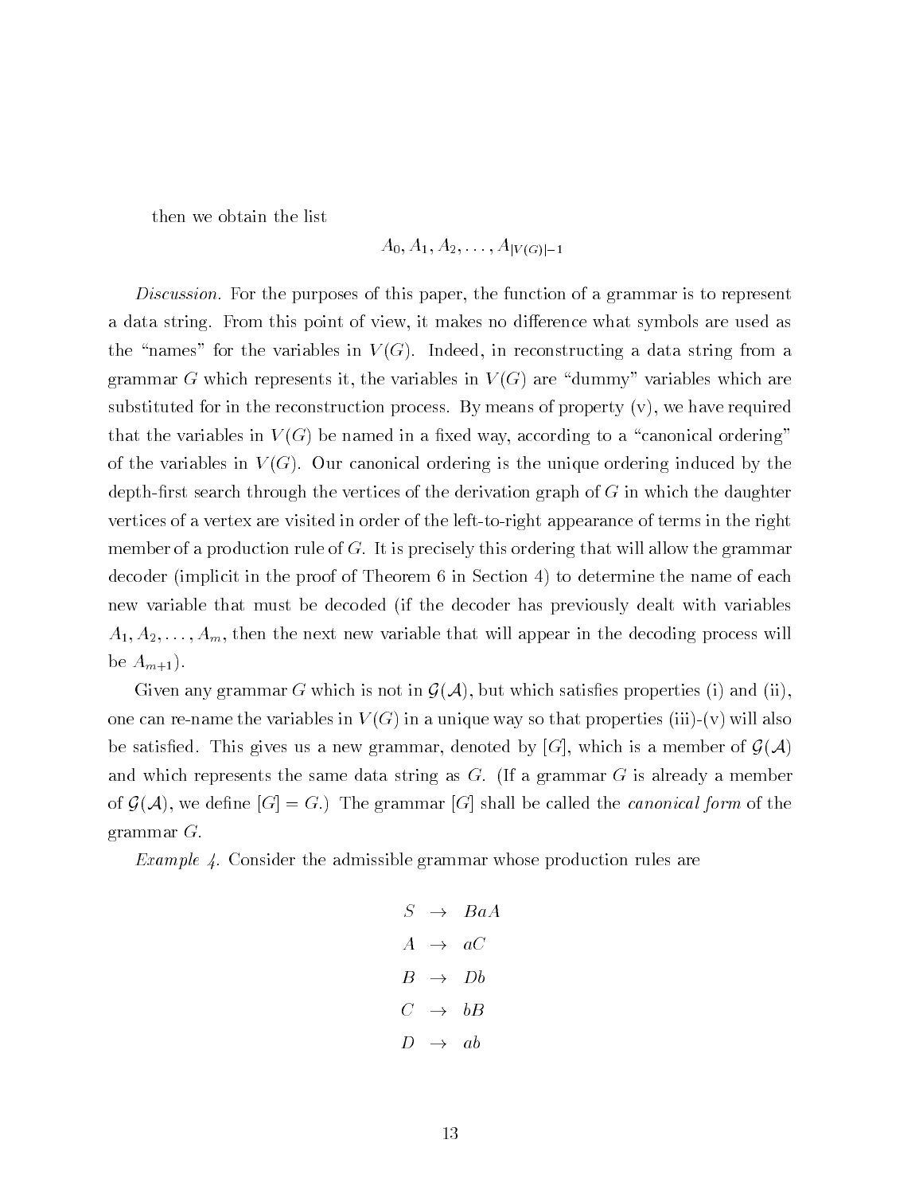then we obtain the list

$$A_0, A_1, A_2, \ldots, A_{|V(G)|-1}$$

*Discussion.* For the purposes of this paper, the function of a grammar is to represent a data string. From this point of view, it makes no difference what symbols are used as the "names" for the variables in $V(G)$. Indeed, in reconstructing a data string from a grammar $G$ which represents it, the variables in $V(G)$ are "dummy" variables which are substituted for in the reconstruction process. By means of property (v), we have required that the variables in $V(G)$ be named in a fixed way, according to a "canonical ordering" of the variables in $V(G)$. Our canonical ordering is the unique ordering induced by the depth-first search through the vertices of the derivation graph of $G$ in which the daughter vertices of a vertex are visited in order of the left-to-right appearance of terms in the right member of a production rule of $G$. It is precisely this ordering that will allow the grammar decoder (implicit in the proof of Theorem 6 in Section 4) to determine the name of each new variable that must be decoded (if the decoder has previously dealt with variables $A_1, A_2, \ldots, A_m$, then the next new variable that will appear in the decoding process will be $A_{m+1}$).

Given any grammar $G$ which is not in $\mathcal{G}(\mathcal{A})$, but which satisfies properties (i) and (ii), one can re-name the variables in $V(G)$ in a unique way so that properties (iii)-(v) will also be satisfied. This gives us a new grammar, denoted by $[G]$, which is a member of $\mathcal{G}(\mathcal{A})$ and which represents the same data string as $G$. (If a grammar $G$ is already a member of $\mathcal{G}(\mathcal{A})$, we define $[G] = G$.) The grammar $[G]$ shall be called the *canonical form* of the grammar $G$.

*Example 4.* Consider the admissible grammar whose production rules are

$$\begin{aligned} S &\rightarrow BaA \\ A &\rightarrow aC \\ B &\rightarrow Db \\ C &\rightarrow bB \\ D &\rightarrow ab \end{aligned}$$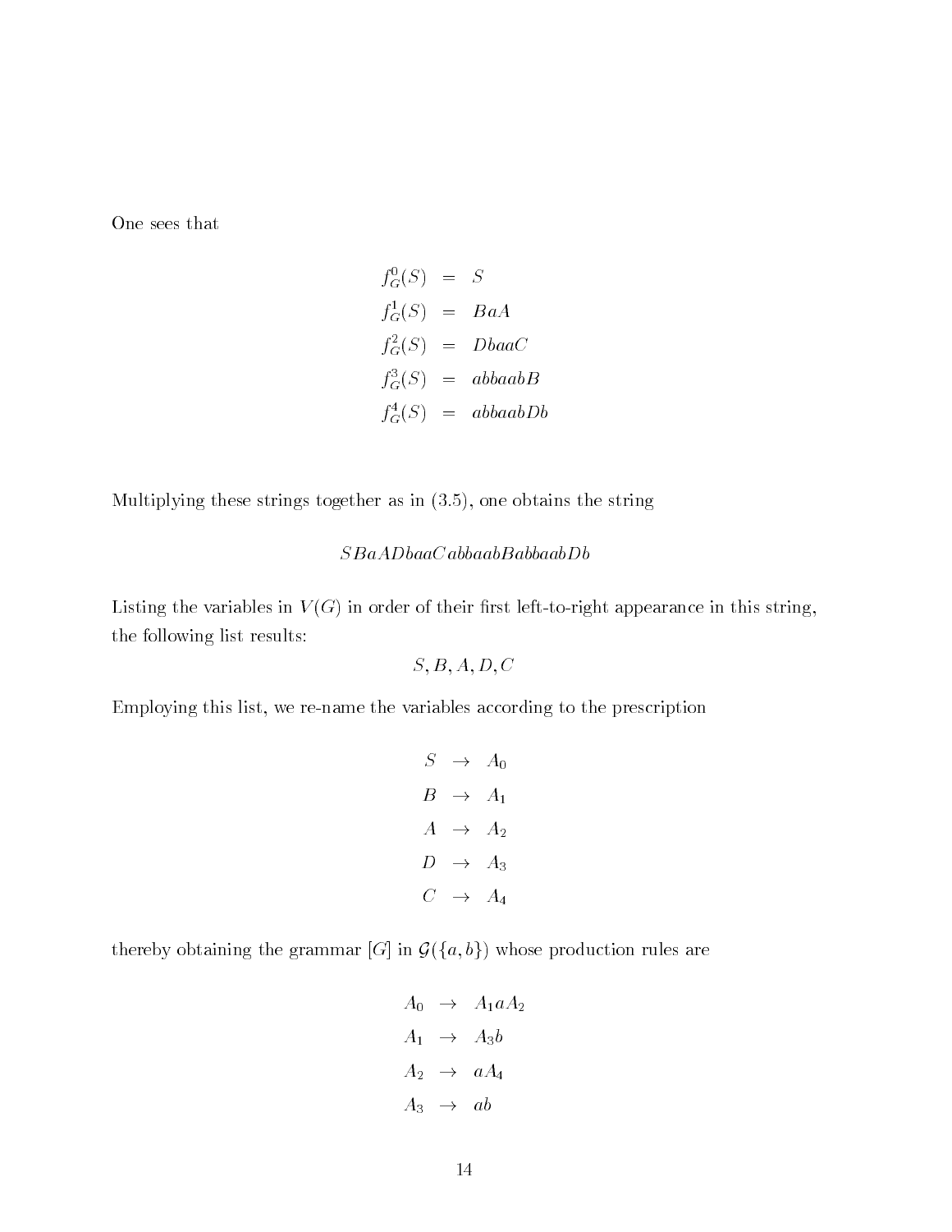One sees that

$$
\begin{aligned}
f_G^0(S) &= S \\
f_G^1(S) &= BaA \\
f_G^2(S) &= DbaaC \\
f_G^3(S) &= abbaabB \\
f_G^4(S) &= abbaabDb
\end{aligned}
$$

Multiplying these strings together as in (3.5), one obtains the string

$$
SBaADbaaCabbaabBabbaabDb
$$

Listing the variables in $V(G)$ in order of their first left-to-right appearance in this string, the following list results:

$$
S, B, A, D, C
$$

Employing this list, we re-name the variables according to the prescription

$$
\begin{aligned}
S &\to A_0 \\
B &\to A_1 \\
A &\to A_2 \\
D &\to A_3 \\
C &\to A_4
\end{aligned}
$$

thereby obtaining the grammar $[G]$ in $\mathcal{G}(\{a,b\})$ whose production rules are

$$
\begin{aligned}
A_0 &\to A_1 a A_2 \\
A_1 &\to A_3 b \\
A_2 &\to a A_4 \\
A_3 &\to ab
\end{aligned}
$$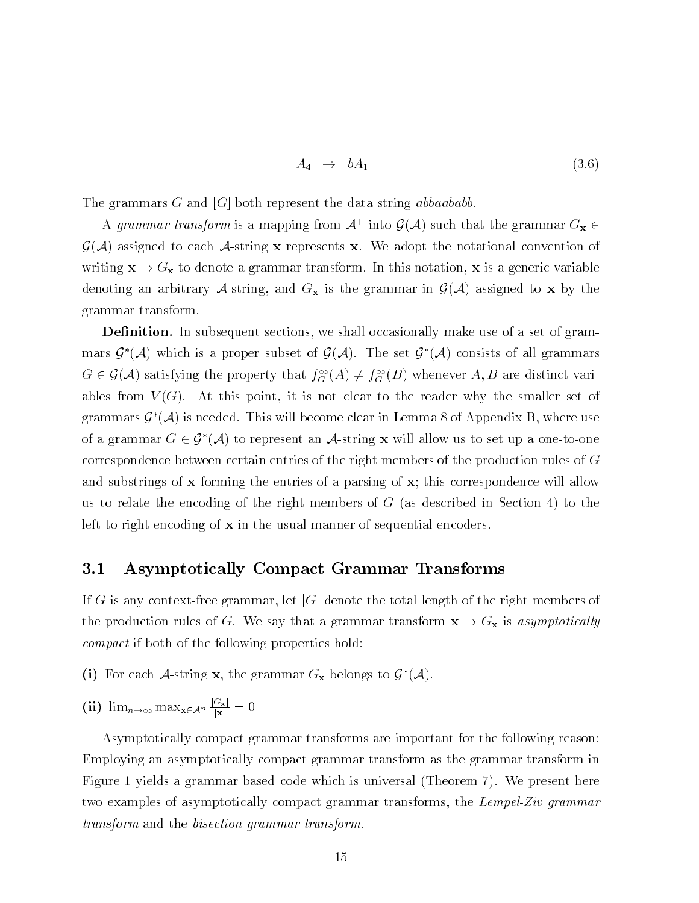$$A_4 \rightarrow bA_1 \tag{3.6}$$

The grammars $G$ and $[G]$ both represent the data string *abbaababb*.

A *grammar transform* is a mapping from $\mathcal{A}^+$ into $\mathcal{G}(\mathcal{A})$ such that the grammar $G_{\mathbf{x}} \in \mathcal{G}(\mathcal{A})$ assigned to each $\mathcal{A}$-string $\mathbf{x}$ represents $\mathbf{x}$. We adopt the notational convention of writing $\mathbf{x} \rightarrow G_{\mathbf{x}}$ to denote a grammar transform. In this notation, $\mathbf{x}$ is a generic variable denoting an arbitrary $\mathcal{A}$-string, and $G_{\mathbf{x}}$ is the grammar in $\mathcal{G}(\mathcal{A})$ assigned to $\mathbf{x}$ by the grammar transform.

**Definition.** In subsequent sections, we shall occasionally make use of a set of grammars $\mathcal{G}^*(\mathcal{A})$ which is a proper subset of $\mathcal{G}(\mathcal{A})$. The set $\mathcal{G}^*(\mathcal{A})$ consists of all grammars $G \in \mathcal{G}(\mathcal{A})$ satisfying the property that $f_G^\infty(A) \neq f_G^\infty(B)$ whenever $A, B$ are distinct variables from $V(G)$. At this point, it is not clear to the reader why the smaller set of grammars $\mathcal{G}^*(\mathcal{A})$ is needed. This will become clear in Lemma 8 of Appendix B, where use of a grammar $G \in \mathcal{G}^*(\mathcal{A})$ to represent an $\mathcal{A}$-string $\mathbf{x}$ will allow us to set up a one-to-one correspondence between certain entries of the right members of the production rules of $G$ and substrings of $\mathbf{x}$ forming the entries of a parsing of $\mathbf{x}$; this correspondence will allow us to relate the encoding of the right members of $G$ (as described in Section 4) to the left-to-right encoding of $\mathbf{x}$ in the usual manner of sequential encoders.

## 3.1 Asymptotically Compact Grammar Transforms

If $G$ is any context-free grammar, let $|G|$ denote the total length of the right members of the production rules of $G$. We say that a grammar transform $\mathbf{x} \rightarrow G_{\mathbf{x}}$ is *asymptotically compact* if both of the following properties hold:

**(i)** For each $\mathcal{A}$-string $\mathbf{x}$, the grammar $G_{\mathbf{x}}$ belongs to $\mathcal{G}^*(\mathcal{A})$.

**(ii)** $\lim_{n\to\infty} \max_{\mathbf{x}\in\mathcal{A}^n} \frac{|G_{\mathbf{x}}|}{|\mathbf{x}|} = 0$

Asymptotically compact grammar transforms are important for the following reason: Employing an asymptotically compact grammar transform as the grammar transform in Figure 1 yields a grammar based code which is universal (Theorem 7). We present here two examples of asymptotically compact grammar transforms, the *Lempel-Ziv grammar transform* and the *bisection grammar transform*.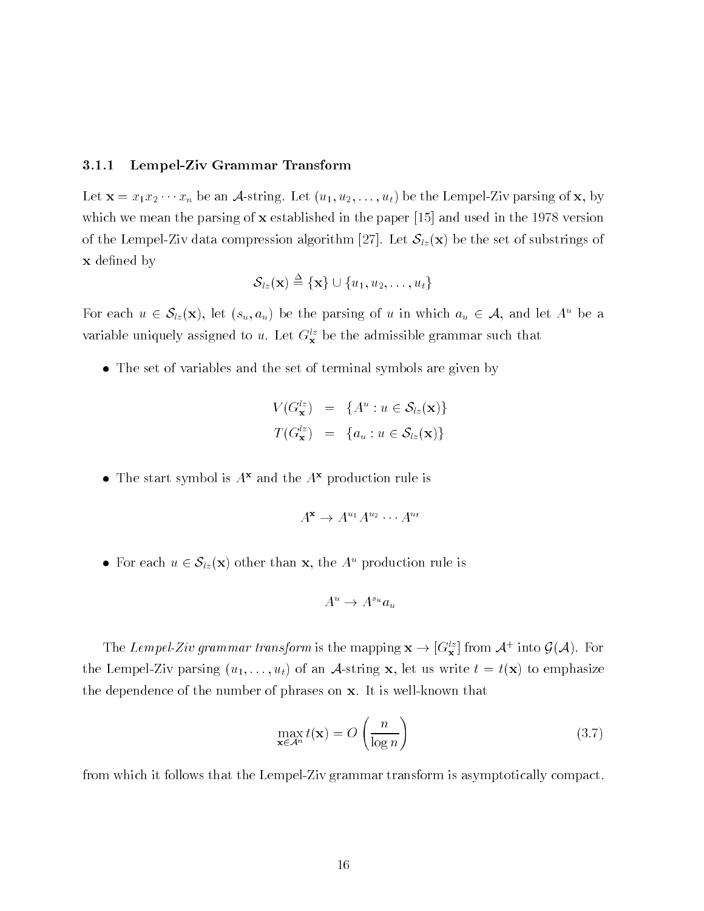### 3.1.1 Lempel-Ziv Grammar Transform

Let $\mathbf{x} = x_1 x_2 \cdots x_n$ be an $\mathcal{A}$-string. Let $(u_1, u_2, \ldots, u_t)$ be the Lempel-Ziv parsing of $\mathbf{x}$, by which we mean the parsing of $\mathbf{x}$ established in the paper [15] and used in the 1978 version of the Lempel-Ziv data compression algorithm [27]. Let $\mathcal{S}_{lz}(\mathbf{x})$ be the set of substrings of $\mathbf{x}$ defined by

$$\mathcal{S}_{lz}(\mathbf{x}) \triangleq \{\mathbf{x}\} \cup \{u_1, u_2, \ldots, u_t\}$$

For each $u \in \mathcal{S}_{lz}(\mathbf{x})$, let $(s_u, a_u)$ be the parsing of $u$ in which $a_u \in \mathcal{A}$, and let $A^u$ be a variable uniquely assigned to $u$. Let $G^{lz}_{\mathbf{x}}$ be the admissible grammar such that

- The set of variables and the set of terminal symbols are given by

$$\begin{aligned} V(G^{lz}_{\mathbf{x}}) &= \{A^u : u \in \mathcal{S}_{lz}(\mathbf{x})\} \\ T(G^{lz}_{\mathbf{x}}) &= \{a_u : u \in \mathcal{S}_{lz}(\mathbf{x})\} \end{aligned}$$

- The start symbol is $A^{\mathbf{x}}$ and the $A^{\mathbf{x}}$ production rule is

$$A^{\mathbf{x}} \to A^{u_1} A^{u_2} \cdots A^{u_t}$$

- For each $u \in \mathcal{S}_{lz}(\mathbf{x})$ other than $\mathbf{x}$, the $A^u$ production rule is

$$A^u \to A^{s_u} a_u$$

The *Lempel-Ziv grammar transform* is the mapping $\mathbf{x} \to [G^{lz}_{\mathbf{x}}]$ from $\mathcal{A}^+$ into $\mathcal{G}(\mathcal{A})$. For the Lempel-Ziv parsing $(u_1, \ldots, u_t)$ of an $\mathcal{A}$-string $\mathbf{x}$, let us write $t = t(\mathbf{x})$ to emphasize the dependence of the number of phrases on $\mathbf{x}$. It is well-known that

$$\max_{\mathbf{x} \in \mathcal{A}^n} t(\mathbf{x}) = O\left(\frac{n}{\log n}\right) \tag{3.7}$$

from which it follows that the Lempel-Ziv grammar transform is asymptotically compact.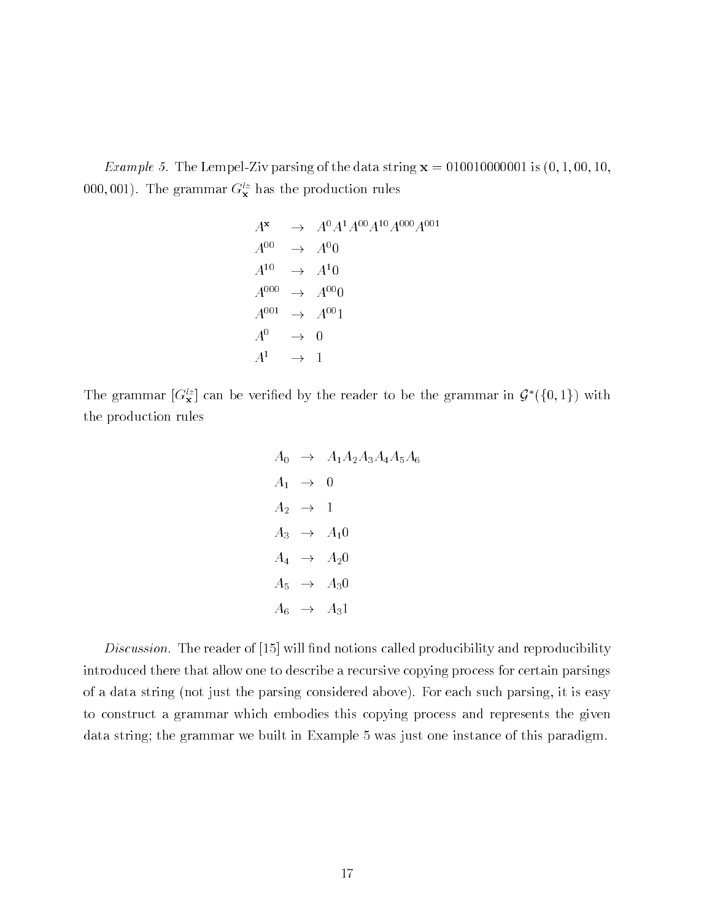*Example 5.* The Lempel-Ziv parsing of the data string $\mathbf{x} = 010010000001$ is $(0, 1, 00, 10, 000, 001)$. The grammar $G^{lz}_{\mathbf{x}}$ has the production rules

$$
\begin{aligned}
A^{\mathbf{x}} &\to A^0 A^1 A^{00} A^{10} A^{000} A^{001} \\
A^{00} &\to A^0 0 \\
A^{10} &\to A^1 0 \\
A^{000} &\to A^{00} 0 \\
A^{001} &\to A^{00} 1 \\
A^0 &\to 0 \\
A^1 &\to 1
\end{aligned}
$$

The grammar $[G^{lz}_{\mathbf{x}}]$ can be verified by the reader to be the grammar in $\mathcal{G}^*(\{0,1\})$ with the production rules

$$
\begin{aligned}
A_0 &\to A_1 A_2 A_3 A_4 A_5 A_6 \\
A_1 &\to 0 \\
A_2 &\to 1 \\
A_3 &\to A_1 0 \\
A_4 &\to A_2 0 \\
A_5 &\to A_3 0 \\
A_6 &\to A_3 1
\end{aligned}
$$

*Discussion.* The reader of [15] will find notions called producibility and reproducibility introduced there that allow one to describe a recursive copying process for certain parsings of a data string (not just the parsing considered above). For each such parsing, it is easy to construct a grammar which embodies this copying process and represents the given data string; the grammar we built in Example 5 was just one instance of this paradigm.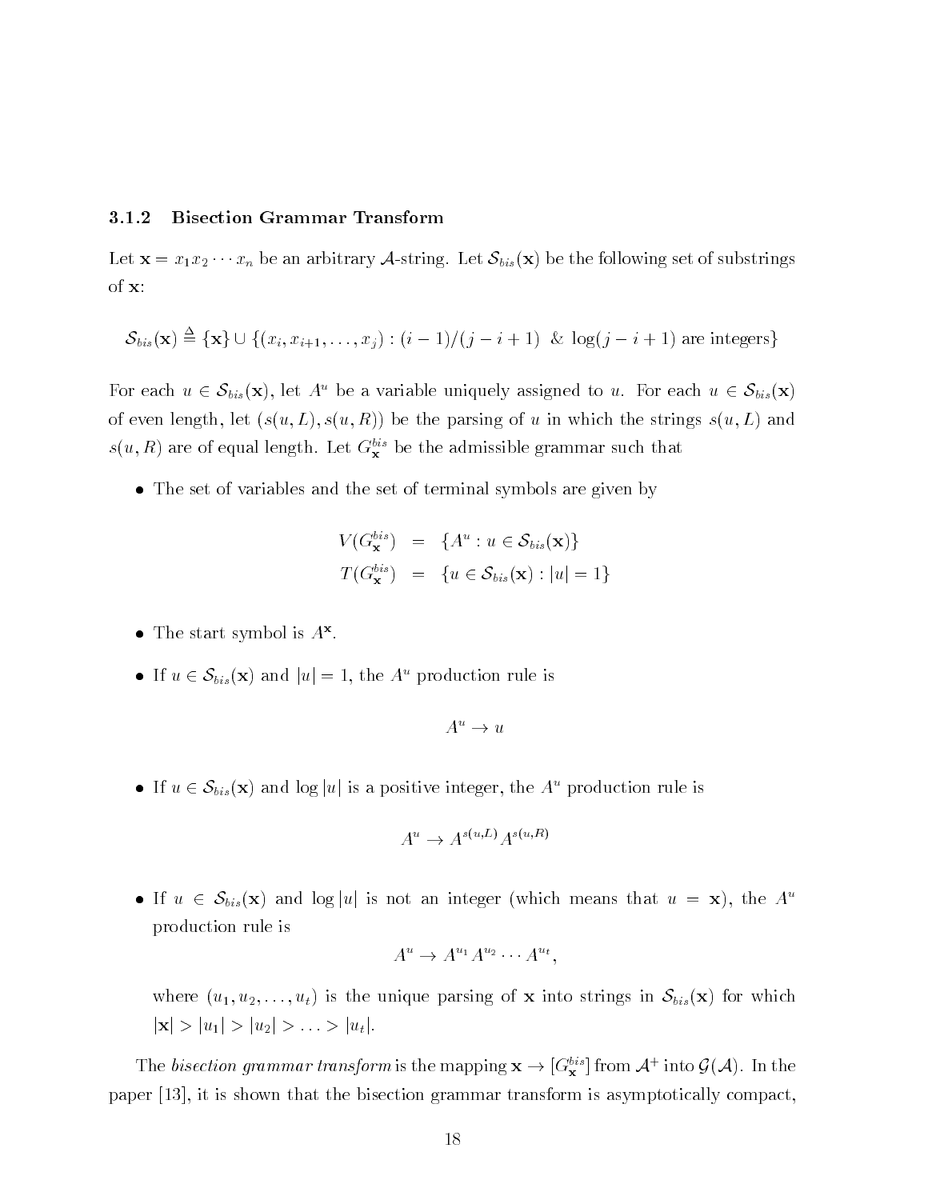### 3.1.2 Bisection Grammar Transform

Let $\mathbf{x} = x_1 x_2 \cdots x_n$ be an arbitrary $\mathcal{A}$-string. Let $\mathcal{S}_{bis}(\mathbf{x})$ be the following set of substrings of $\mathbf{x}$:

$$\mathcal{S}_{bis}(\mathbf{x}) \triangleq \{\mathbf{x}\} \cup \{(x_i, x_{i+1}, \ldots, x_j) : (i-1)/(j-i+1) \text{ \& } \log(j-i+1) \text{ are integers}\}$$

For each $u \in \mathcal{S}_{bis}(\mathbf{x})$, let $A^u$ be a variable uniquely assigned to $u$. For each $u \in \mathcal{S}_{bis}(\mathbf{x})$ of even length, let $(s(u,L), s(u,R))$ be the parsing of $u$ in which the strings $s(u,L)$ and $s(u,R)$ are of equal length. Let $G^{bis}_{\mathbf{x}}$ be the admissible grammar such that

- The set of variables and the set of terminal symbols are given by

$$\begin{aligned} V(G^{bis}_{\mathbf{x}}) &= \{A^u : u \in \mathcal{S}_{bis}(\mathbf{x})\} \\ T(G^{bis}_{\mathbf{x}}) &= \{u \in \mathcal{S}_{bis}(\mathbf{x}) : |u| = 1\} \end{aligned}$$

- The start symbol is $A^{\mathbf{x}}$.

- If $u \in \mathcal{S}_{bis}(\mathbf{x})$ and $|u| = 1$, the $A^u$ production rule is

$$A^u \to u$$

- If $u \in \mathcal{S}_{bis}(\mathbf{x})$ and $\log |u|$ is a positive integer, the $A^u$ production rule is

$$A^u \to A^{s(u,L)} A^{s(u,R)}$$

- If $u \in \mathcal{S}_{bis}(\mathbf{x})$ and $\log |u|$ is not an integer (which means that $u = \mathbf{x}$), the $A^u$ production rule is

$$A^u \to A^{u_1} A^{u_2} \cdots A^{u_t},$$

  where $(u_1, u_2, \ldots, u_t)$ is the unique parsing of $\mathbf{x}$ into strings in $\mathcal{S}_{bis}(\mathbf{x})$ for which $|\mathbf{x}| > |u_1| > |u_2| > \ldots > |u_t|$.

The *bisection grammar transform* is the mapping $\mathbf{x} \to [G^{bis}_{\mathbf{x}}]$ from $\mathcal{A}^+$ into $\mathcal{G}(\mathcal{A})$. In the paper [13], it is shown that the bisection grammar transform is asymptotically compact,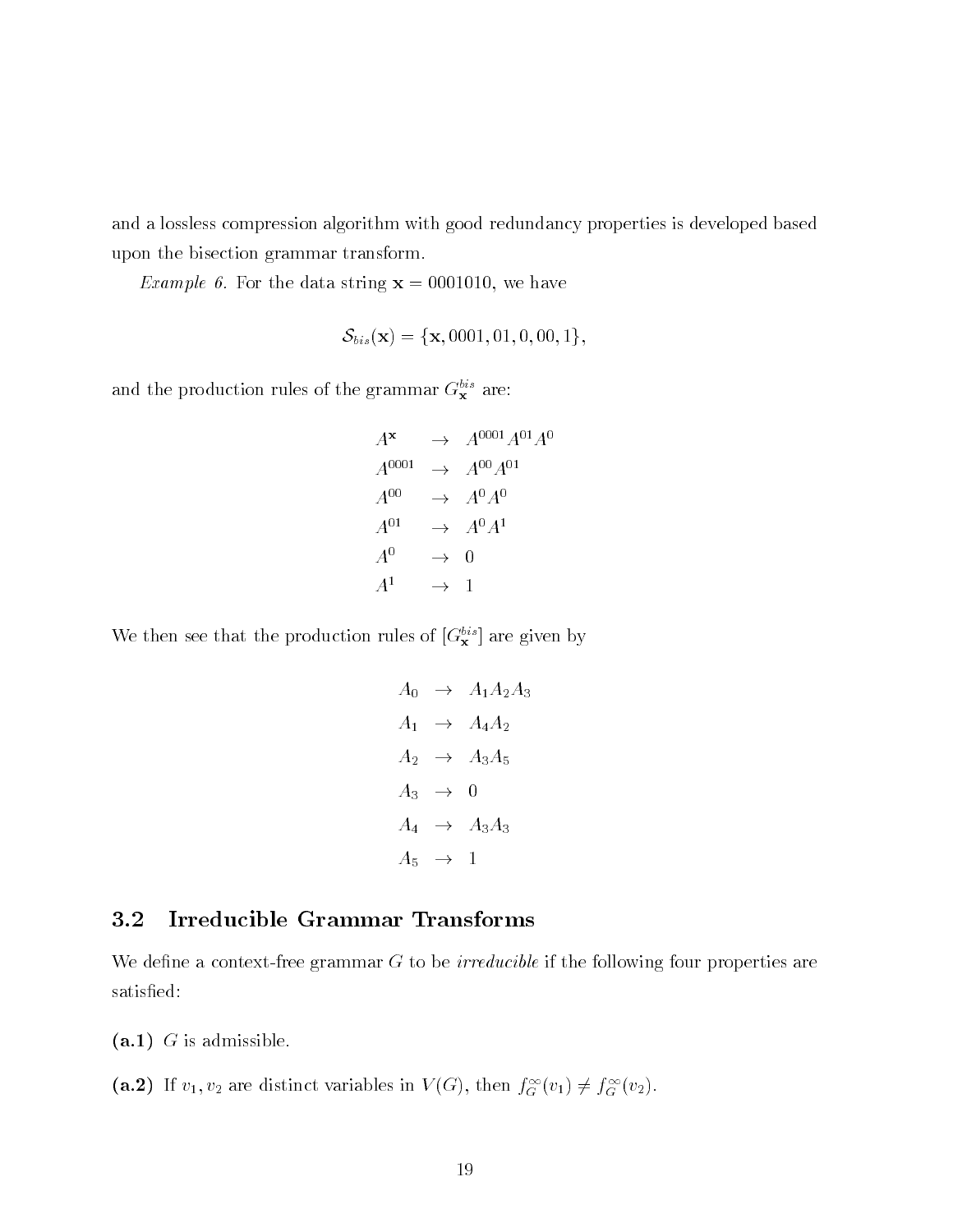and a lossless compression algorithm with good redundancy properties is developed based upon the bisection grammar transform.

*Example 6.* For the data string $\mathbf{x} = 0001010$, we have

$$\mathcal{S}_{bis}(\mathbf{x}) = \{\mathbf{x}, 0001, 01, 0, 00, 1\},$$

and the production rules of the grammar $G_{\mathbf{x}}^{bis}$ are:

$$\begin{array}{lcl}
A^{\mathbf{x}} & \rightarrow & A^{0001}A^{01}A^{0} \\
A^{0001} & \rightarrow & A^{00}A^{01} \\
A^{00} & \rightarrow & A^{0}A^{0} \\
A^{01} & \rightarrow & A^{0}A^{1} \\
A^{0} & \rightarrow & 0 \\
A^{1} & \rightarrow & 1
\end{array}$$

We then see that the production rules of $[G_{\mathbf{x}}^{bis}]$ are given by

$$\begin{array}{lcl}
A_0 & \rightarrow & A_1A_2A_3 \\
A_1 & \rightarrow & A_4A_2 \\
A_2 & \rightarrow & A_3A_5 \\
A_3 & \rightarrow & 0 \\
A_4 & \rightarrow & A_3A_3 \\
A_5 & \rightarrow & 1
\end{array}$$

## 3.2 Irreducible Grammar Transforms

We define a context-free grammar $G$ to be *irreducible* if the following four properties are satisfied:

**(a.1)** $G$ is admissible.

**(a.2)** If $v_1, v_2$ are distinct variables in $V(G)$, then $f_G^{\infty}(v_1) \neq f_G^{\infty}(v_2)$.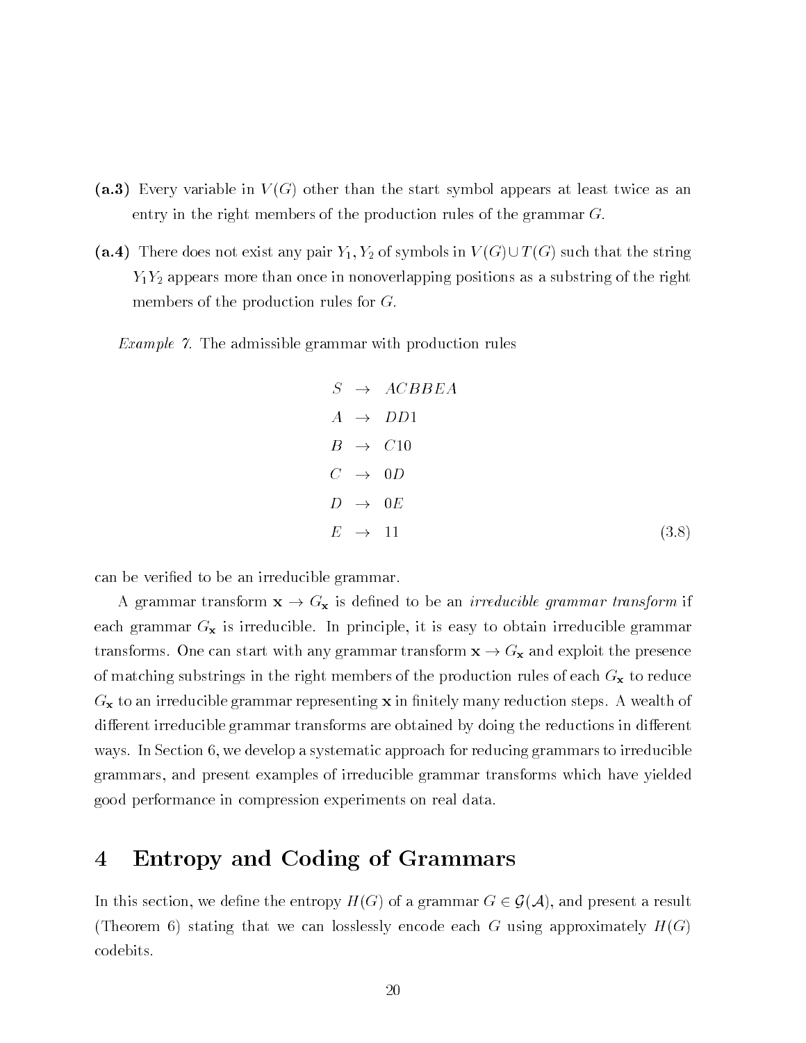**(a.3)** Every variable in $V(G)$ other than the start symbol appears at least twice as an entry in the right members of the production rules of the grammar $G$.

**(a.4)** There does not exist any pair $Y_1, Y_2$ of symbols in $V(G) \cup T(G)$ such that the string $Y_1Y_2$ appears more than once in nonoverlapping positions as a substring of the right members of the production rules for $G$.

*Example 7.* The admissible grammar with production rules

$$
\begin{aligned}
S &\rightarrow ACBBEA \\
A &\rightarrow DD1 \\
B &\rightarrow C10 \\
C &\rightarrow 0D \\
D &\rightarrow 0E \\
E &\rightarrow 11
\end{aligned}
\tag{3.8}
$$

can be verified to be an irreducible grammar.

A grammar transform $\mathbf{x} \rightarrow G_{\mathbf{x}}$ is defined to be an *irreducible grammar transform* if each grammar $G_{\mathbf{x}}$ is irreducible. In principle, it is easy to obtain irreducible grammar transforms. One can start with any grammar transform $\mathbf{x} \rightarrow G_{\mathbf{x}}$ and exploit the presence of matching substrings in the right members of the production rules of each $G_{\mathbf{x}}$ to reduce $G_{\mathbf{x}}$ to an irreducible grammar representing $\mathbf{x}$ in finitely many reduction steps. A wealth of different irreducible grammar transforms are obtained by doing the reductions in different ways. In Section 6, we develop a systematic approach for reducing grammars to irreducible grammars, and present examples of irreducible grammar transforms which have yielded good performance in compression experiments on real data.

# 4 Entropy and Coding of Grammars

In this section, we define the entropy $H(G)$ of a grammar $G \in \mathcal{G}(\mathcal{A})$, and present a result (Theorem 6) stating that we can losslessly encode each $G$ using approximately $H(G)$ codebits.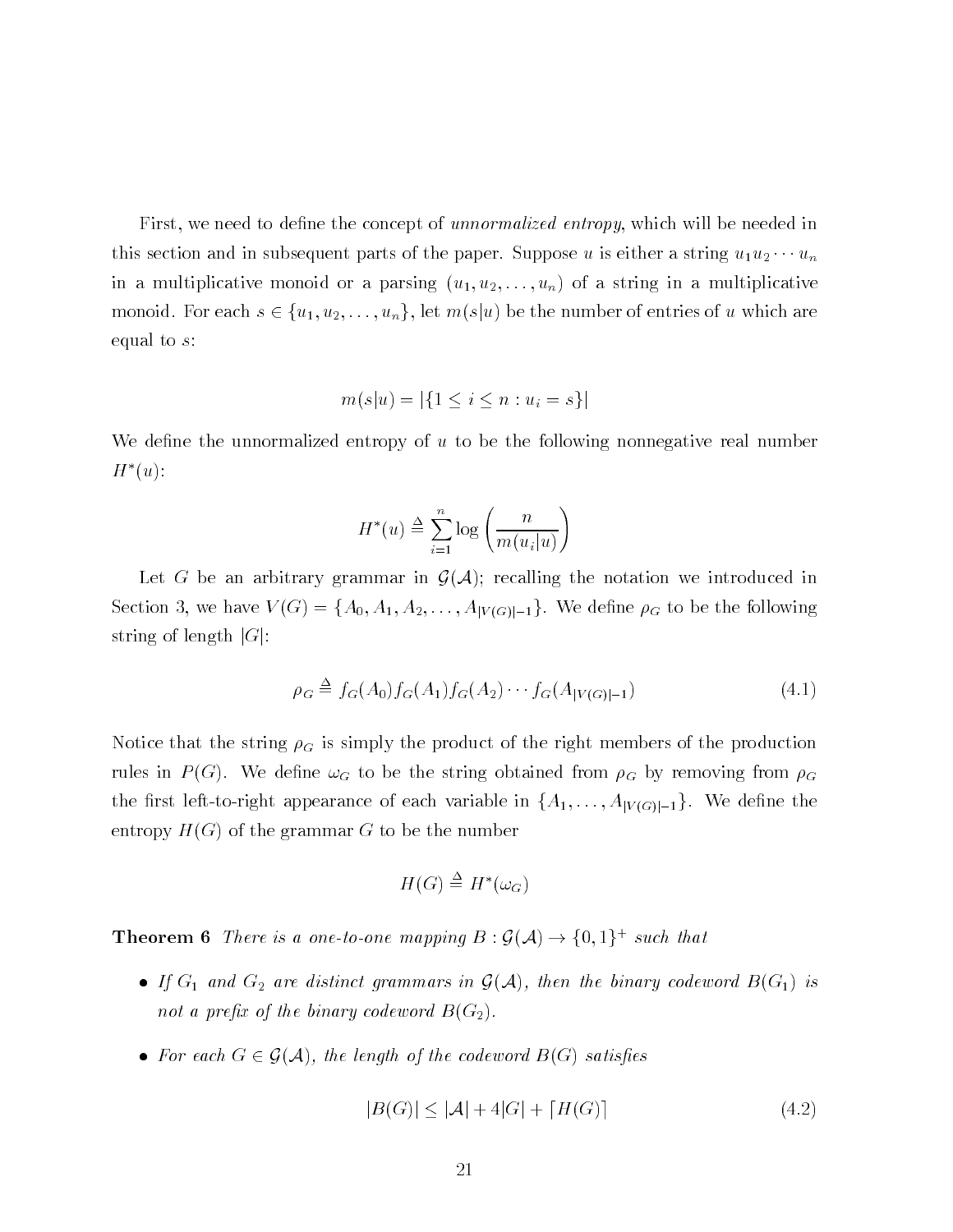First, we need to define the concept of *unnormalized entropy*, which will be needed in this section and in subsequent parts of the paper. Suppose $u$ is either a string $u_1 u_2 \cdots u_n$ in a multiplicative monoid or a parsing $(u_1, u_2, \ldots, u_n)$ of a string in a multiplicative monoid. For each $s \in \{u_1, u_2, \ldots, u_n\}$, let $m(s|u)$ be the number of entries of $u$ which are equal to $s$:

$$m(s|u) = |\{1 \leq i \leq n : u_i = s\}|$$

We define the unnormalized entropy of $u$ to be the following nonnegative real number $H^*(u)$:

$$H^*(u) \triangleq \sum_{i=1}^{n} \log \left( \frac{n}{m(u_i|u)} \right)$$

Let $G$ be an arbitrary grammar in $\mathcal{G}(\mathcal{A})$; recalling the notation we introduced in Section 3, we have $V(G) = \{A_0, A_1, A_2, \ldots, A_{|V(G)|-1}\}$. We define $\rho_G$ to be the following string of length $|G|$:

$$\rho_G \triangleq f_G(A_0) f_G(A_1) f_G(A_2) \cdots f_G(A_{|V(G)|-1}) \tag{4.1}$$

Notice that the string $\rho_G$ is simply the product of the right members of the production rules in $P(G)$. We define $\omega_G$ to be the string obtained from $\rho_G$ by removing from $\rho_G$ the first left-to-right appearance of each variable in $\{A_1, \ldots, A_{|V(G)|-1}\}$. We define the entropy $H(G)$ of the grammar $G$ to be the number

$$H(G) \triangleq H^*(\omega_G)$$

**Theorem 6** *There is a one-to-one mapping $B : \mathcal{G}(\mathcal{A}) \to \{0,1\}^+$ such that*

- *If $G_1$ and $G_2$ are distinct grammars in $\mathcal{G}(\mathcal{A})$, then the binary codeword $B(G_1)$ is not a prefix of the binary codeword $B(G_2)$.*
- *For each $G \in \mathcal{G}(\mathcal{A})$, the length of the codeword $B(G)$ satisfies*

$$|B(G)| \leq |\mathcal{A}| + 4|G| + \lceil H(G) \rceil \tag{4.2}$$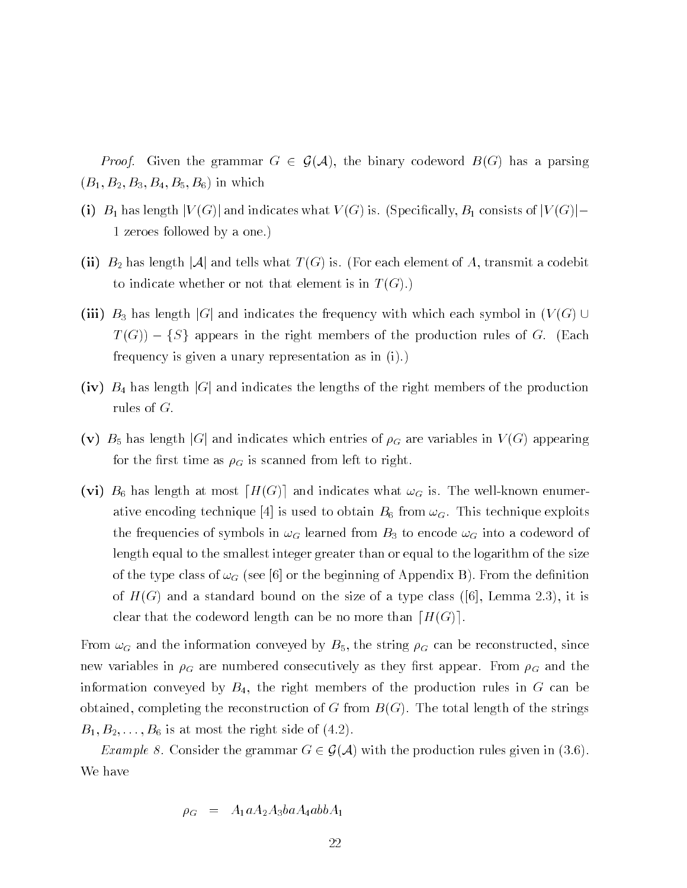*Proof.* Given the grammar $G \in \mathcal{G}(\mathcal{A})$, the binary codeword $B(G)$ has a parsing $(B_1, B_2, B_3, B_4, B_5, B_6)$ in which

**(i)** $B_1$ has length $|V(G)|$ and indicates what $V(G)$ is. (Specifically, $B_1$ consists of $|V(G)| - 1$ zeroes followed by a one.)

**(ii)** $B_2$ has length $|\mathcal{A}|$ and tells what $T(G)$ is. (For each element of $A$, transmit a codebit to indicate whether or not that element is in $T(G)$.)

**(iii)** $B_3$ has length $|G|$ and indicates the frequency with which each symbol in $(V(G) \cup T(G)) - \{S\}$ appears in the right members of the production rules of $G$. (Each frequency is given a unary representation as in (i).)

**(iv)** $B_4$ has length $|G|$ and indicates the lengths of the right members of the production rules of $G$.

**(v)** $B_5$ has length $|G|$ and indicates which entries of $\rho_G$ are variables in $V(G)$ appearing for the first time as $\rho_G$ is scanned from left to right.

**(vi)** $B_6$ has length at most $\lceil H(G) \rceil$ and indicates what $\omega_G$ is. The well-known enumerative encoding technique [4] is used to obtain $B_6$ from $\omega_G$. This technique exploits the frequencies of symbols in $\omega_G$ learned from $B_3$ to encode $\omega_G$ into a codeword of length equal to the smallest integer greater than or equal to the logarithm of the size of the type class of $\omega_G$ (see [6] or the beginning of Appendix B). From the definition of $H(G)$ and a standard bound on the size of a type class ([6], Lemma 2.3), it is clear that the codeword length can be no more than $\lceil H(G) \rceil$.

From $\omega_G$ and the information conveyed by $B_5$, the string $\rho_G$ can be reconstructed, since new variables in $\rho_G$ are numbered consecutively as they first appear. From $\rho_G$ and the information conveyed by $B_4$, the right members of the production rules in $G$ can be obtained, completing the reconstruction of $G$ from $B(G)$. The total length of the strings $B_1, B_2, \ldots, B_6$ is at most the right side of (4.2).

*Example 8.* Consider the grammar $G \in \mathcal{G}(\mathcal{A})$ with the production rules given in (3.6). We have

$$\rho_G = A_1 a A_2 A_3 b a A_4 a b b A_1$$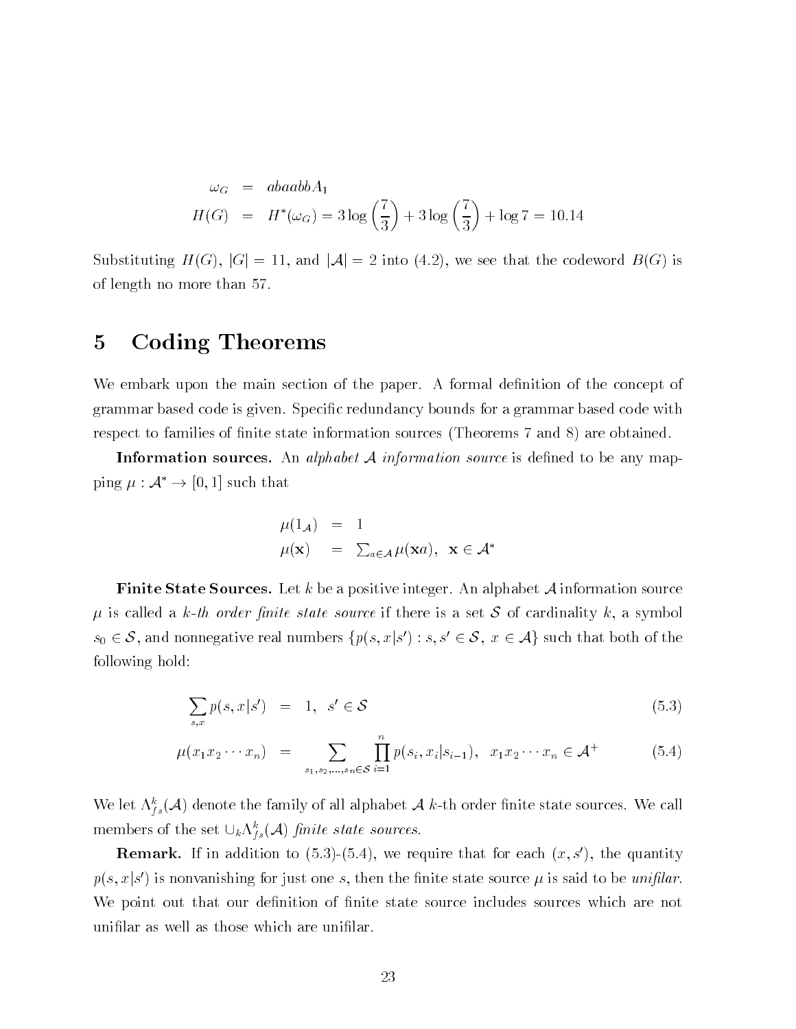$$
\begin{aligned}
\omega_G &= abaabbA_1 \\
H(G) &= H^*(\omega_G) = 3\log\left(\frac{7}{3}\right) + 3\log\left(\frac{7}{3}\right) + \log 7 = 10.14
\end{aligned}
$$

Substituting $H(G)$, $|G| = 11$, and $|\mathcal{A}| = 2$ into (4.2), we see that the codeword $B(G)$ is of length no more than 57.

# 5 Coding Theorems

We embark upon the main section of the paper. A formal definition of the concept of grammar based code is given. Specific redundancy bounds for a grammar based code with respect to families of finite state information sources (Theorems 7 and 8) are obtained.

**Information sources.** An *alphabet $\mathcal{A}$ information source* is defined to be any mapping $\mu : \mathcal{A}^* \to [0, 1]$ such that

$$
\begin{aligned}
\mu(1_{\mathcal{A}}) &= 1 \\
\mu(\mathbf{x}) &= \textstyle\sum_{a \in \mathcal{A}} \mu(\mathbf{x}a), \quad \mathbf{x} \in \mathcal{A}^*
\end{aligned}
$$

**Finite State Sources.** Let $k$ be a positive integer. An alphabet $\mathcal{A}$ information source $\mu$ is called a *$k$-th order finite state source* if there is a set $\mathcal{S}$ of cardinality $k$, a symbol $s_0 \in \mathcal{S}$, and nonnegative real numbers $\{p(s, x|s') : s, s' \in \mathcal{S},\ x \in \mathcal{A}\}$ such that both of the following hold:

$$
\sum_{s,x} p(s, x|s') = 1, \quad s' \in \mathcal{S} \tag{5.3}
$$

$$
\mu(x_1 x_2 \cdots x_n) = \sum_{s_1, s_2, \ldots, s_n \in \mathcal{S}} \prod_{i=1}^{n} p(s_i, x_i | s_{i-1}), \quad x_1 x_2 \cdots x_n \in \mathcal{A}^+ \tag{5.4}
$$

We let $\Lambda^k_{fs}(\mathcal{A})$ denote the family of all alphabet $\mathcal{A}$ $k$-th order finite state sources. We call members of the set $\cup_k \Lambda^k_{fs}(\mathcal{A})$ *finite state sources*.

**Remark.** If in addition to (5.3)-(5.4), we require that for each $(x, s')$, the quantity $p(s, x|s')$ is nonvanishing for just one $s$, then the finite state source $\mu$ is said to be *unifilar*. We point out that our definition of finite state source includes sources which are not unifilar as well as those which are unifilar.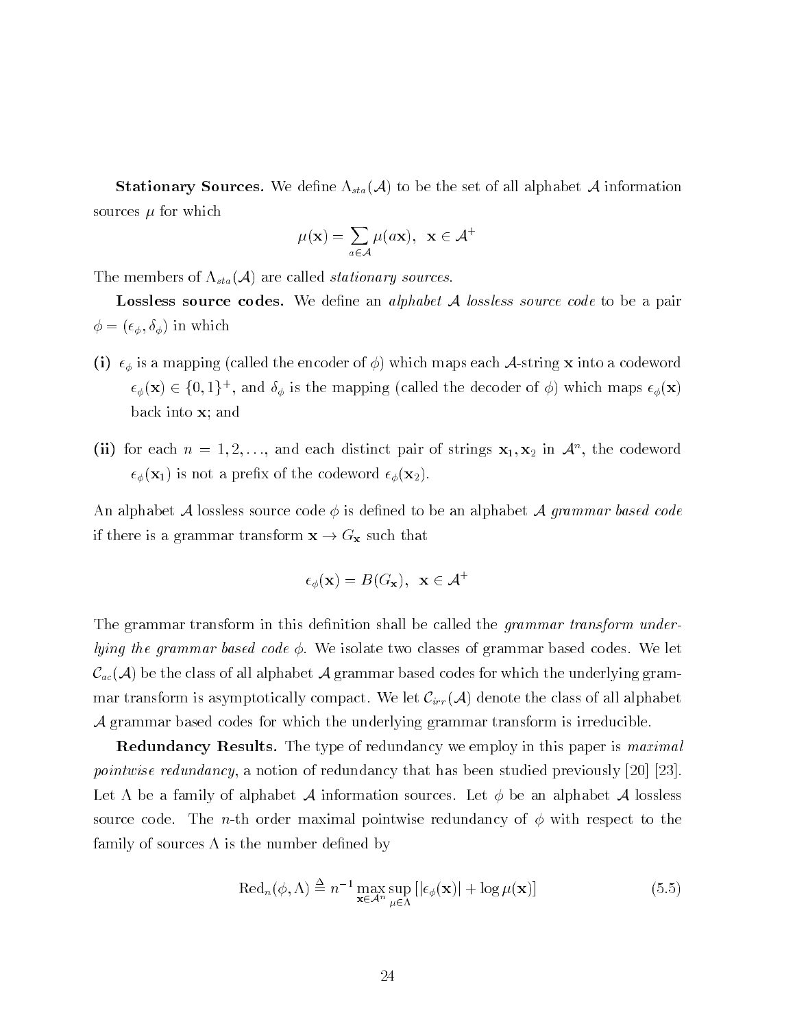**Stationary Sources.** We define $\Lambda_{sta}(\mathcal{A})$ to be the set of all alphabet $\mathcal{A}$ information sources $\mu$ for which

$$\mu(\mathbf{x}) = \sum_{a \in \mathcal{A}} \mu(a\mathbf{x}), \ \ \mathbf{x} \in \mathcal{A}^+$$

The members of $\Lambda_{sta}(\mathcal{A})$ are called *stationary sources*.

**Lossless source codes.** We define an *alphabet $\mathcal{A}$ lossless source code* to be a pair $\phi = (\epsilon_\phi, \delta_\phi)$ in which

**(i)** $\epsilon_\phi$ is a mapping (called the encoder of $\phi$) which maps each $\mathcal{A}$-string $\mathbf{x}$ into a codeword $\epsilon_\phi(\mathbf{x}) \in \{0,1\}^+$, and $\delta_\phi$ is the mapping (called the decoder of $\phi$) which maps $\epsilon_\phi(\mathbf{x})$ back into $\mathbf{x}$; and

**(ii)** for each $n = 1, 2, \ldots$, and each distinct pair of strings $\mathbf{x}_1, \mathbf{x}_2$ in $\mathcal{A}^n$, the codeword $\epsilon_\phi(\mathbf{x}_1)$ is not a prefix of the codeword $\epsilon_\phi(\mathbf{x}_2)$.

An alphabet $\mathcal{A}$ lossless source code $\phi$ is defined to be an alphabet $\mathcal{A}$ *grammar based code* if there is a grammar transform $\mathbf{x} \to G_{\mathbf{x}}$ such that

$$\epsilon_\phi(\mathbf{x}) = B(G_{\mathbf{x}}), \ \ \mathbf{x} \in \mathcal{A}^+$$

The grammar transform in this definition shall be called the *grammar transform underlying the grammar based code* $\phi$. We isolate two classes of grammar based codes. We let $\mathcal{C}_{ac}(\mathcal{A})$ be the class of all alphabet $\mathcal{A}$ grammar based codes for which the underlying grammar transform is asymptotically compact. We let $\mathcal{C}_{irr}(\mathcal{A})$ denote the class of all alphabet $\mathcal{A}$ grammar based codes for which the underlying grammar transform is irreducible.

**Redundancy Results.** The type of redundancy we employ in this paper is *maximal pointwise redundancy*, a notion of redundancy that has been studied previously [20] [23]. Let $\Lambda$ be a family of alphabet $\mathcal{A}$ information sources. Let $\phi$ be an alphabet $\mathcal{A}$ lossless source code. The $n$-th order maximal pointwise redundancy of $\phi$ with respect to the family of sources $\Lambda$ is the number defined by

$$\mathrm{Red}_n(\phi, \Lambda) \stackrel{\Delta}{=} n^{-1} \max_{\mathbf{x} \in \mathcal{A}^n} \sup_{\mu \in \Lambda} \left[ |\epsilon_\phi(\mathbf{x})| + \log \mu(\mathbf{x}) \right] \tag{5.5}$$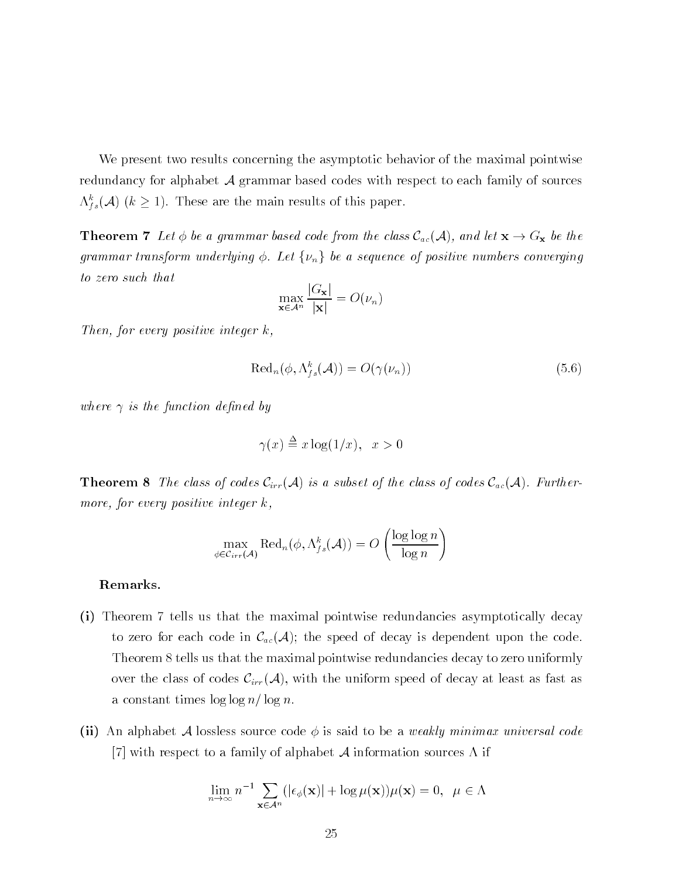We present two results concerning the asymptotic behavior of the maximal pointwise redundancy for alphabet $\mathcal{A}$ grammar based codes with respect to each family of sources $\Lambda_{fs}^k(\mathcal{A})$ ($k \geq 1$). These are the main results of this paper.

**Theorem 7** *Let $\phi$ be a grammar based code from the class $\mathcal{C}_{ac}(\mathcal{A})$, and let $\mathbf{x} \to G_{\mathbf{x}}$ be the grammar transform underlying $\phi$. Let $\{\nu_n\}$ be a sequence of positive numbers converging to zero such that*

$$\max_{\mathbf{x} \in \mathcal{A}^n} \frac{|G_{\mathbf{x}}|}{|\mathbf{x}|} = O(\nu_n)$$

*Then, for every positive integer $k$,*

$$\mathrm{Red}_n(\phi, \Lambda_{fs}^k(\mathcal{A})) = O(\gamma(\nu_n)) \tag{5.6}$$

*where $\gamma$ is the function defined by*

$$\gamma(x) \triangleq x \log(1/x), \quad x > 0$$

**Theorem 8** *The class of codes $\mathcal{C}_{irr}(\mathcal{A})$ is a subset of the class of codes $\mathcal{C}_{ac}(\mathcal{A})$. Furthermore, for every positive integer $k$,*

$$\max_{\phi \in \mathcal{C}_{irr}(\mathcal{A})} \mathrm{Red}_n(\phi, \Lambda_{fs}^k(\mathcal{A})) = O\left(\frac{\log \log n}{\log n}\right)$$

**Remarks.**

**(i)** Theorem 7 tells us that the maximal pointwise redundancies asymptotically decay to zero for each code in $\mathcal{C}_{ac}(\mathcal{A})$; the speed of decay is dependent upon the code. Theorem 8 tells us that the maximal pointwise redundancies decay to zero uniformly over the class of codes $\mathcal{C}_{irr}(\mathcal{A})$, with the uniform speed of decay at least as fast as a constant times $\log \log n / \log n$.

**(ii)** An alphabet $\mathcal{A}$ lossless source code $\phi$ is said to be a *weakly minimax universal code* [7] with respect to a family of alphabet $\mathcal{A}$ information sources $\Lambda$ if

$$\lim_{n \to \infty} n^{-1} \sum_{\mathbf{x} \in \mathcal{A}^n} (|\epsilon_\phi(\mathbf{x})| + \log \mu(\mathbf{x}))\mu(\mathbf{x}) = 0, \;\; \mu \in \Lambda$$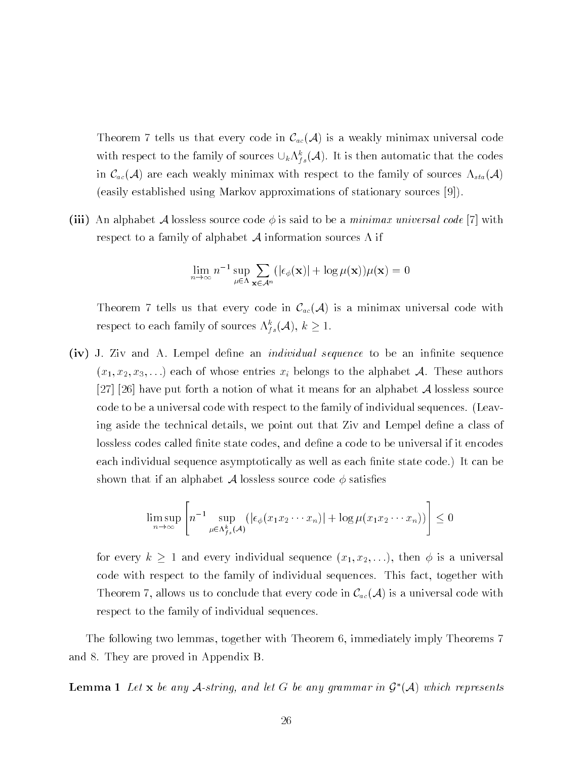Theorem 7 tells us that every code in $\mathcal{C}_{ac}(\mathcal{A})$ is a weakly minimax universal code with respect to the family of sources $\cup_k \Lambda^k_{fs}(\mathcal{A})$. It is then automatic that the codes in $\mathcal{C}_{ac}(\mathcal{A})$ are each weakly minimax with respect to the family of sources $\Lambda_{sta}(\mathcal{A})$ (easily established using Markov approximations of stationary sources [9]).

**(iii)** An alphabet $\mathcal{A}$ lossless source code $\phi$ is said to be a *minimax universal code* [7] with respect to a family of alphabet $\mathcal{A}$ information sources $\Lambda$ if

$$\lim_{n\to\infty} n^{-1} \sup_{\mu\in\Lambda} \sum_{\mathbf{x}\in\mathcal{A}^n} (|\epsilon_\phi(\mathbf{x})| + \log\mu(\mathbf{x}))\mu(\mathbf{x}) = 0$$

Theorem 7 tells us that every code in $\mathcal{C}_{ac}(\mathcal{A})$ is a minimax universal code with respect to each family of sources $\Lambda^k_{fs}(\mathcal{A})$, $k \geq 1$.

**(iv)** J. Ziv and A. Lempel define an *individual sequence* to be an infinite sequence $(x_1, x_2, x_3, \ldots)$ each of whose entries $x_i$ belongs to the alphabet $\mathcal{A}$. These authors [27] [26] have put forth a notion of what it means for an alphabet $\mathcal{A}$ lossless source code to be a universal code with respect to the family of individual sequences. (Leaving aside the technical details, we point out that Ziv and Lempel define a class of lossless codes called finite state codes, and define a code to be universal if it encodes each individual sequence asymptotically as well as each finite state code.) It can be shown that if an alphabet $\mathcal{A}$ lossless source code $\phi$ satisfies

$$\limsup_{n\to\infty} \left[ n^{-1} \sup_{\mu\in\Lambda^k_{fs}(\mathcal{A})} (|\epsilon_\phi(x_1x_2\cdots x_n)| + \log\mu(x_1x_2\cdots x_n)) \right] \leq 0$$

for every $k \geq 1$ and every individual sequence $(x_1, x_2, \ldots)$, then $\phi$ is a universal code with respect to the family of individual sequences. This fact, together with Theorem 7, allows us to conclude that every code in $\mathcal{C}_{ac}(\mathcal{A})$ is a universal code with respect to the family of individual sequences.

The following two lemmas, together with Theorem 6, immediately imply Theorems 7 and 8. They are proved in Appendix B.

**Lemma 1** *Let* $\mathbf{x}$ *be any* $\mathcal{A}$*-string, and let* $G$ *be any grammar in* $\mathcal{G}^*(\mathcal{A})$ *which represents*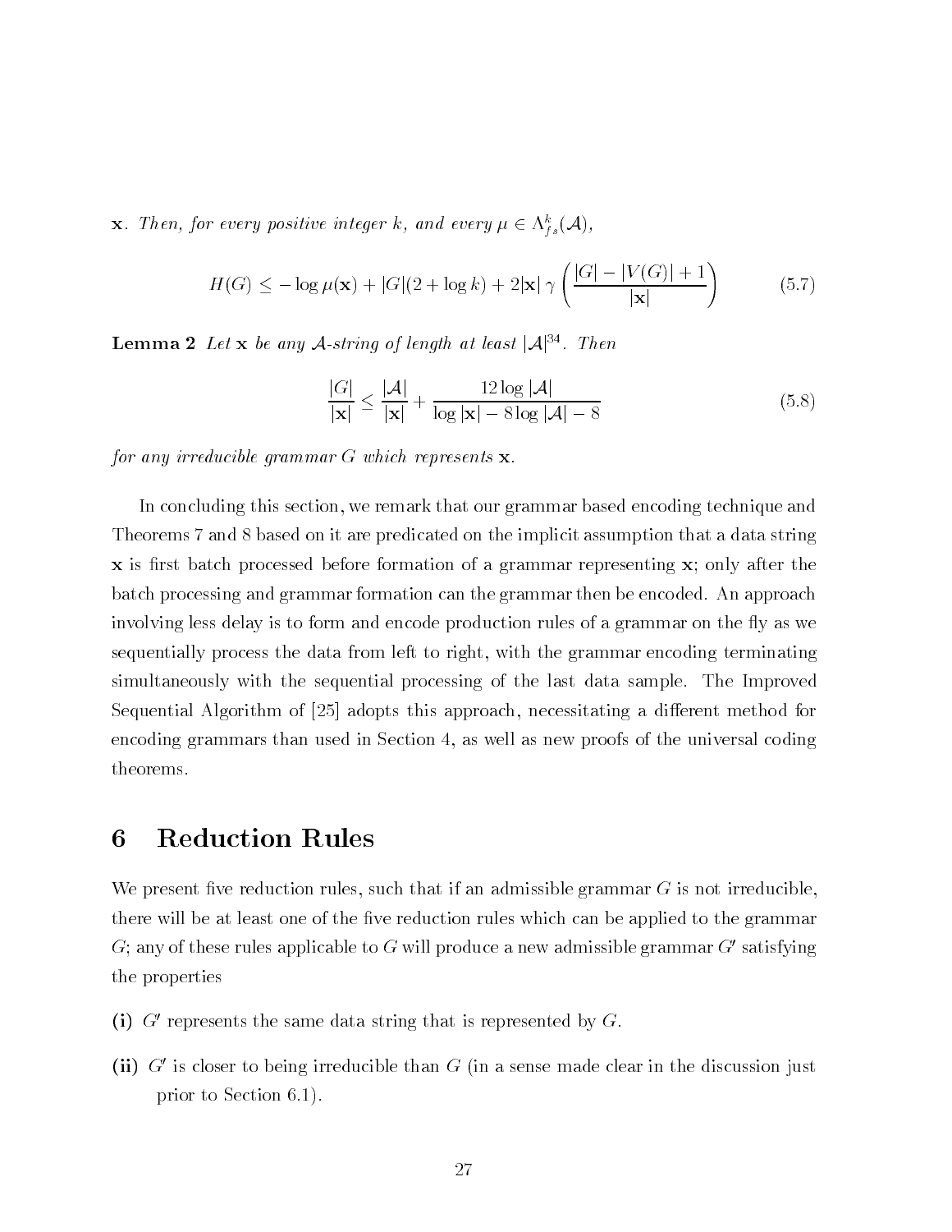$\mathbf{x}$. *Then, for every positive integer $k$, and every $\mu \in \Lambda_{fs}^k(\mathcal{A})$,*

$$H(G) \leq -\log \mu(\mathbf{x}) + |G|(2 + \log k) + 2|\mathbf{x}| \, \gamma \left( \frac{|G| - |V(G)| + 1}{|\mathbf{x}|} \right) \tag{5.7}$$

**Lemma 2** *Let $\mathbf{x}$ be any $\mathcal{A}$-string of length at least $|\mathcal{A}|^{34}$. Then*

$$\frac{|G|}{|\mathbf{x}|} \leq \frac{|\mathcal{A}|}{|\mathbf{x}|} + \frac{12 \log |\mathcal{A}|}{\log |\mathbf{x}| - 8 \log |\mathcal{A}| - 8} \tag{5.8}$$

*for any irreducible grammar $G$ which represents $\mathbf{x}$.*

In concluding this section, we remark that our grammar based encoding technique and Theorems 7 and 8 based on it are predicated on the implicit assumption that a data string $\mathbf{x}$ is first batch processed before formation of a grammar representing $\mathbf{x}$; only after the batch processing and grammar formation can the grammar then be encoded. An approach involving less delay is to form and encode production rules of a grammar on the fly as we sequentially process the data from left to right, with the grammar encoding terminating simultaneously with the sequential processing of the last data sample. The Improved Sequential Algorithm of [25] adopts this approach, necessitating a different method for encoding grammars than used in Section 4, as well as new proofs of the universal coding theorems.

# 6 Reduction Rules

We present five reduction rules, such that if an admissible grammar $G$ is not irreducible, there will be at least one of the five reduction rules which can be applied to the grammar $G$; any of these rules applicable to $G$ will produce a new admissible grammar $G'$ satisfying the properties

**(i)** $G'$ represents the same data string that is represented by $G$.

**(ii)** $G'$ is closer to being irreducible than $G$ (in a sense made clear in the discussion just prior to Section 6.1).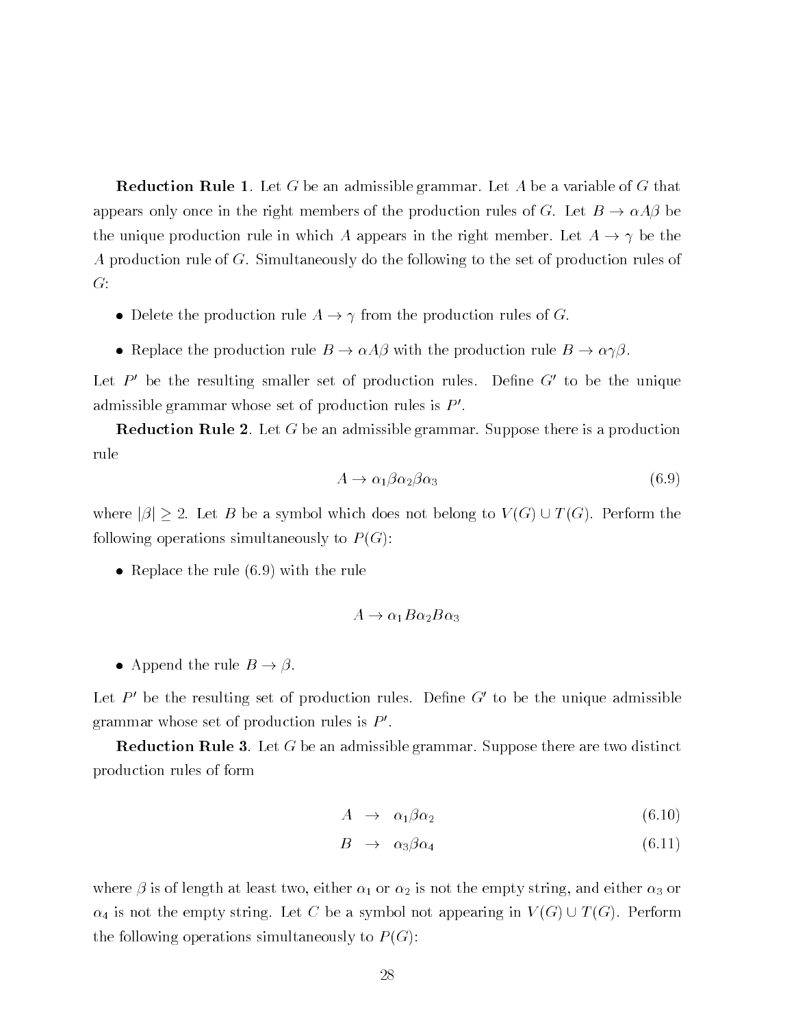**Reduction Rule 1**. Let $G$ be an admissible grammar. Let $A$ be a variable of $G$ that appears only once in the right members of the production rules of $G$. Let $B \to \alpha A \beta$ be the unique production rule in which $A$ appears in the right member. Let $A \to \gamma$ be the $A$ production rule of $G$. Simultaneously do the following to the set of production rules of $G$:

- Delete the production rule $A \to \gamma$ from the production rules of $G$.
- Replace the production rule $B \to \alpha A \beta$ with the production rule $B \to \alpha \gamma \beta$.

Let $P'$ be the resulting smaller set of production rules. Define $G'$ to be the unique admissible grammar whose set of production rules is $P'$.

**Reduction Rule 2**. Let $G$ be an admissible grammar. Suppose there is a production rule

$$A \to \alpha_1 \beta \alpha_2 \beta \alpha_3 \tag{6.9}$$

where $|\beta| \geq 2$. Let $B$ be a symbol which does not belong to $V(G) \cup T(G)$. Perform the following operations simultaneously to $P(G)$:

- Replace the rule (6.9) with the rule

$$A \to \alpha_1 B \alpha_2 B \alpha_3$$

- Append the rule $B \to \beta$.

Let $P'$ be the resulting set of production rules. Define $G'$ to be the unique admissible grammar whose set of production rules is $P'$.

**Reduction Rule 3**. Let $G$ be an admissible grammar. Suppose there are two distinct production rules of form

$$A \to \alpha_1 \beta \alpha_2 \tag{6.10}$$

$$B \to \alpha_3 \beta \alpha_4 \tag{6.11}$$

where $\beta$ is of length at least two, either $\alpha_1$ or $\alpha_2$ is not the empty string, and either $\alpha_3$ or $\alpha_4$ is not the empty string. Let $C$ be a symbol not appearing in $V(G) \cup T(G)$. Perform the following operations simultaneously to $P(G)$: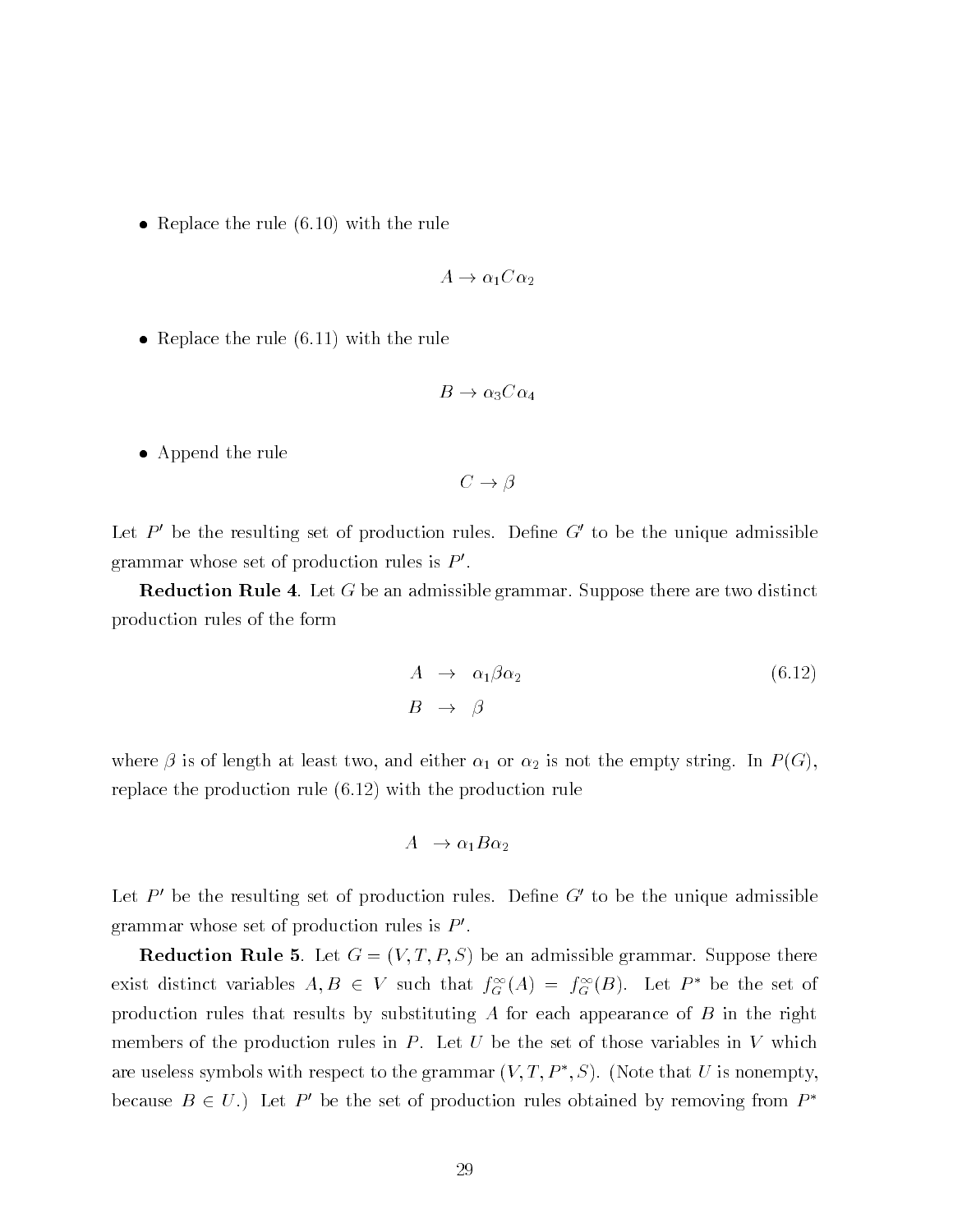- Replace the rule (6.10) with the rule

$$A \to \alpha_1 C \alpha_2$$

- Replace the rule (6.11) with the rule

$$B \to \alpha_3 C \alpha_4$$

- Append the rule

$$C \to \beta$$

Let $P'$ be the resulting set of production rules. Define $G'$ to be the unique admissible grammar whose set of production rules is $P'$.

**Reduction Rule 4**. Let $G$ be an admissible grammar. Suppose there are two distinct production rules of the form

$$\begin{aligned} A &\to \alpha_1 \beta \alpha_2 \\ B &\to \beta \end{aligned} \tag{6.12}$$

where $\beta$ is of length at least two, and either $\alpha_1$ or $\alpha_2$ is not the empty string. In $P(G)$, replace the production rule (6.12) with the production rule

$$A \to \alpha_1 B \alpha_2$$

Let $P'$ be the resulting set of production rules. Define $G'$ to be the unique admissible grammar whose set of production rules is $P'$.

**Reduction Rule 5**. Let $G = (V, T, P, S)$ be an admissible grammar. Suppose there exist distinct variables $A, B \in V$ such that $f_G^\infty(A) = f_G^\infty(B)$. Let $P^*$ be the set of production rules that results by substituting $A$ for each appearance of $B$ in the right members of the production rules in $P$. Let $U$ be the set of those variables in $V$ which are useless symbols with respect to the grammar $(V, T, P^*, S)$. (Note that $U$ is nonempty, because $B \in U$.) Let $P'$ be the set of production rules obtained by removing from $P^*$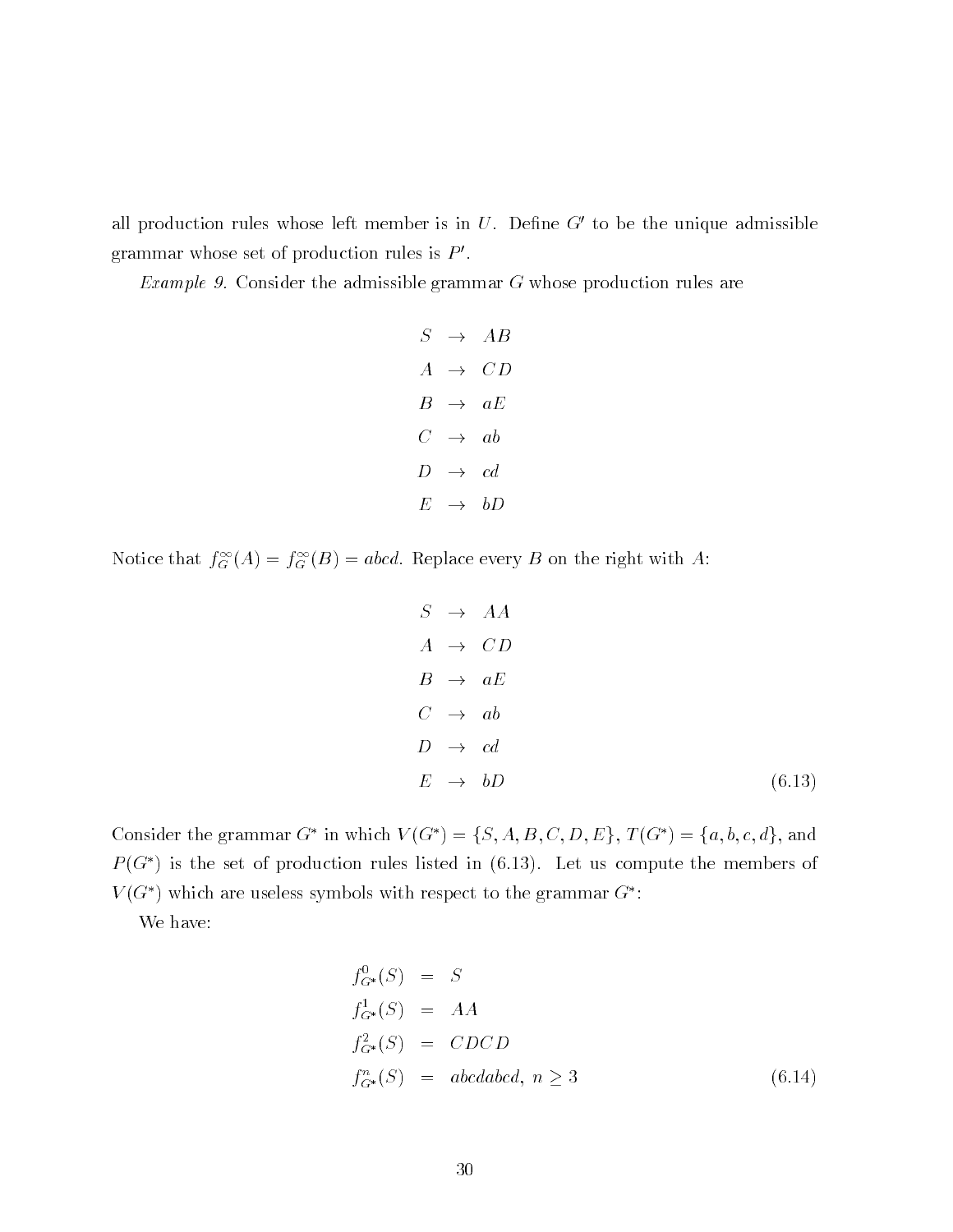all production rules whose left member is in $U$. Define $G'$ to be the unique admissible grammar whose set of production rules is $P'$.

*Example 9.* Consider the admissible grammar $G$ whose production rules are

$$
\begin{aligned}
S &\rightarrow AB \\
A &\rightarrow CD \\
B &\rightarrow aE \\
C &\rightarrow ab \\
D &\rightarrow cd \\
E &\rightarrow bD
\end{aligned}
$$

Notice that $f_G^\infty(A) = f_G^\infty(B) = abcd$. Replace every $B$ on the right with $A$:

$$
\begin{aligned}
S &\rightarrow AA \\
A &\rightarrow CD \\
B &\rightarrow aE \\
C &\rightarrow ab \\
D &\rightarrow cd \\
E &\rightarrow bD
\end{aligned}
\tag{6.13}
$$

Consider the grammar $G^*$ in which $V(G^*) = \{S, A, B, C, D, E\}$, $T(G^*) = \{a, b, c, d\}$, and $P(G^*)$ is the set of production rules listed in (6.13). Let us compute the members of $V(G^*)$ which are useless symbols with respect to the grammar $G^*$:

We have:

$$
\begin{aligned}
f_{G^*}^0(S) &= S \\
f_{G^*}^1(S) &= AA \\
f_{G^*}^2(S) &= CDCD \\
f_{G^*}^n(S) &= abcdabcd, \; n \geq 3
\end{aligned}
\tag{6.14}
$$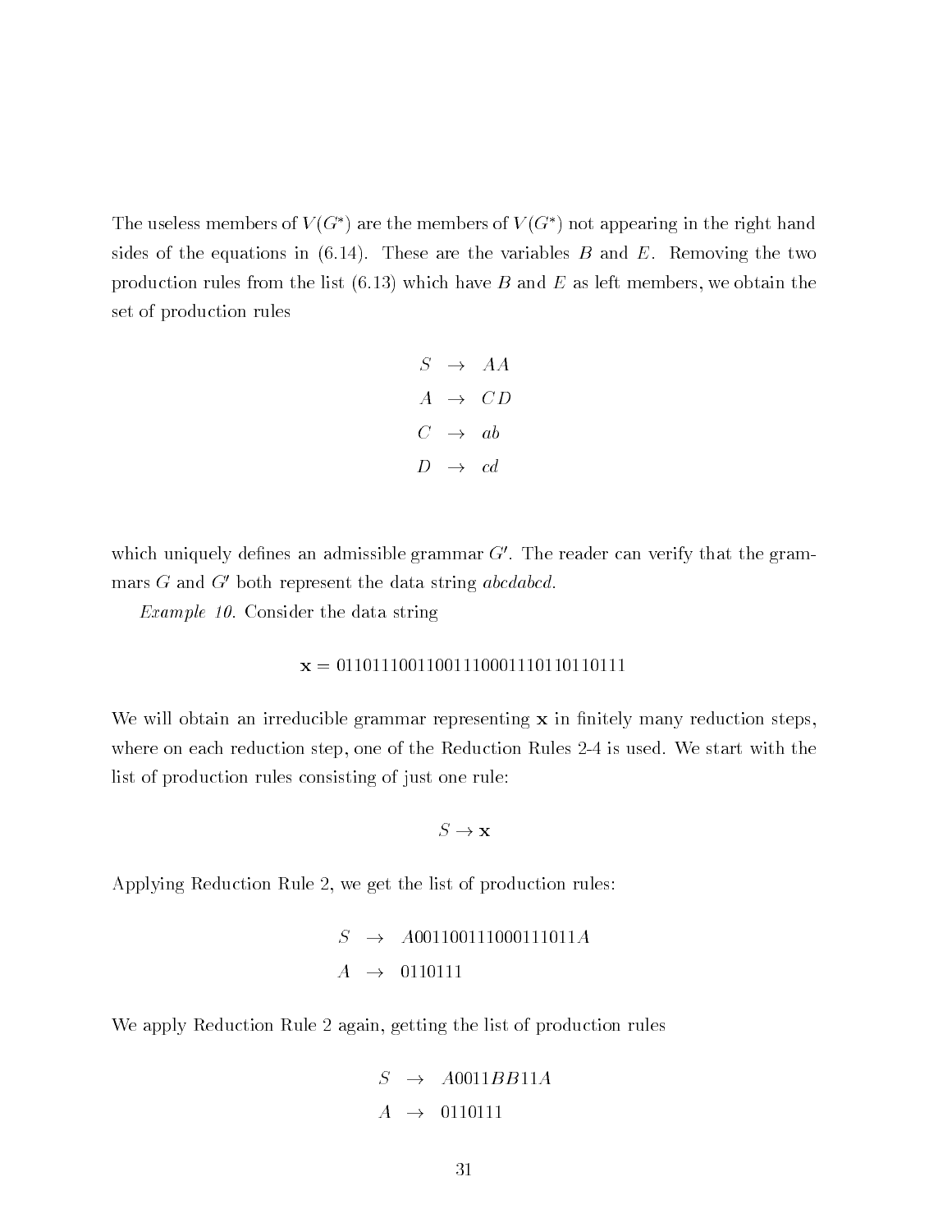The useless members of $V(G^*)$ are the members of $V(G^*)$ not appearing in the right hand sides of the equations in (6.14). These are the variables $B$ and $E$. Removing the two production rules from the list (6.13) which have $B$ and $E$ as left members, we obtain the set of production rules

$$
\begin{aligned}
S &\rightarrow AA \\
A &\rightarrow CD \\
C &\rightarrow ab \\
D &\rightarrow cd
\end{aligned}
$$

which uniquely defines an admissible grammar $G'$. The reader can verify that the grammars $G$ and $G'$ both represent the data string *abcdabcd*.

*Example 10.* Consider the data string

$$\mathbf{x} = 011011100110011100011101101\,10111$$

We will obtain an irreducible grammar representing $\mathbf{x}$ in finitely many reduction steps, where on each reduction step, one of the Reduction Rules 2-4 is used. We start with the list of production rules consisting of just one rule:

$$S \rightarrow \mathbf{x}$$

Applying Reduction Rule 2, we get the list of production rules:

$$
\begin{aligned}
S &\rightarrow A001100111000111011A \\
A &\rightarrow 0110111
\end{aligned}
$$

We apply Reduction Rule 2 again, getting the list of production rules

$$
\begin{aligned}
S &\rightarrow A0011BB11A \\
A &\rightarrow 0110111
\end{aligned}
$$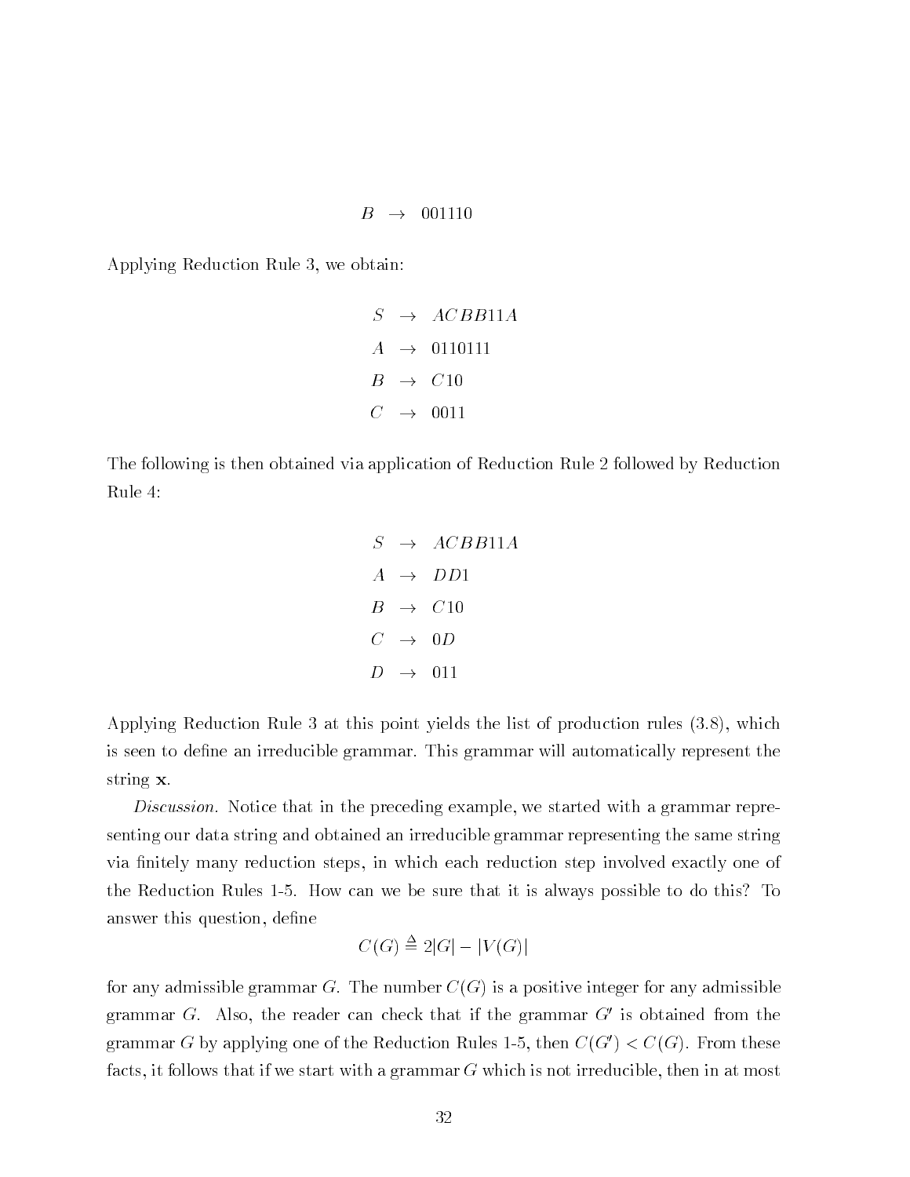$$B \rightarrow 001110$$

Applying Reduction Rule 3, we obtain:

$$
\begin{aligned}
S &\rightarrow ACBB11A \\
A &\rightarrow 0110111 \\
B &\rightarrow C10 \\
C &\rightarrow 0011
\end{aligned}
$$

The following is then obtained via application of Reduction Rule 2 followed by Reduction Rule 4:

$$
\begin{aligned}
S &\rightarrow ACBB11A \\
A &\rightarrow DD1 \\
B &\rightarrow C10 \\
C &\rightarrow 0D \\
D &\rightarrow 011
\end{aligned}
$$

Applying Reduction Rule 3 at this point yields the list of production rules (3.8), which is seen to define an irreducible grammar. This grammar will automatically represent the string $\mathbf{x}$.

*Discussion.* Notice that in the preceding example, we started with a grammar representing our data string and obtained an irreducible grammar representing the same string via finitely many reduction steps, in which each reduction step involved exactly one of the Reduction Rules 1-5. How can we be sure that it is always possible to do this? To answer this question, define

$$C(G) \triangleq 2|G| - |V(G)|$$

for any admissible grammar $G$. The number $C(G)$ is a positive integer for any admissible grammar $G$. Also, the reader can check that if the grammar $G'$ is obtained from the grammar $G$ by applying one of the Reduction Rules 1-5, then $C(G') < C(G)$. From these facts, it follows that if we start with a grammar $G$ which is not irreducible, then in at most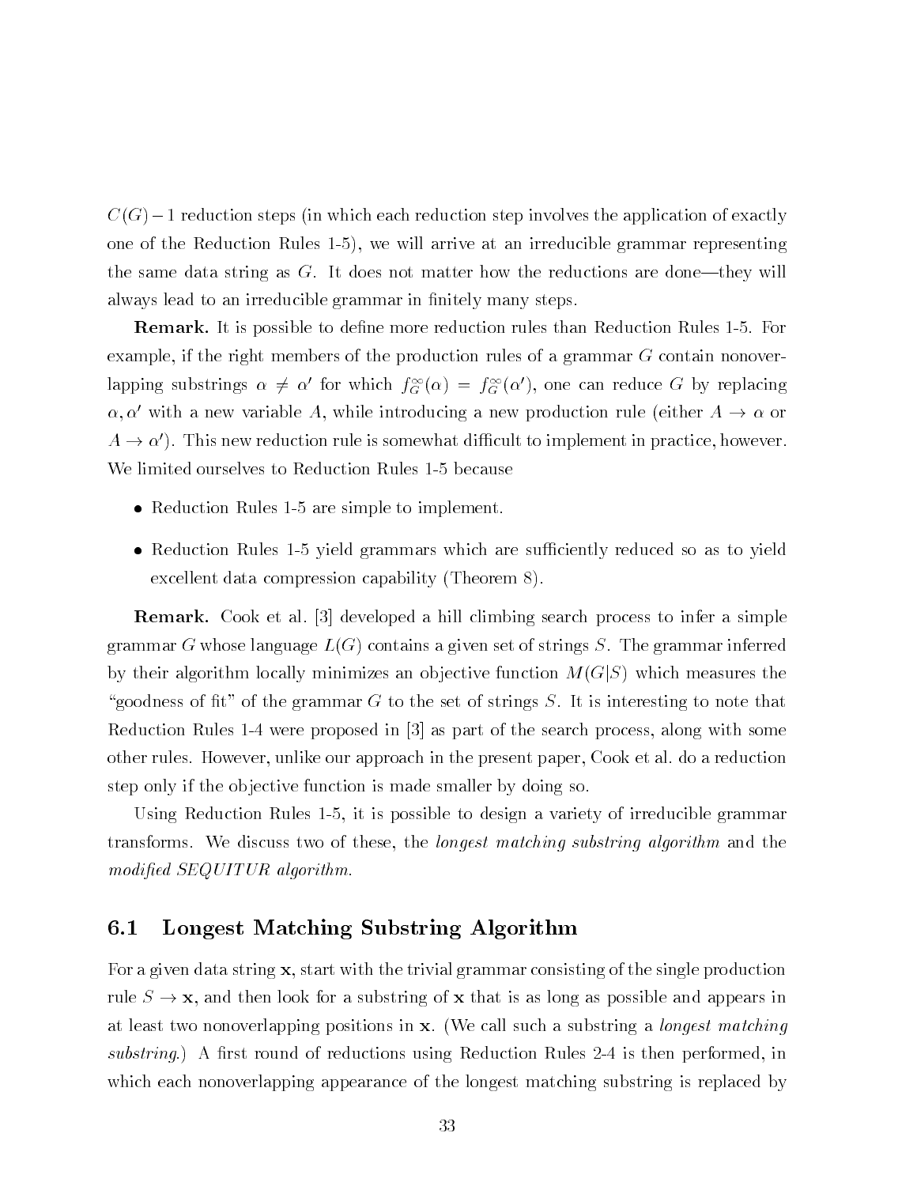$C(G)-1$ reduction steps (in which each reduction step involves the application of exactly one of the Reduction Rules 1-5), we will arrive at an irreducible grammar representing the same data string as $G$. It does not matter how the reductions are done—they will always lead to an irreducible grammar in finitely many steps.

**Remark.** It is possible to define more reduction rules than Reduction Rules 1-5. For example, if the right members of the production rules of a grammar $G$ contain nonoverlapping substrings $\alpha \neq \alpha'$ for which $f_G^{\infty}(\alpha) = f_G^{\infty}(\alpha')$, one can reduce $G$ by replacing $\alpha, \alpha'$ with a new variable $A$, while introducing a new production rule (either $A \to \alpha$ or $A \to \alpha'$). This new reduction rule is somewhat difficult to implement in practice, however. We limited ourselves to Reduction Rules 1-5 because

- Reduction Rules 1-5 are simple to implement.
- Reduction Rules 1-5 yield grammars which are sufficiently reduced so as to yield excellent data compression capability (Theorem 8).

**Remark.** Cook et al. [3] developed a hill climbing search process to infer a simple grammar $G$ whose language $L(G)$ contains a given set of strings $S$. The grammar inferred by their algorithm locally minimizes an objective function $M(G|S)$ which measures the "goodness of fit" of the grammar $G$ to the set of strings $S$. It is interesting to note that Reduction Rules 1-4 were proposed in [3] as part of the search process, along with some other rules. However, unlike our approach in the present paper, Cook et al. do a reduction step only if the objective function is made smaller by doing so.

Using Reduction Rules 1-5, it is possible to design a variety of irreducible grammar transforms. We discuss two of these, the *longest matching substring algorithm* and the *modified SEQUITUR algorithm.*

## 6.1 Longest Matching Substring Algorithm

For a given data string $\mathbf{x}$, start with the trivial grammar consisting of the single production rule $S \to \mathbf{x}$, and then look for a substring of $\mathbf{x}$ that is as long as possible and appears in at least two nonoverlapping positions in $\mathbf{x}$. (We call such a substring a *longest matching substring.*) A first round of reductions using Reduction Rules 2-4 is then performed, in which each nonoverlapping appearance of the longest matching substring is replaced by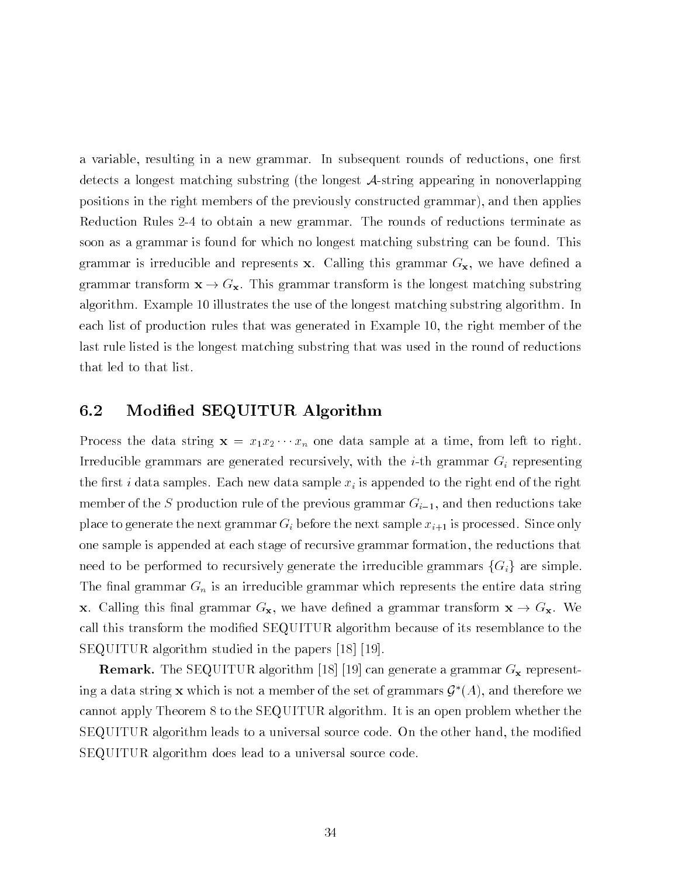a variable, resulting in a new grammar. In subsequent rounds of reductions, one first detects a longest matching substring (the longest $\mathcal{A}$-string appearing in nonoverlapping positions in the right members of the previously constructed grammar), and then applies Reduction Rules 2-4 to obtain a new grammar. The rounds of reductions terminate as soon as a grammar is found for which no longest matching substring can be found. This grammar is irreducible and represents $\mathbf{x}$. Calling this grammar $G_{\mathbf{x}}$, we have defined a grammar transform $\mathbf{x} \to G_{\mathbf{x}}$. This grammar transform is the longest matching substring algorithm. Example 10 illustrates the use of the longest matching substring algorithm. In each list of production rules that was generated in Example 10, the right member of the last rule listed is the longest matching substring that was used in the round of reductions that led to that list.

## 6.2 Modified SEQUITUR Algorithm

Process the data string $\mathbf{x} = x_1 x_2 \cdots x_n$ one data sample at a time, from left to right. Irreducible grammars are generated recursively, with the $i$-th grammar $G_i$ representing the first $i$ data samples. Each new data sample $x_i$ is appended to the right end of the right member of the $S$ production rule of the previous grammar $G_{i-1}$, and then reductions take place to generate the next grammar $G_i$ before the next sample $x_{i+1}$ is processed. Since only one sample is appended at each stage of recursive grammar formation, the reductions that need to be performed to recursively generate the irreducible grammars $\{G_i\}$ are simple. The final grammar $G_n$ is an irreducible grammar which represents the entire data string $\mathbf{x}$. Calling this final grammar $G_{\mathbf{x}}$, we have defined a grammar transform $\mathbf{x} \to G_{\mathbf{x}}$. We call this transform the modified SEQUITUR algorithm because of its resemblance to the SEQUITUR algorithm studied in the papers [18] [19].

**Remark.** The SEQUITUR algorithm [18] [19] can generate a grammar $G_{\mathbf{x}}$ representing a data string $\mathbf{x}$ which is not a member of the set of grammars $\mathcal{G}^*(A)$, and therefore we cannot apply Theorem 8 to the SEQUITUR algorithm. It is an open problem whether the SEQUITUR algorithm leads to a universal source code. On the other hand, the modified SEQUITUR algorithm does lead to a universal source code.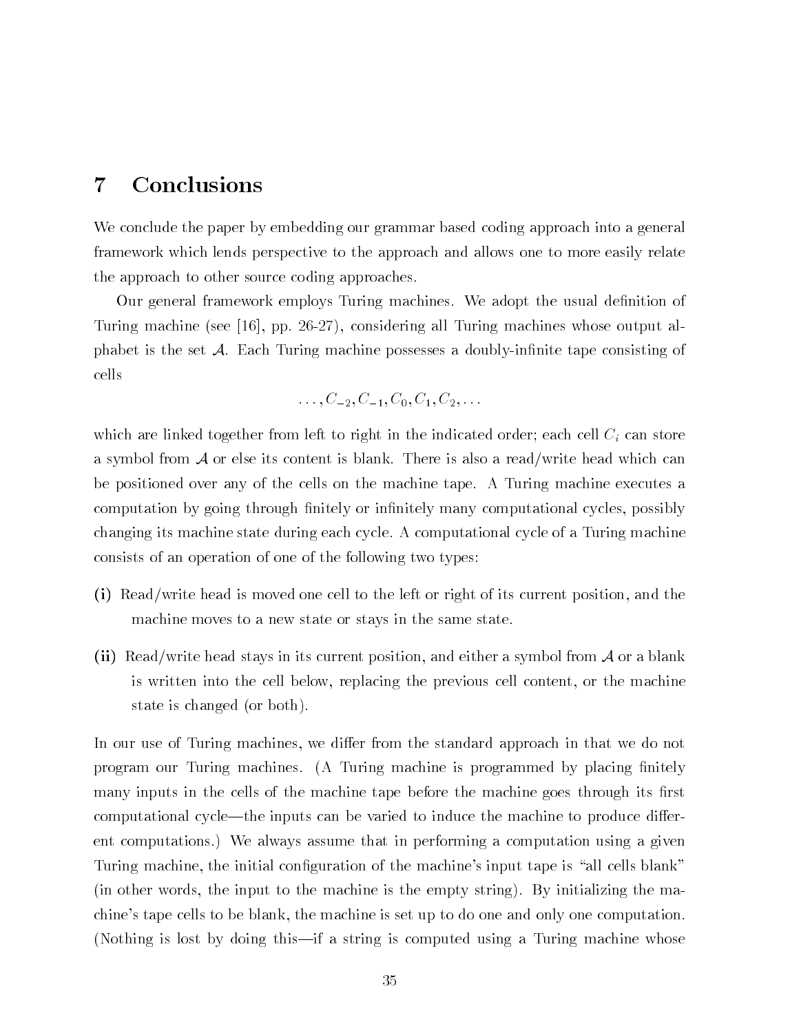# 7 Conclusions

We conclude the paper by embedding our grammar based coding approach into a general framework which lends perspective to the approach and allows one to more easily relate the approach to other source coding approaches.

Our general framework employs Turing machines. We adopt the usual definition of Turing machine (see [16], pp. 26-27), considering all Turing machines whose output alphabet is the set $\mathcal{A}$. Each Turing machine possesses a doubly-infinite tape consisting of cells

$$\ldots, C_{-2}, C_{-1}, C_0, C_1, C_2, \ldots$$

which are linked together from left to right in the indicated order; each cell $C_i$ can store a symbol from $\mathcal{A}$ or else its content is blank. There is also a read/write head which can be positioned over any of the cells on the machine tape. A Turing machine executes a computation by going through finitely or infinitely many computational cycles, possibly changing its machine state during each cycle. A computational cycle of a Turing machine consists of an operation of one of the following two types:

**(i)** Read/write head is moved one cell to the left or right of its current position, and the machine moves to a new state or stays in the same state.

**(ii)** Read/write head stays in its current position, and either a symbol from $\mathcal{A}$ or a blank is written into the cell below, replacing the previous cell content, or the machine state is changed (or both).

In our use of Turing machines, we differ from the standard approach in that we do not program our Turing machines. (A Turing machine is programmed by placing finitely many inputs in the cells of the machine tape before the machine goes through its first computational cycle—the inputs can be varied to induce the machine to produce different computations.) We always assume that in performing a computation using a given Turing machine, the initial configuration of the machine's input tape is "all cells blank" (in other words, the input to the machine is the empty string). By initializing the machine's tape cells to be blank, the machine is set up to do one and only one computation. (Nothing is lost by doing this—if a string is computed using a Turing machine whose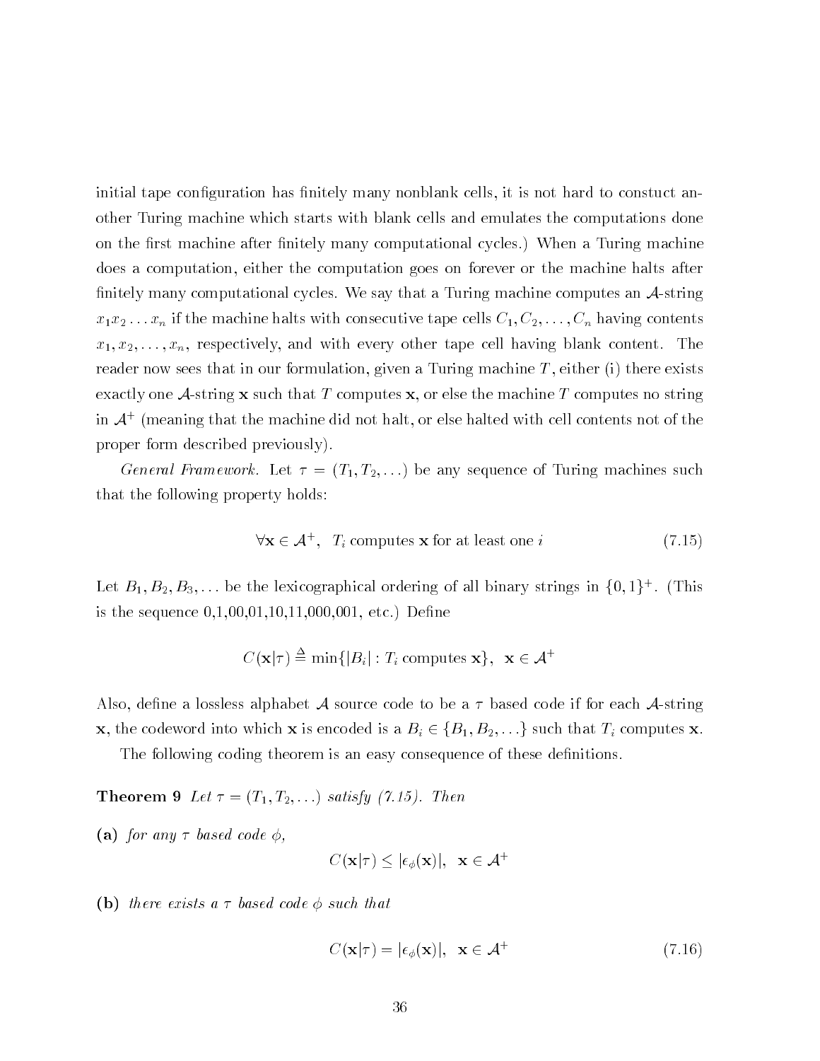initial tape configuration has finitely many nonblank cells, it is not hard to constuct another Turing machine which starts with blank cells and emulates the computations done on the first machine after finitely many computational cycles.) When a Turing machine does a computation, either the computation goes on forever or the machine halts after finitely many computational cycles. We say that a Turing machine computes an $\mathcal{A}$-string $x_1 x_2 \ldots x_n$ if the machine halts with consecutive tape cells $C_1, C_2, \ldots, C_n$ having contents $x_1, x_2, \ldots, x_n$, respectively, and with every other tape cell having blank content. The reader now sees that in our formulation, given a Turing machine $T$, either (i) there exists exactly one $\mathcal{A}$-string $\mathbf{x}$ such that $T$ computes $\mathbf{x}$, or else the machine $T$ computes no string in $\mathcal{A}^+$ (meaning that the machine did not halt, or else halted with cell contents not of the proper form described previously).

*General Framework.* Let $\tau = (T_1, T_2, \ldots)$ be any sequence of Turing machines such that the following property holds:

$$\forall \mathbf{x} \in \mathcal{A}^+, \quad T_i \text{ computes } \mathbf{x} \text{ for at least one } i \tag{7.15}$$

Let $B_1, B_2, B_3, \ldots$ be the lexicographical ordering of all binary strings in $\{0,1\}^+$. (This is the sequence 0,1,00,01,10,11,000,001, etc.) Define

$$C(\mathbf{x}|\tau) \stackrel{\Delta}{=} \min\{|B_i| : T_i \text{ computes } \mathbf{x}\}, \quad \mathbf{x} \in \mathcal{A}^+$$

Also, define a lossless alphabet $\mathcal{A}$ source code to be a $\tau$ based code if for each $\mathcal{A}$-string $\mathbf{x}$, the codeword into which $\mathbf{x}$ is encoded is a $B_i \in \{B_1, B_2, \ldots\}$ such that $T_i$ computes $\mathbf{x}$.

The following coding theorem is an easy consequence of these definitions.

**Theorem 9** *Let $\tau = (T_1, T_2, \ldots)$ satisfy (7.15). Then*

**(a)** *for any $\tau$ based code $\phi$,*

$$C(\mathbf{x}|\tau) \leq |\epsilon_\phi(\mathbf{x})|, \quad \mathbf{x} \in \mathcal{A}^+$$

**(b)** *there exists a $\tau$ based code $\phi$ such that*

$$C(\mathbf{x}|\tau) = |\epsilon_\phi(\mathbf{x})|, \quad \mathbf{x} \in \mathcal{A}^+ \tag{7.16}$$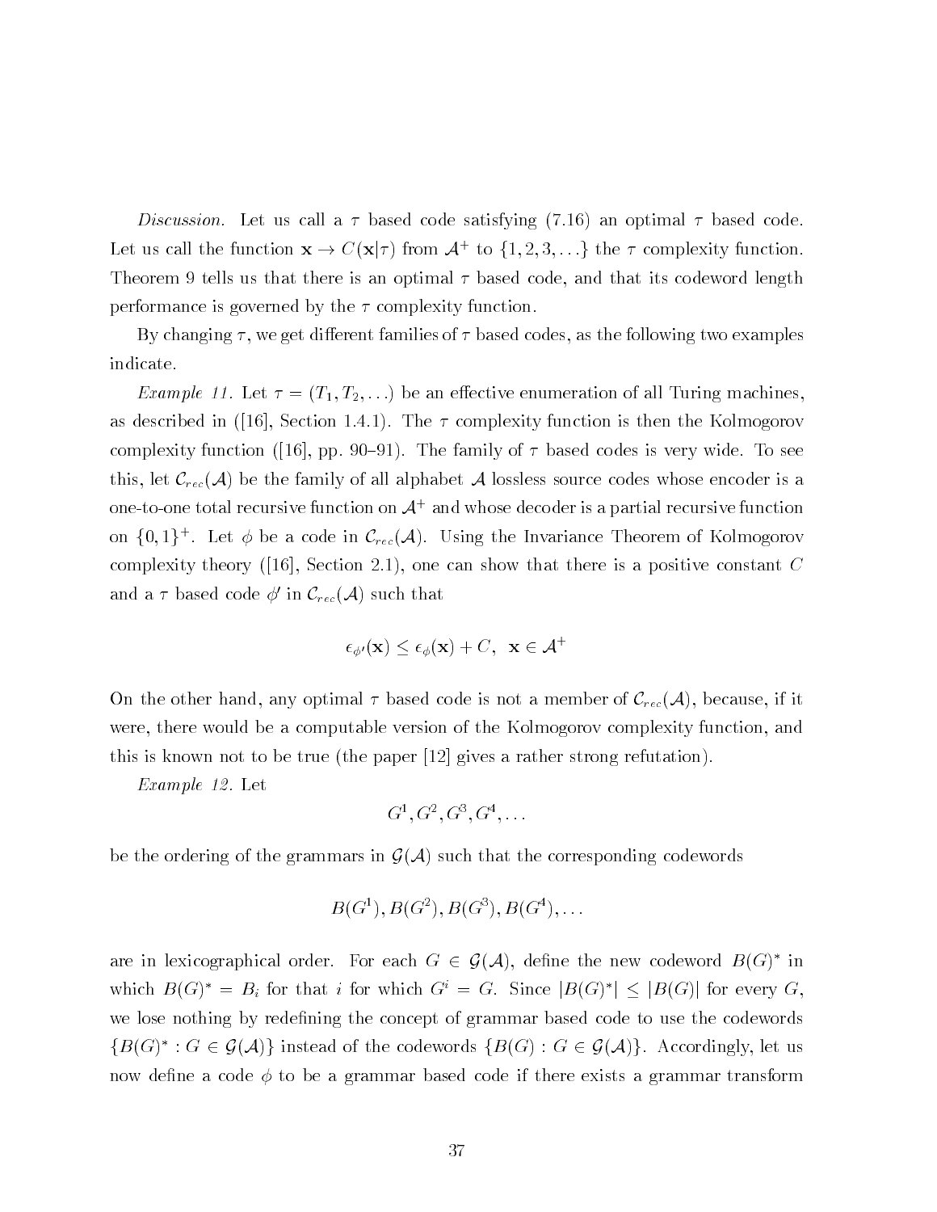*Discussion.* Let us call a $\tau$ based code satisfying (7.16) an optimal $\tau$ based code. Let us call the function $\mathbf{x} \to C(\mathbf{x}|\tau)$ from $\mathcal{A}^+$ to $\{1, 2, 3, \ldots\}$ the $\tau$ complexity function. Theorem 9 tells us that there is an optimal $\tau$ based code, and that its codeword length performance is governed by the $\tau$ complexity function.

By changing $\tau$, we get different families of $\tau$ based codes, as the following two examples indicate.

*Example 11.* Let $\tau = (T_1, T_2, \ldots)$ be an effective enumeration of all Turing machines, as described in ([16], Section 1.4.1). The $\tau$ complexity function is then the Kolmogorov complexity function ([16], pp. 90–91). The family of $\tau$ based codes is very wide. To see this, let $\mathcal{C}_{rec}(\mathcal{A})$ be the family of all alphabet $\mathcal{A}$ lossless source codes whose encoder is a one-to-one total recursive function on $\mathcal{A}^+$ and whose decoder is a partial recursive function on $\{0, 1\}^+$. Let $\phi$ be a code in $\mathcal{C}_{rec}(\mathcal{A})$. Using the Invariance Theorem of Kolmogorov complexity theory ([16], Section 2.1), one can show that there is a positive constant $C$ and a $\tau$ based code $\phi'$ in $\mathcal{C}_{rec}(\mathcal{A})$ such that

$$\epsilon_{\phi'}(\mathbf{x}) \leq \epsilon_{\phi}(\mathbf{x}) + C, \quad \mathbf{x} \in \mathcal{A}^+$$

On the other hand, any optimal $\tau$ based code is not a member of $\mathcal{C}_{rec}(\mathcal{A})$, because, if it were, there would be a computable version of the Kolmogorov complexity function, and this is known not to be true (the paper [12] gives a rather strong refutation).

*Example 12.* Let

$$G^1, G^2, G^3, G^4, \ldots$$

be the ordering of the grammars in $\mathcal{G}(\mathcal{A})$ such that the corresponding codewords

$$B(G^1), B(G^2), B(G^3), B(G^4), \ldots$$

are in lexicographical order. For each $G \in \mathcal{G}(\mathcal{A})$, define the new codeword $B(G)^*$ in which $B(G)^* = B_i$ for that $i$ for which $G^i = G$. Since $|B(G)^*| \leq |B(G)|$ for every $G$, we lose nothing by redefining the concept of grammar based code to use the codewords $\{B(G)^* : G \in \mathcal{G}(\mathcal{A})\}$ instead of the codewords $\{B(G) : G \in \mathcal{G}(\mathcal{A})\}$. Accordingly, let us now define a code $\phi$ to be a grammar based code if there exists a grammar transform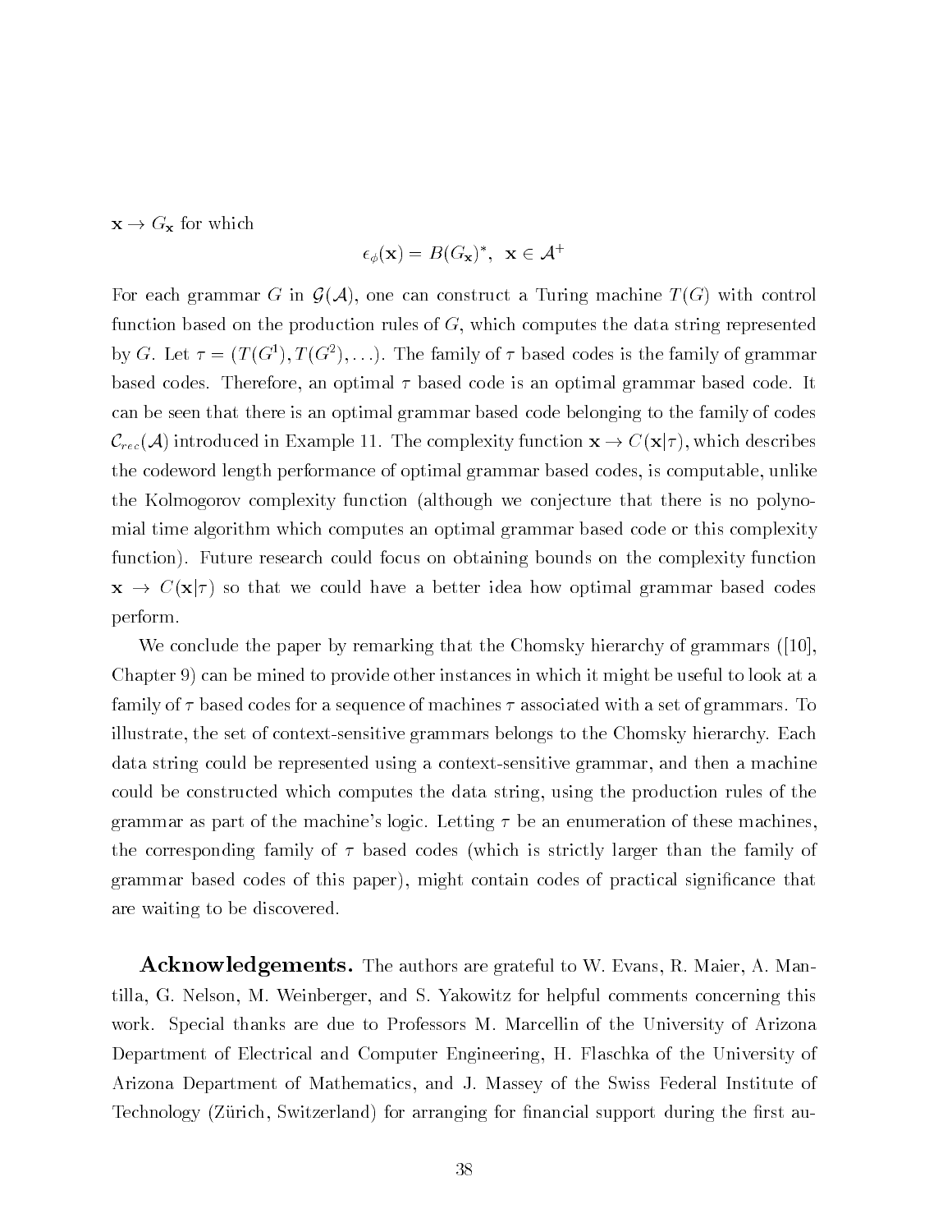$\mathbf{x} \to G_{\mathbf{x}}$ for which

$$\epsilon_\phi(\mathbf{x}) = B(G_{\mathbf{x}})^*, \;\; \mathbf{x} \in \mathcal{A}^+$$

For each grammar $G$ in $\mathcal{G}(\mathcal{A})$, one can construct a Turing machine $T(G)$ with control function based on the production rules of $G$, which computes the data string represented by $G$. Let $\tau = (T(G^1), T(G^2), \ldots)$. The family of $\tau$ based codes is the family of grammar based codes. Therefore, an optimal $\tau$ based code is an optimal grammar based code. It can be seen that there is an optimal grammar based code belonging to the family of codes $\mathcal{C}_{rec}(\mathcal{A})$ introduced in Example 11. The complexity function $\mathbf{x} \to C(\mathbf{x}|\tau)$, which describes the codeword length performance of optimal grammar based codes, is computable, unlike the Kolmogorov complexity function (although we conjecture that there is no polynomial time algorithm which computes an optimal grammar based code or this complexity function). Future research could focus on obtaining bounds on the complexity function $\mathbf{x} \to C(\mathbf{x}|\tau)$ so that we could have a better idea how optimal grammar based codes perform.

We conclude the paper by remarking that the Chomsky hierarchy of grammars ([10], Chapter 9) can be mined to provide other instances in which it might be useful to look at a family of $\tau$ based codes for a sequence of machines $\tau$ associated with a set of grammars. To illustrate, the set of context-sensitive grammars belongs to the Chomsky hierarchy. Each data string could be represented using a context-sensitive grammar, and then a machine could be constructed which computes the data string, using the production rules of the grammar as part of the machine's logic. Letting $\tau$ be an enumeration of these machines, the corresponding family of $\tau$ based codes (which is strictly larger than the family of grammar based codes of this paper), might contain codes of practical significance that are waiting to be discovered.

**Acknowledgements.** The authors are grateful to W. Evans, R. Maier, A. Mantilla, G. Nelson, M. Weinberger, and S. Yakowitz for helpful comments concerning this work. Special thanks are due to Professors M. Marcellin of the University of Arizona Department of Electrical and Computer Engineering, H. Flaschka of the University of Arizona Department of Mathematics, and J. Massey of the Swiss Federal Institute of Technology (Zürich, Switzerland) for arranging for financial support during the first au-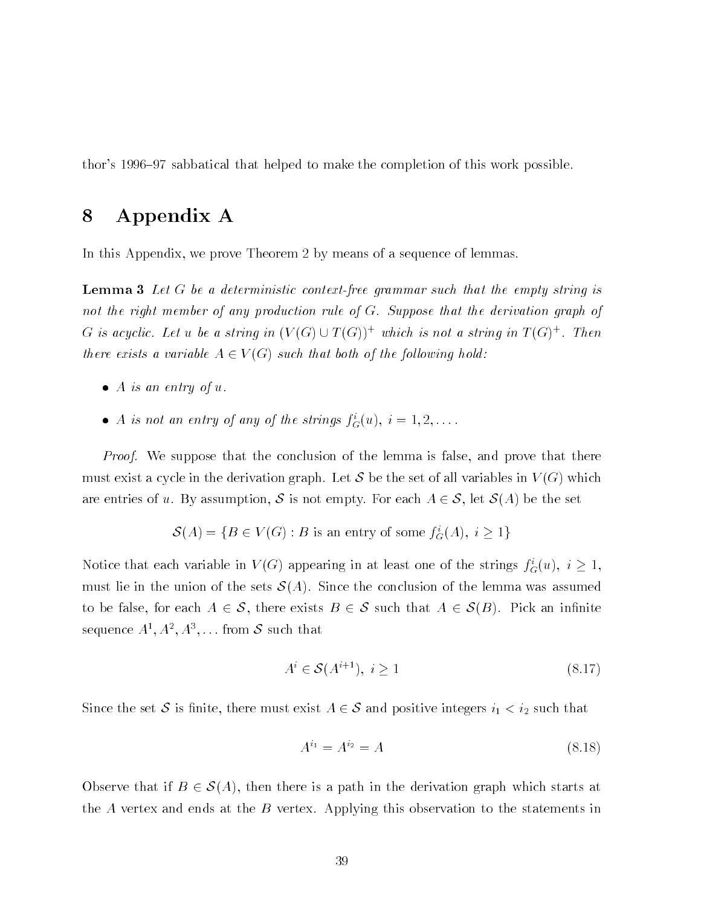thor's 1996–97 sabbatical that helped to make the completion of this work possible.

# 8 Appendix A

In this Appendix, we prove Theorem 2 by means of a sequence of lemmas.

**Lemma 3** *Let $G$ be a deterministic context-free grammar such that the empty string is not the right member of any production rule of $G$. Suppose that the derivation graph of $G$ is acyclic. Let $u$ be a string in $(V(G) \cup T(G))^+$ which is not a string in $T(G)^+$. Then there exists a variable $A \in V(G)$ such that both of the following hold:*

- *$A$ is an entry of $u$.*
- *$A$ is not an entry of any of the strings $f_G^i(u)$, $i = 1, 2, \ldots$.*

*Proof.* We suppose that the conclusion of the lemma is false, and prove that there must exist a cycle in the derivation graph. Let $\mathcal{S}$ be the set of all variables in $V(G)$ which are entries of $u$. By assumption, $\mathcal{S}$ is not empty. For each $A \in \mathcal{S}$, let $\mathcal{S}(A)$ be the set

$$\mathcal{S}(A) = \{B \in V(G) : B \text{ is an entry of some } f_G^i(A),\ i \geq 1\}$$

Notice that each variable in $V(G)$ appearing in at least one of the strings $f_G^i(u)$, $i \geq 1$, must lie in the union of the sets $\mathcal{S}(A)$. Since the conclusion of the lemma was assumed to be false, for each $A \in \mathcal{S}$, there exists $B \in \mathcal{S}$ such that $A \in \mathcal{S}(B)$. Pick an infinite sequence $A^1, A^2, A^3, \ldots$ from $\mathcal{S}$ such that

$$A^i \in \mathcal{S}(A^{i+1}),\ i \geq 1 \tag{8.17}$$

Since the set $\mathcal{S}$ is finite, there must exist $A \in \mathcal{S}$ and positive integers $i_1 < i_2$ such that

$$A^{i_1} = A^{i_2} = A \tag{8.18}$$

Observe that if $B \in \mathcal{S}(A)$, then there is a path in the derivation graph which starts at the $A$ vertex and ends at the $B$ vertex. Applying this observation to the statements in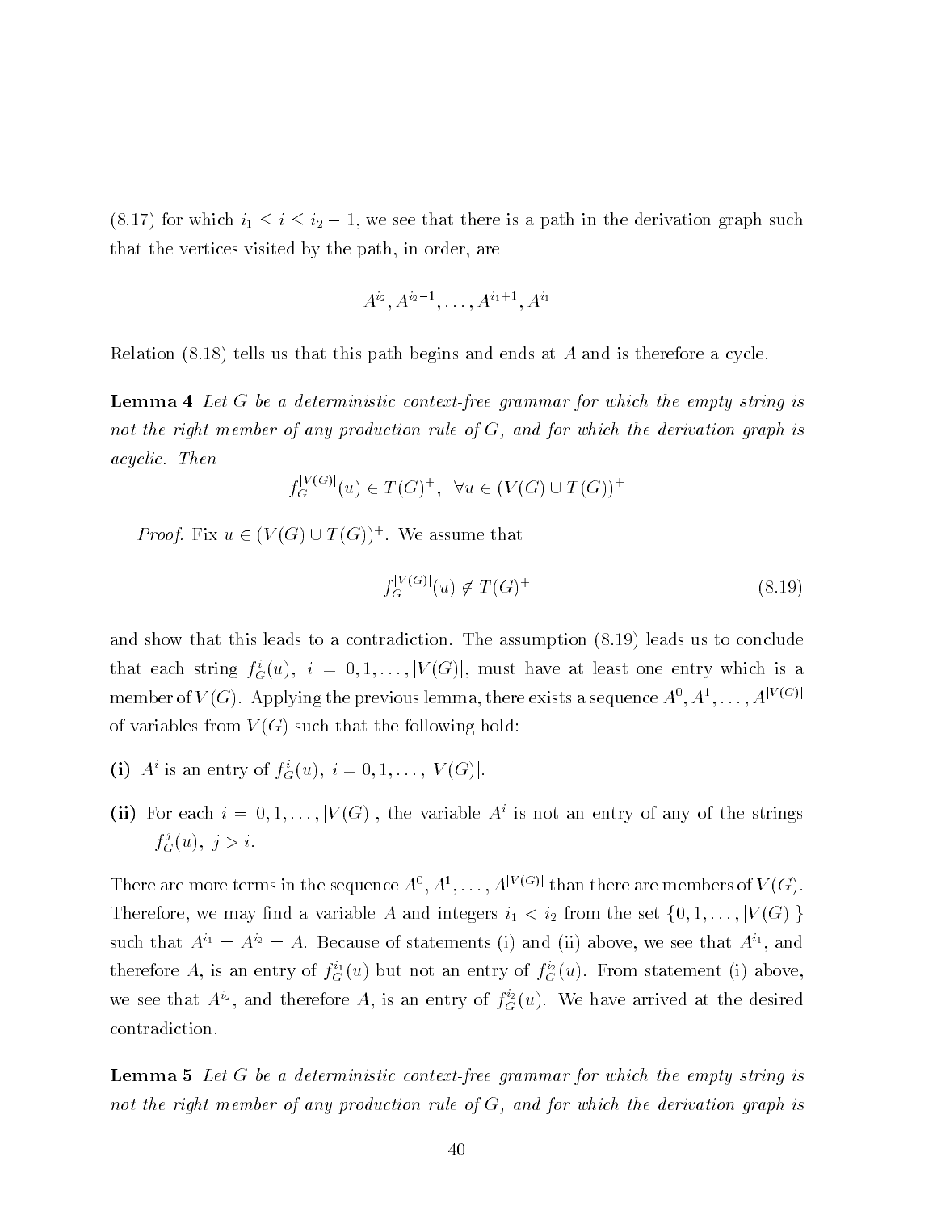(8.17) for which $i_1 \leq i \leq i_2 - 1$, we see that there is a path in the derivation graph such that the vertices visited by the path, in order, are

$$A^{i_2}, A^{i_2-1}, \ldots, A^{i_1+1}, A^{i_1}$$

Relation (8.18) tells us that this path begins and ends at $A$ and is therefore a cycle.

**Lemma 4** *Let $G$ be a deterministic context-free grammar for which the empty string is not the right member of any production rule of $G$, and for which the derivation graph is acyclic. Then*

$$f_G^{|V(G)|}(u) \in T(G)^+, \quad \forall u \in (V(G) \cup T(G))^+$$

*Proof.* Fix $u \in (V(G) \cup T(G))^+$. We assume that

$$f_G^{|V(G)|}(u) \notin T(G)^+ \tag{8.19}$$

and show that this leads to a contradiction. The assumption (8.19) leads us to conclude that each string $f_G^i(u)$, $i = 0, 1, \ldots, |V(G)|$, must have at least one entry which is a member of $V(G)$. Applying the previous lemma, there exists a sequence $A^0, A^1, \ldots, A^{|V(G)|}$ of variables from $V(G)$ such that the following hold:

**(i)** $A^i$ is an entry of $f_G^i(u)$, $i = 0, 1, \ldots, |V(G)|$.

**(ii)** For each $i = 0, 1, \ldots, |V(G)|$, the variable $A^i$ is not an entry of any of the strings $f_G^j(u)$, $j > i$.

There are more terms in the sequence $A^0, A^1, \ldots, A^{|V(G)|}$ than there are members of $V(G)$. Therefore, we may find a variable $A$ and integers $i_1 < i_2$ from the set $\{0, 1, \ldots, |V(G)|\}$ such that $A^{i_1} = A^{i_2} = A$. Because of statements (i) and (ii) above, we see that $A^{i_1}$, and therefore $A$, is an entry of $f_G^{i_1}(u)$ but not an entry of $f_G^{i_2}(u)$. From statement (i) above, we see that $A^{i_2}$, and therefore $A$, is an entry of $f_G^{i_2}(u)$. We have arrived at the desired contradiction.

**Lemma 5** *Let $G$ be a deterministic context-free grammar for which the empty string is not the right member of any production rule of $G$, and for which the derivation graph is*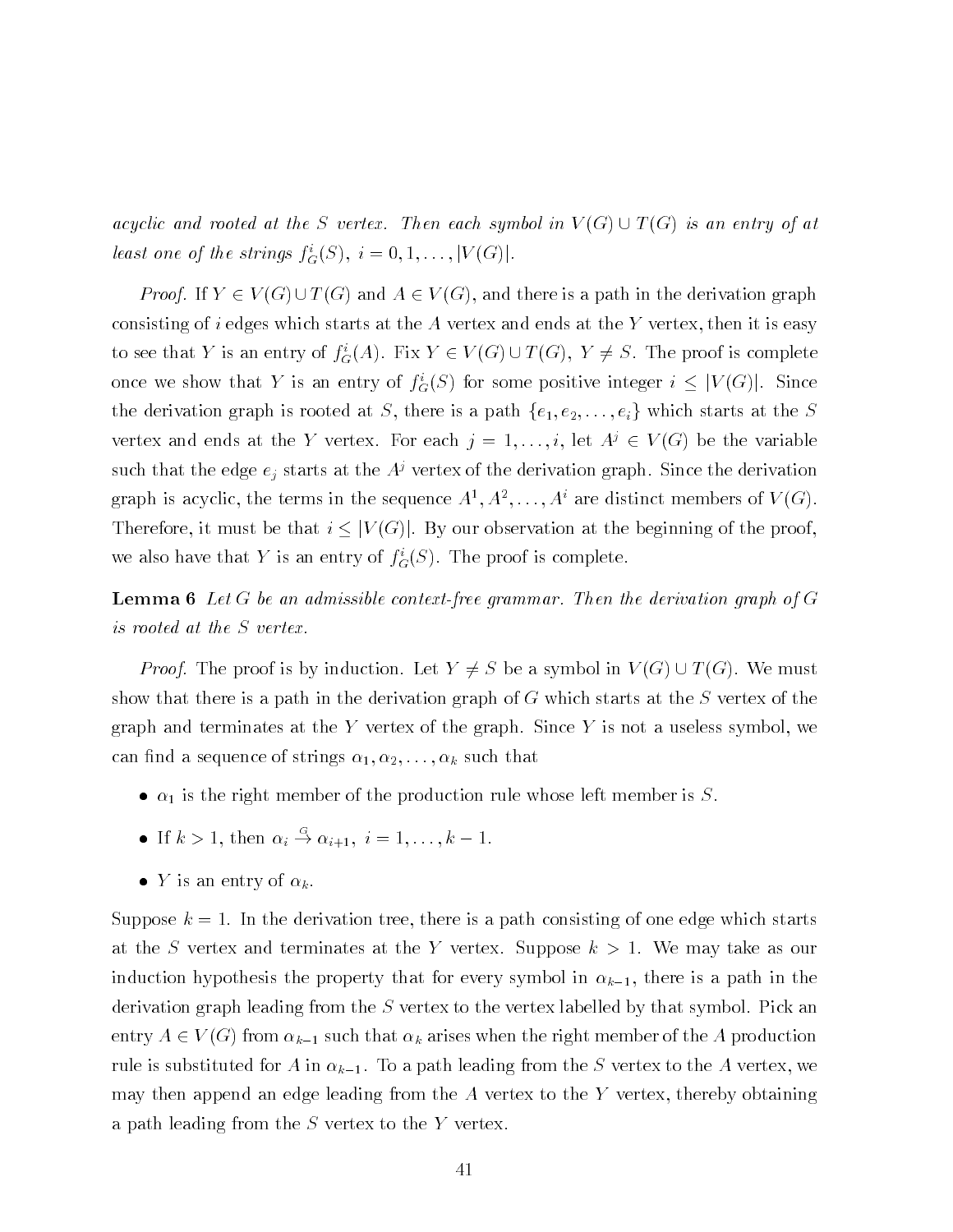*acyclic and rooted at the $S$ vertex. Then each symbol in $V(G) \cup T(G)$ is an entry of at least one of the strings $f_G^i(S)$, $i = 0, 1, \ldots, |V(G)|$.*

*Proof.* If $Y \in V(G) \cup T(G)$ and $A \in V(G)$, and there is a path in the derivation graph consisting of $i$ edges which starts at the $A$ vertex and ends at the $Y$ vertex, then it is easy to see that $Y$ is an entry of $f_G^i(A)$. Fix $Y \in V(G) \cup T(G)$, $Y \neq S$. The proof is complete once we show that $Y$ is an entry of $f_G^i(S)$ for some positive integer $i \leq |V(G)|$. Since the derivation graph is rooted at $S$, there is a path $\{e_1, e_2, \ldots, e_i\}$ which starts at the $S$ vertex and ends at the $Y$ vertex. For each $j = 1, \ldots, i$, let $A^j \in V(G)$ be the variable such that the edge $e_j$ starts at the $A^j$ vertex of the derivation graph. Since the derivation graph is acyclic, the terms in the sequence $A^1, A^2, \ldots, A^i$ are distinct members of $V(G)$. Therefore, it must be that $i \leq |V(G)|$. By our observation at the beginning of the proof, we also have that $Y$ is an entry of $f_G^i(S)$. The proof is complete.

**Lemma 6** *Let $G$ be an admissible context-free grammar. Then the derivation graph of $G$ is rooted at the $S$ vertex.*

*Proof.* The proof is by induction. Let $Y \neq S$ be a symbol in $V(G) \cup T(G)$. We must show that there is a path in the derivation graph of $G$ which starts at the $S$ vertex of the graph and terminates at the $Y$ vertex of the graph. Since $Y$ is not a useless symbol, we can find a sequence of strings $\alpha_1, \alpha_2, \ldots, \alpha_k$ such that

- $\alpha_1$ is the right member of the production rule whose left member is $S$.
- If $k > 1$, then $\alpha_i \stackrel{G}{\rightarrow} \alpha_{i+1}$, $i = 1, \ldots, k-1$.
- $Y$ is an entry of $\alpha_k$.

Suppose $k = 1$. In the derivation tree, there is a path consisting of one edge which starts at the $S$ vertex and terminates at the $Y$ vertex. Suppose $k > 1$. We may take as our induction hypothesis the property that for every symbol in $\alpha_{k-1}$, there is a path in the derivation graph leading from the $S$ vertex to the vertex labelled by that symbol. Pick an entry $A \in V(G)$ from $\alpha_{k-1}$ such that $\alpha_k$ arises when the right member of the $A$ production rule is substituted for $A$ in $\alpha_{k-1}$. To a path leading from the $S$ vertex to the $A$ vertex, we may then append an edge leading from the $A$ vertex to the $Y$ vertex, thereby obtaining a path leading from the $S$ vertex to the $Y$ vertex.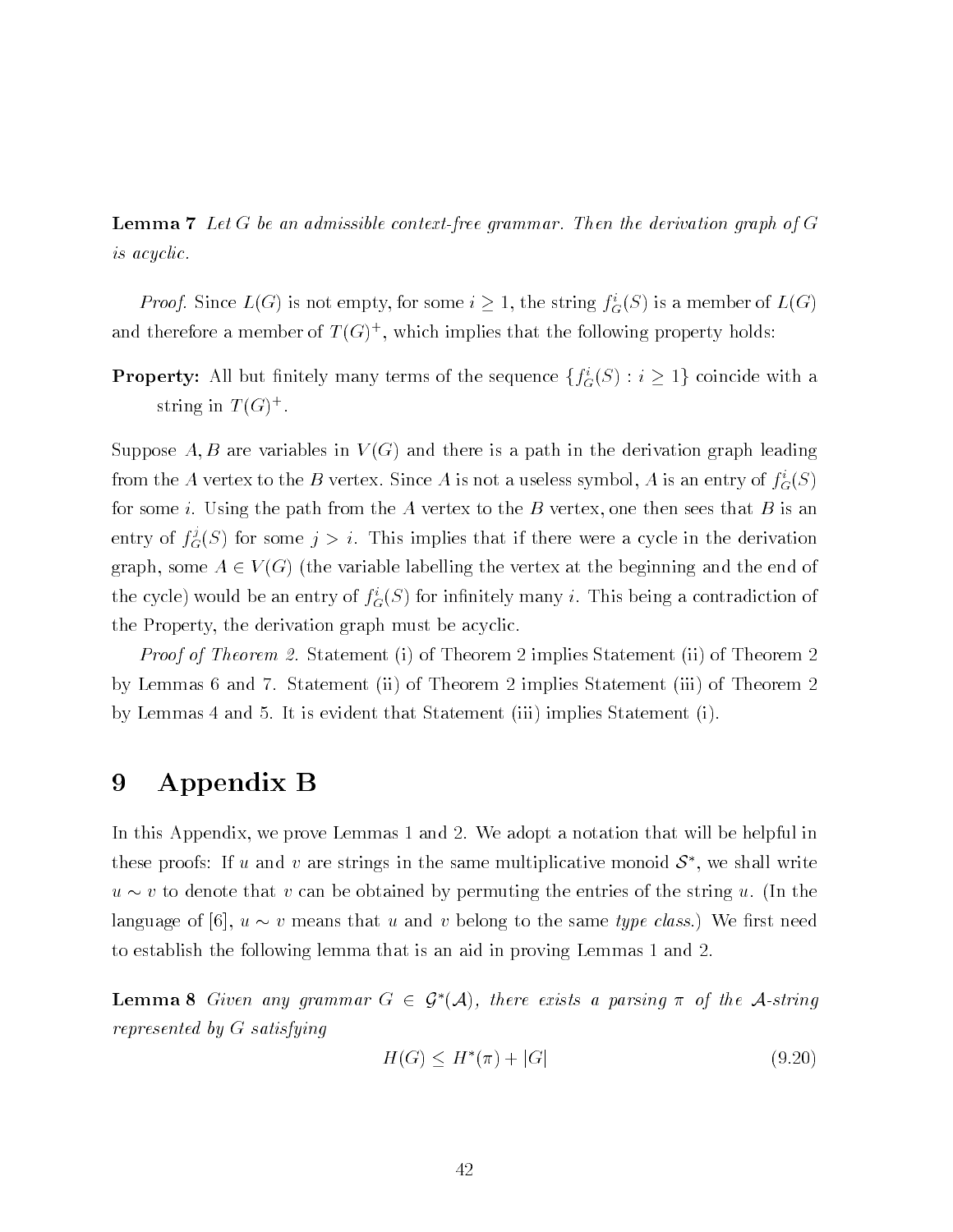**Lemma 7** *Let $G$ be an admissible context-free grammar. Then the derivation graph of $G$ is acyclic.*

*Proof.* Since $L(G)$ is not empty, for some $i \geq 1$, the string $f_G^i(S)$ is a member of $L(G)$ and therefore a member of $T(G)^+$, which implies that the following property holds:

**Property:** All but finitely many terms of the sequence $\{f_G^i(S) : i \geq 1\}$ coincide with a string in $T(G)^+$.

Suppose $A, B$ are variables in $V(G)$ and there is a path in the derivation graph leading from the $A$ vertex to the $B$ vertex. Since $A$ is not a useless symbol, $A$ is an entry of $f_G^i(S)$ for some $i$. Using the path from the $A$ vertex to the $B$ vertex, one then sees that $B$ is an entry of $f_G^j(S)$ for some $j > i$. This implies that if there were a cycle in the derivation graph, some $A \in V(G)$ (the variable labelling the vertex at the beginning and the end of the cycle) would be an entry of $f_G^i(S)$ for infinitely many $i$. This being a contradiction of the Property, the derivation graph must be acyclic.

*Proof of Theorem 2.* Statement (i) of Theorem 2 implies Statement (ii) of Theorem 2 by Lemmas 6 and 7. Statement (ii) of Theorem 2 implies Statement (iii) of Theorem 2 by Lemmas 4 and 5. It is evident that Statement (iii) implies Statement (i).

# 9 Appendix B

In this Appendix, we prove Lemmas 1 and 2. We adopt a notation that will be helpful in these proofs: If $u$ and $v$ are strings in the same multiplicative monoid $\mathcal{S}^*$, we shall write $u \sim v$ to denote that $v$ can be obtained by permuting the entries of the string $u$. (In the language of [6], $u \sim v$ means that $u$ and $v$ belong to the same *type class*.) We first need to establish the following lemma that is an aid in proving Lemmas 1 and 2.

**Lemma 8** *Given any grammar $G \in \mathcal{G}^*(\mathcal{A})$, there exists a parsing $\pi$ of the $\mathcal{A}$-string represented by $G$ satisfying*

$$H(G) \leq H^*(\pi) + |G| \tag{9.20}$$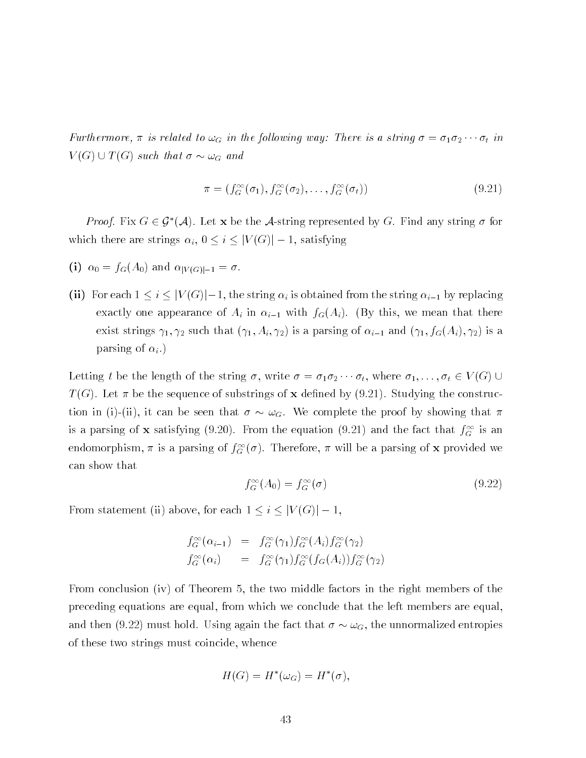*Furthermore, $\pi$ is related to $\omega_G$ in the following way: There is a string $\sigma = \sigma_1\sigma_2\cdots\sigma_t$ in $V(G) \cup T(G)$ such that $\sigma \sim \omega_G$ and*

$$\pi = (f_G^\infty(\sigma_1), f_G^\infty(\sigma_2), \ldots, f_G^\infty(\sigma_t)) \tag{9.21}$$

*Proof.* Fix $G \in \mathcal{G}^*(\mathcal{A})$. Let $\mathbf{x}$ be the $\mathcal{A}$-string represented by $G$. Find any string $\sigma$ for which there are strings $\alpha_i$, $0 \le i \le |V(G)| - 1$, satisfying

**(i)** $\alpha_0 = f_G(A_0)$ and $\alpha_{|V(G)|-1} = \sigma$.

**(ii)** For each $1 \le i \le |V(G)| - 1$, the string $\alpha_i$ is obtained from the string $\alpha_{i-1}$ by replacing exactly one appearance of $A_i$ in $\alpha_{i-1}$ with $f_G(A_i)$. (By this, we mean that there exist strings $\gamma_1, \gamma_2$ such that $(\gamma_1, A_i, \gamma_2)$ is a parsing of $\alpha_{i-1}$ and $(\gamma_1, f_G(A_i), \gamma_2)$ is a parsing of $\alpha_i$.)

Letting $t$ be the length of the string $\sigma$, write $\sigma = \sigma_1\sigma_2\cdots\sigma_t$, where $\sigma_1, \ldots, \sigma_t \in V(G) \cup T(G)$. Let $\pi$ be the sequence of substrings of $\mathbf{x}$ defined by (9.21). Studying the construction in (i)-(ii), it can be seen that $\sigma \sim \omega_G$. We complete the proof by showing that $\pi$ is a parsing of $\mathbf{x}$ satisfying (9.20). From the equation (9.21) and the fact that $f_G^\infty$ is an endomorphism, $\pi$ is a parsing of $f_G^\infty(\sigma)$. Therefore, $\pi$ will be a parsing of $\mathbf{x}$ provided we can show that

$$f_G^\infty(A_0) = f_G^\infty(\sigma) \tag{9.22}$$

From statement (ii) above, for each $1 \le i \le |V(G)| - 1$,

$$\begin{aligned} f_G^\infty(\alpha_{i-1}) &= f_G^\infty(\gamma_1) f_G^\infty(A_i) f_G^\infty(\gamma_2) \\ f_G^\infty(\alpha_i) &= f_G^\infty(\gamma_1) f_G^\infty(f_G(A_i)) f_G^\infty(\gamma_2) \end{aligned}$$

From conclusion (iv) of Theorem 5, the two middle factors in the right members of the preceding equations are equal, from which we conclude that the left members are equal, and then (9.22) must hold. Using again the fact that $\sigma \sim \omega_G$, the unnormalized entropies of these two strings must coincide, whence

$$H(G) = H^*(\omega_G) = H^*(\sigma),$$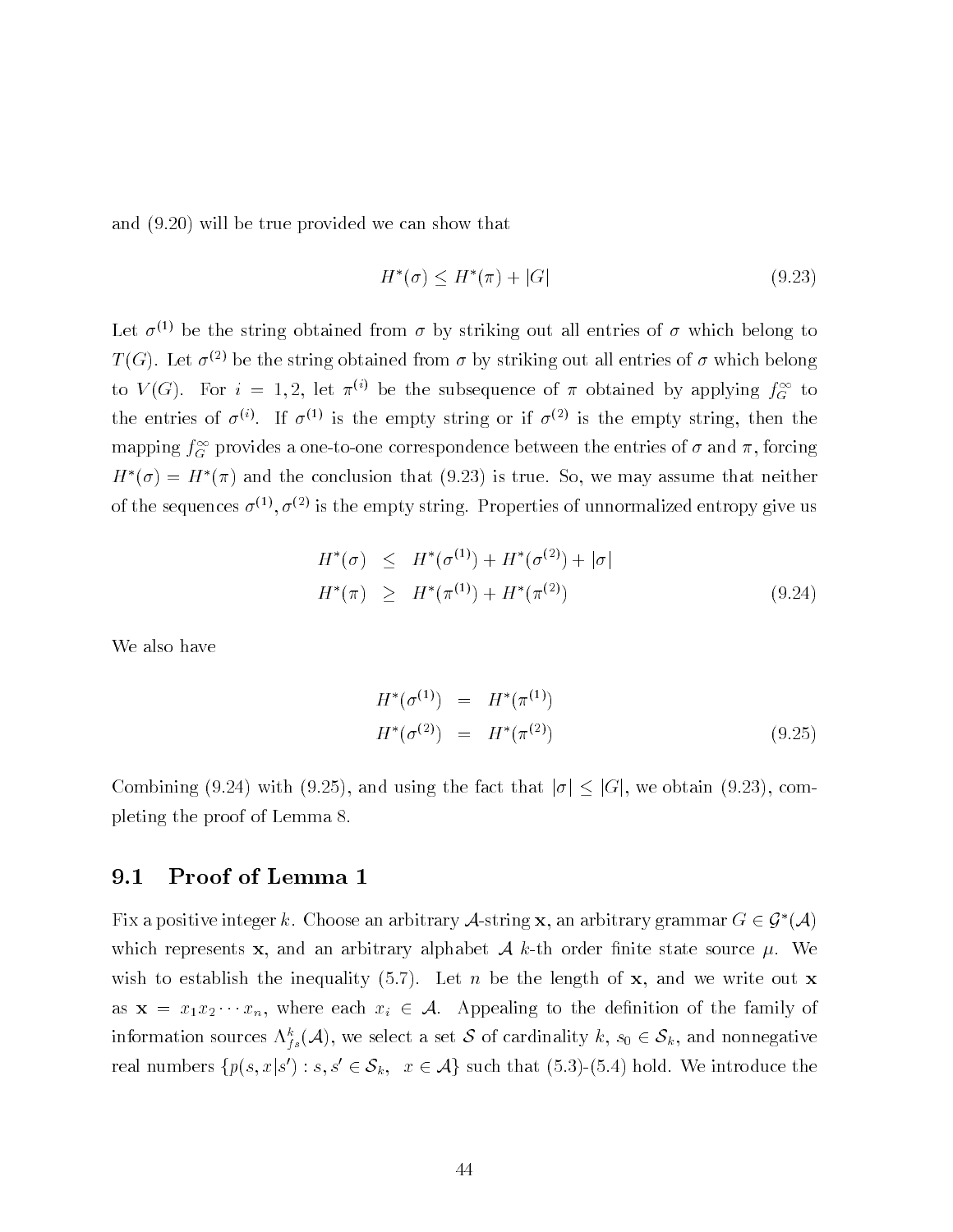and (9.20) will be true provided we can show that

$$H^*(\sigma) \leq H^*(\pi) + |G| \tag{9.23}$$

Let $\sigma^{(1)}$ be the string obtained from $\sigma$ by striking out all entries of $\sigma$ which belong to $T(G)$. Let $\sigma^{(2)}$ be the string obtained from $\sigma$ by striking out all entries of $\sigma$ which belong to $V(G)$. For $i = 1, 2$, let $\pi^{(i)}$ be the subsequence of $\pi$ obtained by applying $f_G^\infty$ to the entries of $\sigma^{(i)}$. If $\sigma^{(1)}$ is the empty string or if $\sigma^{(2)}$ is the empty string, then the mapping $f_G^\infty$ provides a one-to-one correspondence between the entries of $\sigma$ and $\pi$, forcing $H^*(\sigma) = H^*(\pi)$ and the conclusion that (9.23) is true. So, we may assume that neither of the sequences $\sigma^{(1)}, \sigma^{(2)}$ is the empty string. Properties of unnormalized entropy give us

$$\begin{aligned} H^*(\sigma) &\leq H^*(\sigma^{(1)}) + H^*(\sigma^{(2)}) + |\sigma| \\ H^*(\pi) &\geq H^*(\pi^{(1)}) + H^*(\pi^{(2)}) \end{aligned} \tag{9.24}$$

We also have

$$\begin{aligned} H^*(\sigma^{(1)}) &= H^*(\pi^{(1)}) \\ H^*(\sigma^{(2)}) &= H^*(\pi^{(2)}) \end{aligned} \tag{9.25}$$

Combining (9.24) with (9.25), and using the fact that $|\sigma| \leq |G|$, we obtain (9.23), completing the proof of Lemma 8.

## 9.1 Proof of Lemma 1

Fix a positive integer $k$. Choose an arbitrary $\mathcal{A}$-string $\mathbf{x}$, an arbitrary grammar $G \in \mathcal{G}^*(\mathcal{A})$ which represents $\mathbf{x}$, and an arbitrary alphabet $\mathcal{A}$ $k$-th order finite state source $\mu$. We wish to establish the inequality (5.7). Let $n$ be the length of $\mathbf{x}$, and we write out $\mathbf{x}$ as $\mathbf{x} = x_1 x_2 \cdots x_n$, where each $x_i \in \mathcal{A}$. Appealing to the definition of the family of information sources $\Lambda_{fs}^k(\mathcal{A})$, we select a set $\mathcal{S}$ of cardinality $k$, $s_0 \in \mathcal{S}_k$, and nonnegative real numbers $\{p(s, x|s') : s, s' \in \mathcal{S}_k, \;\; x \in \mathcal{A}\}$ such that (5.3)-(5.4) hold. We introduce the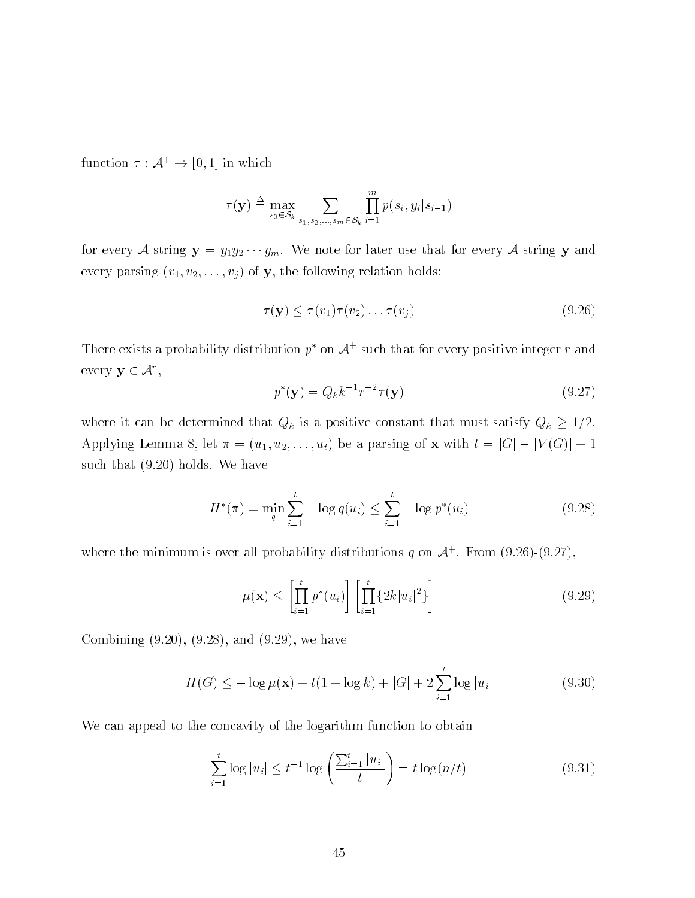function $\tau : \mathcal{A}^+ \to [0,1]$ in which

$$\tau(\mathbf{y}) \triangleq \max_{s_0 \in \mathcal{S}_k} \sum_{s_1, s_2, \ldots, s_m \in \mathcal{S}_k} \prod_{i=1}^{m} p(s_i, y_i | s_{i-1})$$

for every $\mathcal{A}$-string $\mathbf{y} = y_1 y_2 \cdots y_m$. We note for later use that for every $\mathcal{A}$-string $\mathbf{y}$ and every parsing $(v_1, v_2, \ldots, v_j)$ of $\mathbf{y}$, the following relation holds:

$$\tau(\mathbf{y}) \leq \tau(v_1)\tau(v_2)\ldots\tau(v_j) \tag{9.26}$$

There exists a probability distribution $p^*$ on $\mathcal{A}^+$ such that for every positive integer $r$ and every $\mathbf{y} \in \mathcal{A}^r$,

$$p^*(\mathbf{y}) = Q_k k^{-1} r^{-2} \tau(\mathbf{y}) \tag{9.27}$$

where it can be determined that $Q_k$ is a positive constant that must satisfy $Q_k \geq 1/2$. Applying Lemma 8, let $\pi = (u_1, u_2, \ldots, u_t)$ be a parsing of $\mathbf{x}$ with $t = |G| - |V(G)| + 1$ such that (9.20) holds. We have

$$H^*(\pi) = \min_q \sum_{i=1}^{t} -\log q(u_i) \leq \sum_{i=1}^{t} -\log p^*(u_i) \tag{9.28}$$

where the minimum is over all probability distributions $q$ on $\mathcal{A}^+$. From (9.26)-(9.27),

$$\mu(\mathbf{x}) \leq \left[\prod_{i=1}^{t} p^*(u_i)\right] \left[\prod_{i=1}^{t} \{2k|u_i|^2\}\right] \tag{9.29}$$

Combining (9.20), (9.28), and (9.29), we have

$$H(G) \leq -\log \mu(\mathbf{x}) + t(1 + \log k) + |G| + 2\sum_{i=1}^{t} \log |u_i| \tag{9.30}$$

We can appeal to the concavity of the logarithm function to obtain

$$\sum_{i=1}^{t} \log |u_i| \leq t^{-1} \log \left( \frac{\sum_{i=1}^{t} |u_i|}{t} \right) = t \log(n/t) \tag{9.31}$$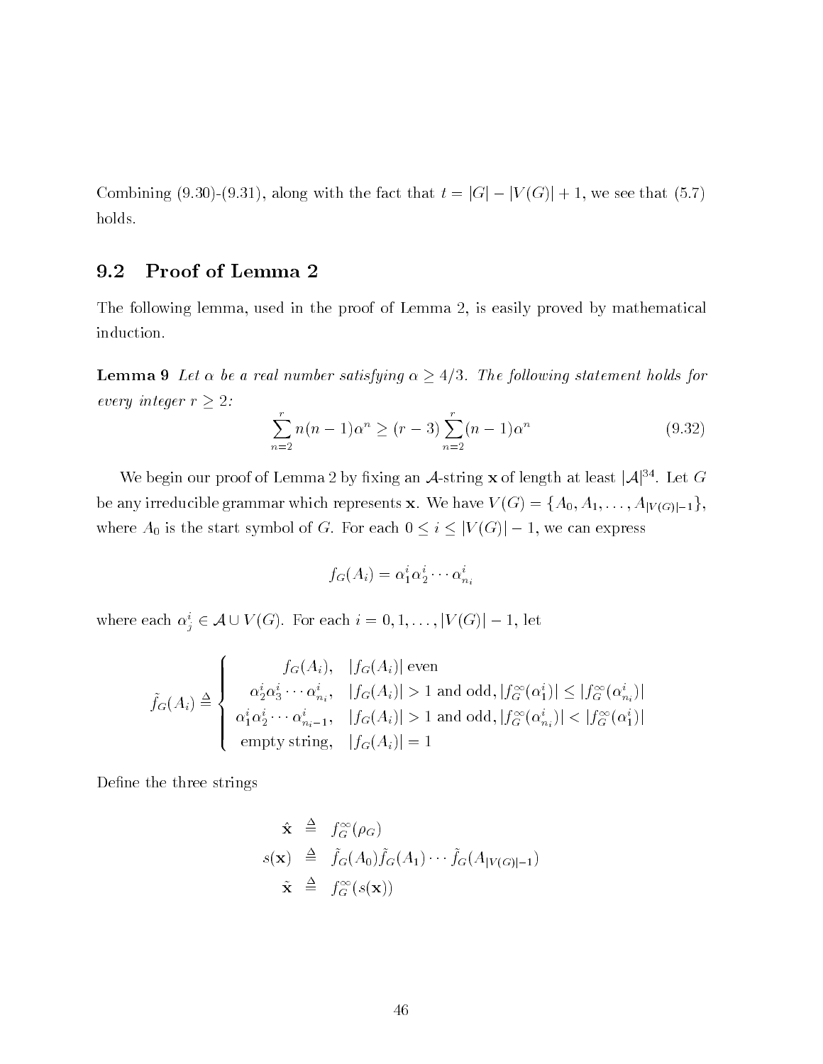Combining (9.30)-(9.31), along with the fact that $t = |G| - |V(G)| + 1$, we see that (5.7) holds.

## 9.2 Proof of Lemma 2

The following lemma, used in the proof of Lemma 2, is easily proved by mathematical induction.

**Lemma 9** *Let $\alpha$ be a real number satisfying $\alpha \geq 4/3$. The following statement holds for every integer $r \geq 2$:*

$$\sum_{n=2}^{r} n(n-1)\alpha^n \geq (r-3)\sum_{n=2}^{r}(n-1)\alpha^n \tag{9.32}$$

We begin our proof of Lemma 2 by fixing an $\mathcal{A}$-string $\mathbf{x}$ of length at least $|\mathcal{A}|^{34}$. Let $G$ be any irreducible grammar which represents $\mathbf{x}$. We have $V(G) = \{A_0, A_1, \ldots, A_{|V(G)|-1}\}$, where $A_0$ is the start symbol of $G$. For each $0 \leq i \leq |V(G)| - 1$, we can express

$$f_G(A_i) = \alpha_1^i \alpha_2^i \cdots \alpha_{n_i}^i$$

where each $\alpha_j^i \in \mathcal{A} \cup V(G)$. For each $i = 0, 1, \ldots, |V(G)| - 1$, let

$$\tilde{f}_G(A_i) \triangleq \begin{cases} f_G(A_i), & |f_G(A_i)| \text{ even} \\ \alpha_2^i \alpha_3^i \cdots \alpha_{n_i}^i, & |f_G(A_i)| > 1 \text{ and odd}, |f_G^\infty(\alpha_1^i)| \leq |f_G^\infty(\alpha_{n_i}^i)| \\ \alpha_1^i \alpha_2^i \cdots \alpha_{n_i-1}^i, & |f_G(A_i)| > 1 \text{ and odd}, |f_G^\infty(\alpha_{n_i}^i)| < |f_G^\infty(\alpha_1^i)| \\ \text{empty string}, & |f_G(A_i)| = 1 \end{cases}$$

Define the three strings

$$\begin{aligned} \hat{\mathbf{x}} &\triangleq f_G^\infty(\rho_G) \\ s(\mathbf{x}) &\triangleq \tilde{f}_G(A_0)\tilde{f}_G(A_1)\cdots\tilde{f}_G(A_{|V(G)|-1}) \\ \tilde{\mathbf{x}} &\triangleq f_G^\infty(s(\mathbf{x})) \end{aligned}$$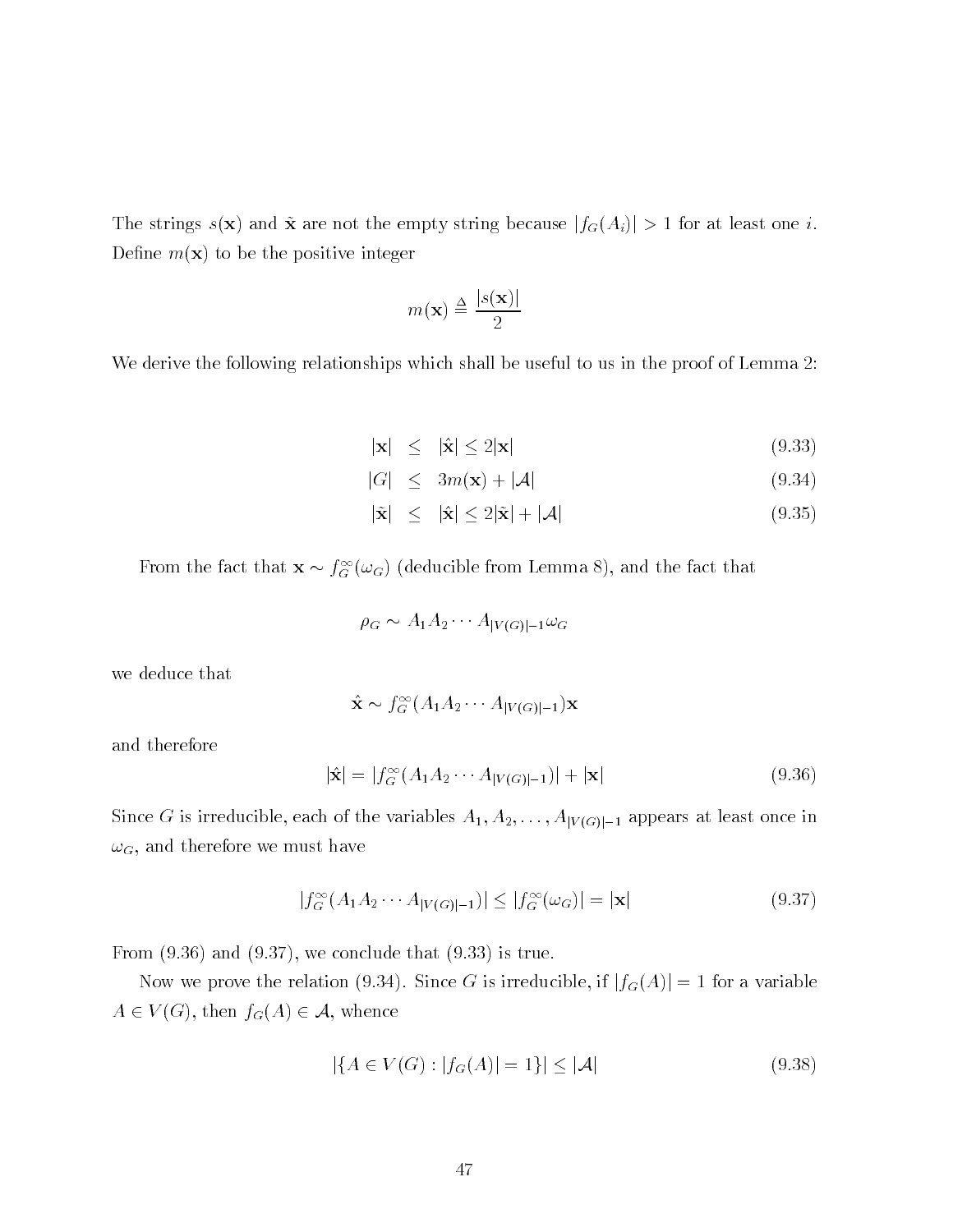The strings $s(\mathbf{x})$ and $\tilde{\mathbf{x}}$ are not the empty string because $|f_G(A_i)| > 1$ for at least one $i$. Define $m(\mathbf{x})$ to be the positive integer

$$m(\mathbf{x}) \triangleq \frac{|s(\mathbf{x})|}{2}$$

We derive the following relationships which shall be useful to us in the proof of Lemma 2:

$$|\mathbf{x}| \leq |\hat{\mathbf{x}}| \leq 2|\mathbf{x}| \tag{9.33}$$

$$|G| \leq 3m(\mathbf{x}) + |\mathcal{A}| \tag{9.34}$$

$$|\tilde{\mathbf{x}}| \leq |\hat{\mathbf{x}}| \leq 2|\tilde{\mathbf{x}}| + |\mathcal{A}| \tag{9.35}$$

From the fact that $\mathbf{x} \sim f_G^\infty(\omega_G)$ (deducible from Lemma 8), and the fact that

$$\rho_G \sim A_1 A_2 \cdots A_{|V(G)|-1}\omega_G$$

we deduce that

$$\hat{\mathbf{x}} \sim f_G^\infty(A_1 A_2 \cdots A_{|V(G)|-1})\mathbf{x}$$

and therefore

$$|\hat{\mathbf{x}}| = |f_G^\infty(A_1 A_2 \cdots A_{|V(G)|-1})| + |\mathbf{x}| \tag{9.36}$$

Since $G$ is irreducible, each of the variables $A_1, A_2, \ldots, A_{|V(G)|-1}$ appears at least once in $\omega_G$, and therefore we must have

$$|f_G^\infty(A_1 A_2 \cdots A_{|V(G)|-1})| \leq |f_G^\infty(\omega_G)| = |\mathbf{x}| \tag{9.37}$$

From (9.36) and (9.37), we conclude that (9.33) is true.

Now we prove the relation (9.34). Since $G$ is irreducible, if $|f_G(A)| = 1$ for a variable $A \in V(G)$, then $f_G(A) \in \mathcal{A}$, whence

$$|\{A \in V(G) : |f_G(A)| = 1\}| \leq |\mathcal{A}| \tag{9.38}$$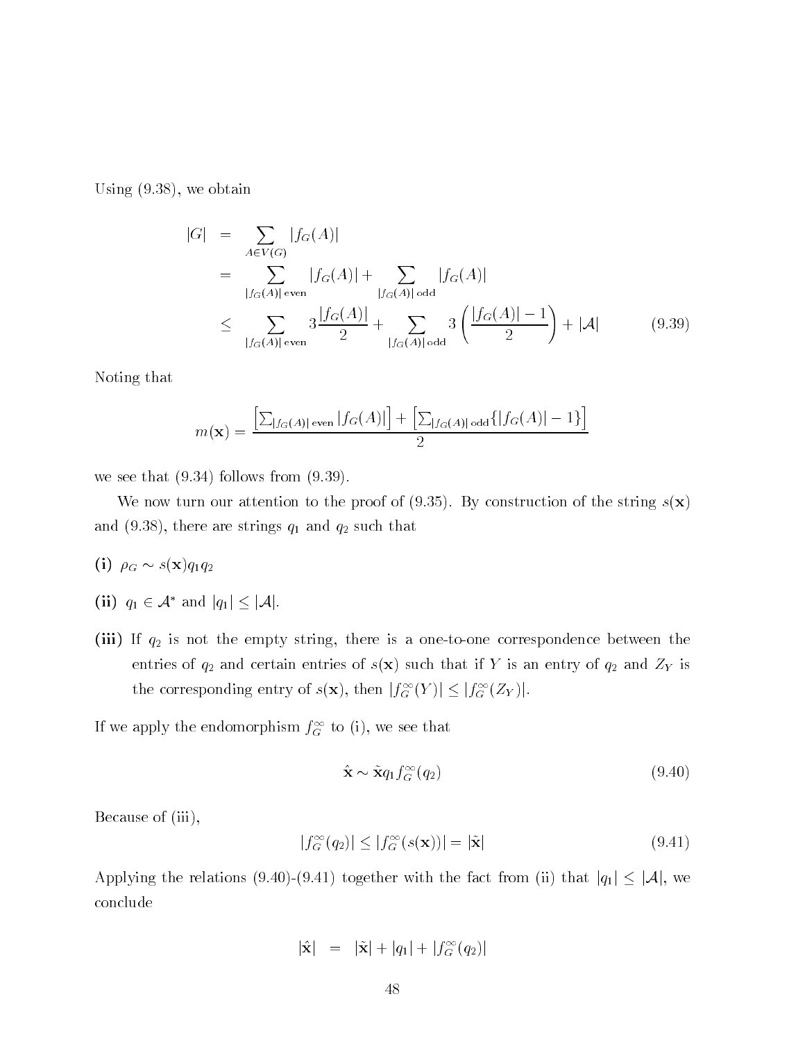Using (9.38), we obtain

$$
\begin{aligned}
|G| &= \sum_{A \in V(G)} |f_G(A)| \\
&= \sum_{|f_G(A)|\text{ even}} |f_G(A)| + \sum_{|f_G(A)|\text{ odd}} |f_G(A)| \\
&\leq \sum_{|f_G(A)|\text{ even}} 3\frac{|f_G(A)|}{2} + \sum_{|f_G(A)|\text{ odd}} 3\left(\frac{|f_G(A)|-1}{2}\right) + |\mathcal{A}| \qquad (9.39)
\end{aligned}
$$

Noting that

$$
m(\mathbf{x}) = \frac{\left[\sum_{|f_G(A)|\text{ even}} |f_G(A)|\right] + \left[\sum_{|f_G(A)|\text{ odd}} \{|f_G(A)|-1\}\right]}{2}
$$

we see that (9.34) follows from (9.39).

We now turn our attention to the proof of (9.35). By construction of the string $s(\mathbf{x})$ and (9.38), there are strings $q_1$ and $q_2$ such that

**(i)** $\rho_G \sim s(\mathbf{x})q_1q_2$

**(ii)** $q_1 \in \mathcal{A}^*$ and $|q_1| \leq |\mathcal{A}|$.

**(iii)** If $q_2$ is not the empty string, there is a one-to-one correspondence between the entries of $q_2$ and certain entries of $s(\mathbf{x})$ such that if $Y$ is an entry of $q_2$ and $Z_Y$ is the corresponding entry of $s(\mathbf{x})$, then $|f_G^\infty(Y)| \leq |f_G^\infty(Z_Y)|$.

If we apply the endomorphism $f_G^\infty$ to (i), we see that

$$
\hat{\mathbf{x}} \sim \tilde{\mathbf{x}} q_1 f_G^\infty(q_2) \qquad (9.40)
$$

Because of (iii),

$$
|f_G^\infty(q_2)| \leq |f_G^\infty(s(\mathbf{x}))| = |\tilde{\mathbf{x}}| \qquad (9.41)
$$

Applying the relations (9.40)-(9.41) together with the fact from (ii) that $|q_1| \leq |\mathcal{A}|$, we conclude

$$
|\hat{\mathbf{x}}| = |\tilde{\mathbf{x}}| + |q_1| + |f_G^\infty(q_2)|
$$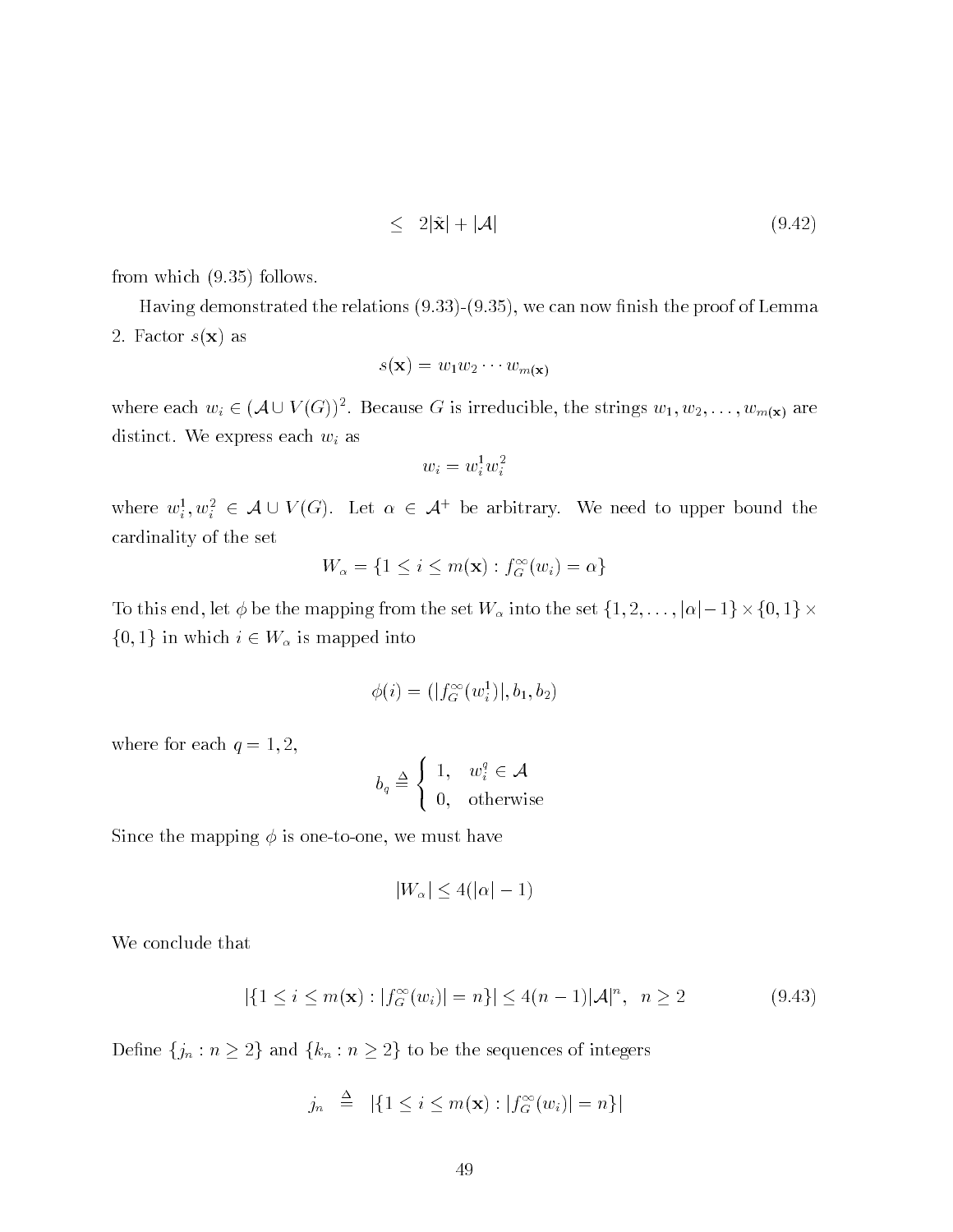$$\leq \quad 2|\tilde{\mathbf{x}}| + |\mathcal{A}| \tag{9.42}$$

from which (9.35) follows.

Having demonstrated the relations (9.33)-(9.35), we can now finish the proof of Lemma 2. Factor $s(\mathbf{x})$ as

$$s(\mathbf{x}) = w_1 w_2 \cdots w_{m(\mathbf{x})}$$

where each $w_i \in (\mathcal{A} \cup V(G))^2$. Because $G$ is irreducible, the strings $w_1, w_2, \ldots, w_{m(\mathbf{x})}$ are distinct. We express each $w_i$ as

$$w_i = w_i^1 w_i^2$$

where $w_i^1, w_i^2 \in \mathcal{A} \cup V(G)$. Let $\alpha \in \mathcal{A}^+$ be arbitrary. We need to upper bound the cardinality of the set

$$W_\alpha = \{1 \leq i \leq m(\mathbf{x}) : f_G^\infty(w_i) = \alpha\}$$

To this end, let $\phi$ be the mapping from the set $W_\alpha$ into the set $\{1, 2, \ldots, |\alpha| - 1\} \times \{0, 1\} \times \{0, 1\}$ in which $i \in W_\alpha$ is mapped into

$$\phi(i) = (|f_G^\infty(w_i^1)|, b_1, b_2)$$

where for each $q = 1, 2$,

$$b_q \triangleq \begin{cases} 1, & w_i^q \in \mathcal{A} \\ 0, & \text{otherwise} \end{cases}$$

Since the mapping $\phi$ is one-to-one, we must have

$$|W_\alpha| \leq 4(|\alpha| - 1)$$

We conclude that

$$|\{1 \leq i \leq m(\mathbf{x}) : |f_G^\infty(w_i)| = n\}| \leq 4(n-1)|\mathcal{A}|^n, \quad n \geq 2 \tag{9.43}$$

Define $\{j_n : n \geq 2\}$ and $\{k_n : n \geq 2\}$ to be the sequences of integers

$$j_n \quad \triangleq \quad |\{1 \leq i \leq m(\mathbf{x}) : |f_G^\infty(w_i)| = n\}|$$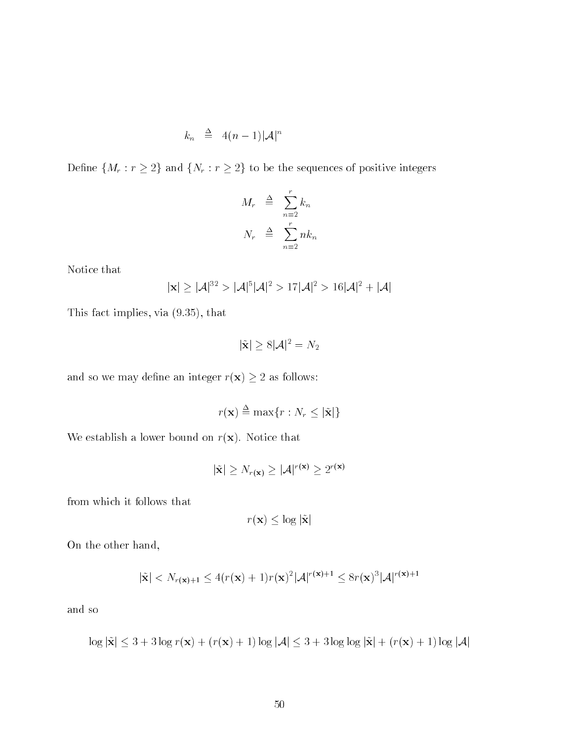$$k_n \triangleq 4(n-1)|\mathcal{A}|^n$$

Define $\{M_r : r \geq 2\}$ and $\{N_r : r \geq 2\}$ to be the sequences of positive integers

$$M_r \triangleq \sum_{n=2}^{r} k_n$$

$$N_r \triangleq \sum_{n=2}^{r} n k_n$$

Notice that

$$|\mathbf{x}| \geq |\mathcal{A}|^{32} > |\mathcal{A}|^5 |\mathcal{A}|^2 > 17|\mathcal{A}|^2 > 16|\mathcal{A}|^2 + |\mathcal{A}|$$

This fact implies, via (9.35), that

$$|\tilde{\mathbf{x}}| \geq 8|\mathcal{A}|^2 = N_2$$

and so we may define an integer $r(\mathbf{x}) \geq 2$ as follows:

$$r(\mathbf{x}) \triangleq \max\{r : N_r \leq |\tilde{\mathbf{x}}|\}$$

We establish a lower bound on $r(\mathbf{x})$. Notice that

$$|\tilde{\mathbf{x}}| \geq N_{r(\mathbf{x})} \geq |\mathcal{A}|^{r(\mathbf{x})} \geq 2^{r(\mathbf{x})}$$

from which it follows that

$$r(\mathbf{x}) \leq \log |\tilde{\mathbf{x}}|$$

On the other hand,

$$|\tilde{\mathbf{x}}| < N_{r(\mathbf{x})+1} \leq 4(r(\mathbf{x})+1) r(\mathbf{x})^2 |\mathcal{A}|^{r(\mathbf{x})+1} \leq 8 r(\mathbf{x})^3 |\mathcal{A}|^{r(\mathbf{x})+1}$$

and so

$$\log |\tilde{\mathbf{x}}| \leq 3 + 3 \log r(\mathbf{x}) + (r(\mathbf{x})+1) \log |\mathcal{A}| \leq 3 + 3 \log \log |\tilde{\mathbf{x}}| + (r(\mathbf{x})+1) \log |\mathcal{A}|$$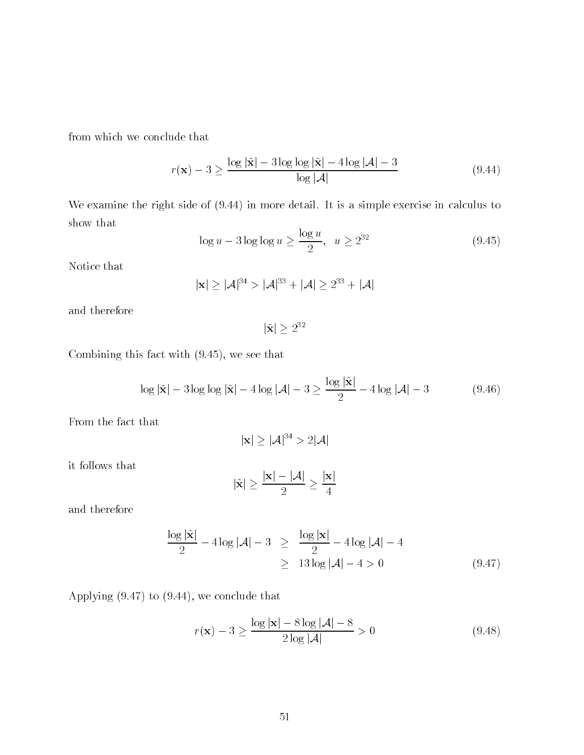from which we conclude that

$$r(\mathbf{x}) - 3 \geq \frac{\log|\tilde{\mathbf{x}}| - 3\log\log|\tilde{\mathbf{x}}| - 4\log|\mathcal{A}| - 3}{\log|\mathcal{A}|} \tag{9.44}$$

We examine the right side of (9.44) in more detail. It is a simple exercise in calculus to show that

$$\log u - 3\log\log u \geq \frac{\log u}{2}, \quad u \geq 2^{32} \tag{9.45}$$

Notice that

$$|\mathbf{x}| \geq |\mathcal{A}|^{34} > |\mathcal{A}|^{33} + |\mathcal{A}| \geq 2^{33} + |\mathcal{A}|$$

and therefore

$$|\tilde{\mathbf{x}}| \geq 2^{32}$$

Combining this fact with (9.45), we see that

$$\log|\tilde{\mathbf{x}}| - 3\log\log|\tilde{\mathbf{x}}| - 4\log|\mathcal{A}| - 3 \geq \frac{\log|\tilde{\mathbf{x}}|}{2} - 4\log|\mathcal{A}| - 3 \tag{9.46}$$

From the fact that

$$|\mathbf{x}| \geq |\mathcal{A}|^{34} > 2|\mathcal{A}|$$

it follows that

$$|\tilde{\mathbf{x}}| \geq \frac{|\mathbf{x}| - |\mathcal{A}|}{2} \geq \frac{|\mathbf{x}|}{4}$$

and therefore

$$\begin{aligned} \frac{\log|\tilde{\mathbf{x}}|}{2} - 4\log|\mathcal{A}| - 3 &\geq \frac{\log|\mathbf{x}|}{2} - 4\log|\mathcal{A}| - 4 \\ &\geq 13\log|\mathcal{A}| - 4 > 0 \end{aligned} \tag{9.47}$$

Applying (9.47) to (9.44), we conclude that

$$r(\mathbf{x}) - 3 \geq \frac{\log|\mathbf{x}| - 8\log|\mathcal{A}| - 8}{2\log|\mathcal{A}|} > 0 \tag{9.48}$$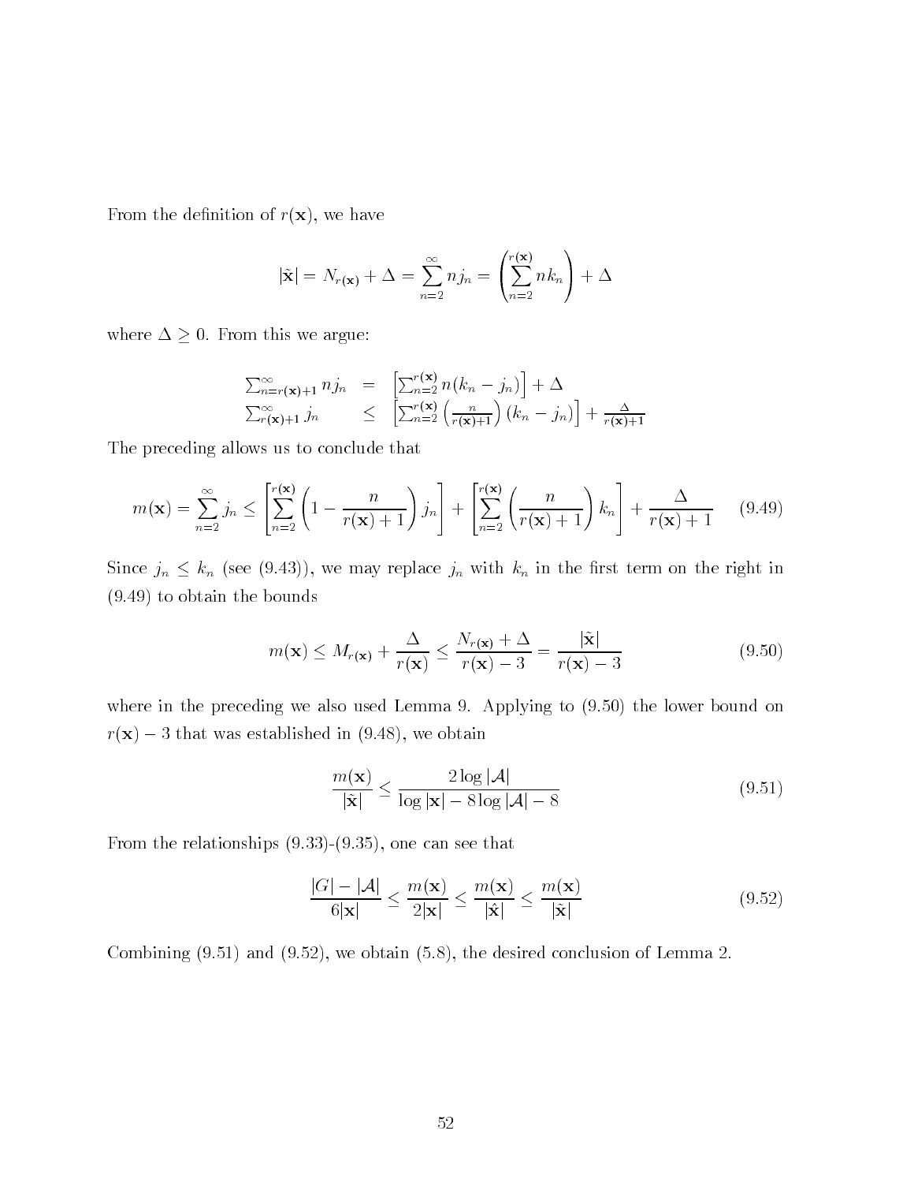From the definition of $r(\mathbf{x})$, we have

$$|\tilde{\mathbf{x}}| = N_{r(\mathbf{x})} + \Delta = \sum_{n=2}^{\infty} n j_n = \left( \sum_{n=2}^{r(\mathbf{x})} n k_n \right) + \Delta$$

where $\Delta \geq 0$. From this we argue:

$$\begin{array}{lll} \sum_{n=r(\mathbf{x})+1}^{\infty} n j_n & = & \left[ \sum_{n=2}^{r(\mathbf{x})} n(k_n - j_n) \right] + \Delta \\ \sum_{r(\mathbf{x})+1}^{\infty} j_n & \leq & \left[ \sum_{n=2}^{r(\mathbf{x})} \left( \frac{n}{r(\mathbf{x})+1} \right) (k_n - j_n) \right] + \frac{\Delta}{r(\mathbf{x})+1} \end{array}$$

The preceding allows us to conclude that

$$m(\mathbf{x}) = \sum_{n=2}^{\infty} j_n \leq \left[ \sum_{n=2}^{r(\mathbf{x})} \left( 1 - \frac{n}{r(\mathbf{x})+1} \right) j_n \right] + \left[ \sum_{n=2}^{r(\mathbf{x})} \left( \frac{n}{r(\mathbf{x})+1} \right) k_n \right] + \frac{\Delta}{r(\mathbf{x})+1} \tag{9.49}$$

Since $j_n \leq k_n$ (see (9.43)), we may replace $j_n$ with $k_n$ in the first term on the right in (9.49) to obtain the bounds

$$m(\mathbf{x}) \leq M_{r(\mathbf{x})} + \frac{\Delta}{r(\mathbf{x})} \leq \frac{N_{r(\mathbf{x})} + \Delta}{r(\mathbf{x}) - 3} = \frac{|\tilde{\mathbf{x}}|}{r(\mathbf{x}) - 3} \tag{9.50}$$

where in the preceding we also used Lemma 9. Applying to (9.50) the lower bound on $r(\mathbf{x}) - 3$ that was established in (9.48), we obtain

$$\frac{m(\mathbf{x})}{|\tilde{\mathbf{x}}|} \leq \frac{2 \log |\mathcal{A}|}{\log |\mathbf{x}| - 8 \log |\mathcal{A}| - 8} \tag{9.51}$$

From the relationships (9.33)-(9.35), one can see that

$$\frac{|G| - |\mathcal{A}|}{6|\mathbf{x}|} \leq \frac{m(\mathbf{x})}{2|\mathbf{x}|} \leq \frac{m(\mathbf{x})}{|\hat{\mathbf{x}}|} \leq \frac{m(\mathbf{x})}{|\tilde{\mathbf{x}}|} \tag{9.52}$$

Combining (9.51) and (9.52), we obtain (5.8), the desired conclusion of Lemma 2.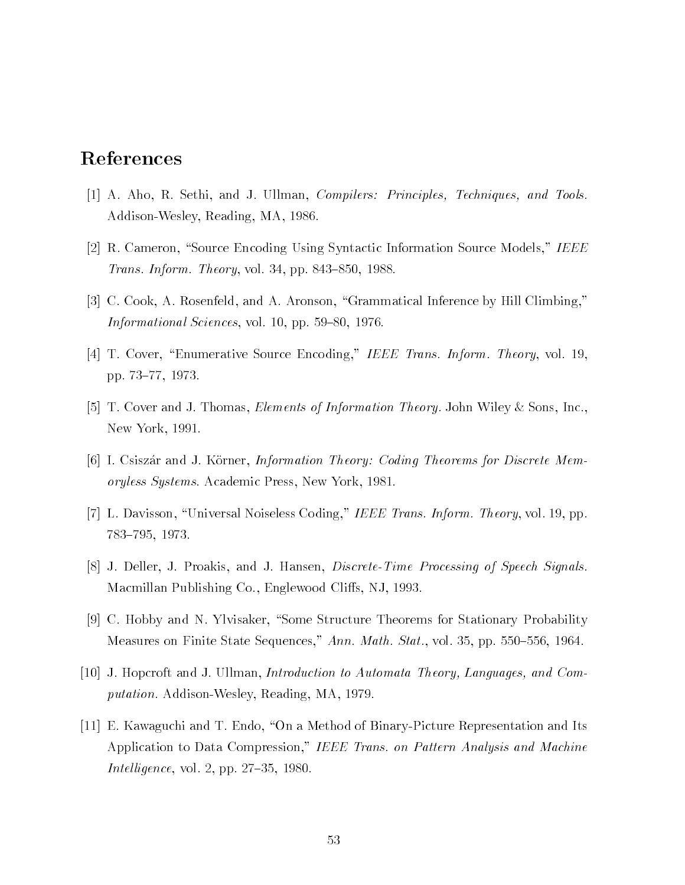# References

[1] A. Aho, R. Sethi, and J. Ullman, *Compilers: Principles, Techniques, and Tools.* Addison-Wesley, Reading, MA, 1986.

[2] R. Cameron, "Source Encoding Using Syntactic Information Source Models," *IEEE Trans. Inform. Theory*, vol. 34, pp. 843–850, 1988.

[3] C. Cook, A. Rosenfeld, and A. Aronson, "Grammatical Inference by Hill Climbing," *Informational Sciences*, vol. 10, pp. 59–80, 1976.

[4] T. Cover, "Enumerative Source Encoding," *IEEE Trans. Inform. Theory*, vol. 19, pp. 73–77, 1973.

[5] T. Cover and J. Thomas, *Elements of Information Theory.* John Wiley & Sons, Inc., New York, 1991.

[6] I. Csiszár and J. Körner, *Information Theory: Coding Theorems for Discrete Memoryless Systems.* Academic Press, New York, 1981.

[7] L. Davisson, "Universal Noiseless Coding," *IEEE Trans. Inform. Theory*, vol. 19, pp. 783–795, 1973.

[8] J. Deller, J. Proakis, and J. Hansen, *Discrete-Time Processing of Speech Signals.* Macmillan Publishing Co., Englewood Cliffs, NJ, 1993.

[9] C. Hobby and N. Ylvisaker, "Some Structure Theorems for Stationary Probability Measures on Finite State Sequences," *Ann. Math. Stat.*, vol. 35, pp. 550–556, 1964.

[10] J. Hopcroft and J. Ullman, *Introduction to Automata Theory, Languages, and Computation.* Addison-Wesley, Reading, MA, 1979.

[11] E. Kawaguchi and T. Endo, "On a Method of Binary-Picture Representation and Its Application to Data Compression," *IEEE Trans. on Pattern Analysis and Machine Intelligence*, vol. 2, pp. 27–35, 1980.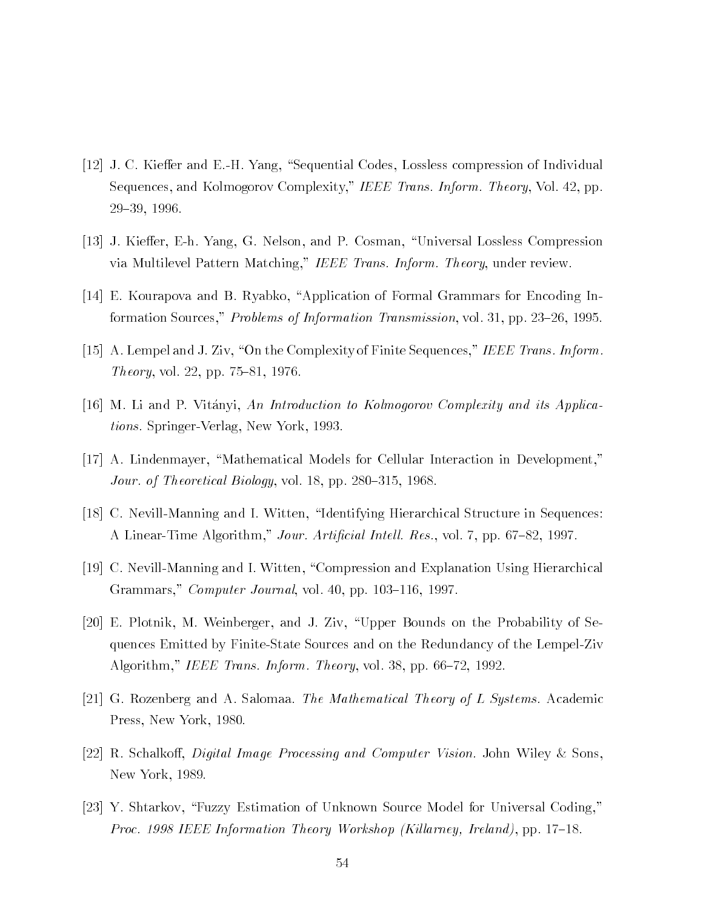[12] J. C. Kieffer and E.-H. Yang, "Sequential Codes, Lossless compression of Individual Sequences, and Kolmogorov Complexity," *IEEE Trans. Inform. Theory*, Vol. 42, pp. 29–39, 1996.

[13] J. Kieffer, E-h. Yang, G. Nelson, and P. Cosman, "Universal Lossless Compression via Multilevel Pattern Matching," *IEEE Trans. Inform. Theory*, under review.

[14] E. Kourapova and B. Ryabko, "Application of Formal Grammars for Encoding Information Sources," *Problems of Information Transmission*, vol. 31, pp. 23–26, 1995.

[15] A. Lempel and J. Ziv, "On the Complexity of Finite Sequences," *IEEE Trans. Inform. Theory*, vol. 22, pp. 75–81, 1976.

[16] M. Li and P. Vitányi, *An Introduction to Kolmogorov Complexity and its Applications*. Springer-Verlag, New York, 1993.

[17] A. Lindenmayer, "Mathematical Models for Cellular Interaction in Development," *Jour. of Theoretical Biology*, vol. 18, pp. 280–315, 1968.

[18] C. Nevill-Manning and I. Witten, "Identifying Hierarchical Structure in Sequences: A Linear-Time Algorithm," *Jour. Artificial Intell. Res.*, vol. 7, pp. 67–82, 1997.

[19] C. Nevill-Manning and I. Witten, "Compression and Explanation Using Hierarchical Grammars," *Computer Journal*, vol. 40, pp. 103–116, 1997.

[20] E. Plotnik, M. Weinberger, and J. Ziv, "Upper Bounds on the Probability of Sequences Emitted by Finite-State Sources and on the Redundancy of the Lempel-Ziv Algorithm," *IEEE Trans. Inform. Theory*, vol. 38, pp. 66–72, 1992.

[21] G. Rozenberg and A. Salomaa. *The Mathematical Theory of L Systems*. Academic Press, New York, 1980.

[22] R. Schalkoff, *Digital Image Processing and Computer Vision*. John Wiley & Sons, New York, 1989.

[23] Y. Shtarkov, "Fuzzy Estimation of Unknown Source Model for Universal Coding," *Proc. 1998 IEEE Information Theory Workshop (Killarney, Ireland)*, pp. 17–18.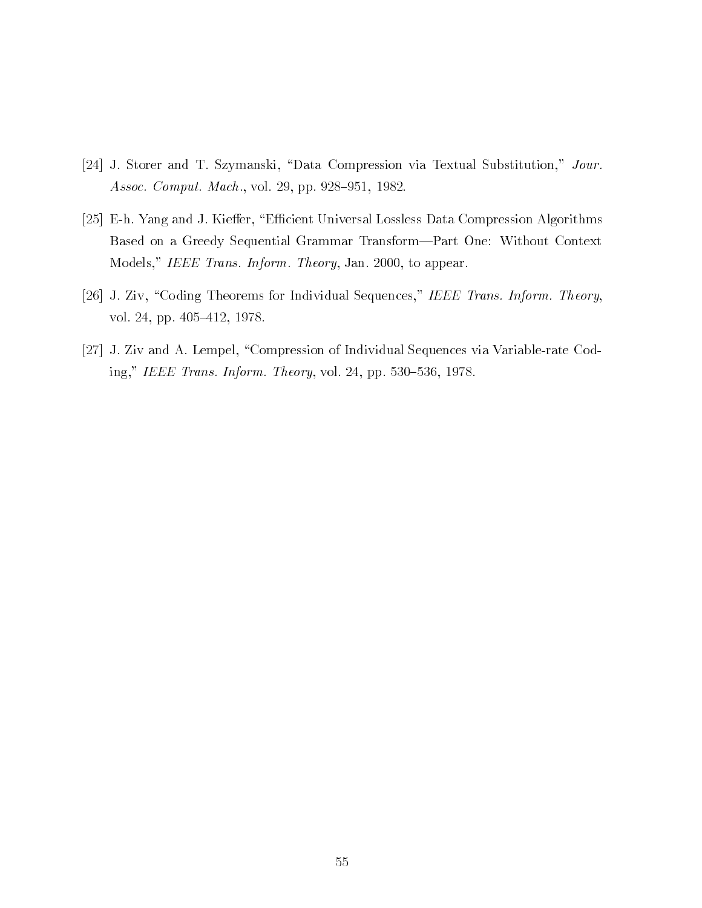[24] J. Storer and T. Szymanski, "Data Compression via Textual Substitution," *Jour. Assoc. Comput. Mach.*, vol. 29, pp. 928–951, 1982.

[25] E-h. Yang and J. Kieffer, "Efficient Universal Lossless Data Compression Algorithms Based on a Greedy Sequential Grammar Transform—Part One: Without Context Models," *IEEE Trans. Inform. Theory*, Jan. 2000, to appear.

[26] J. Ziv, "Coding Theorems for Individual Sequences," *IEEE Trans. Inform. Theory*, vol. 24, pp. 405–412, 1978.

[27] J. Ziv and A. Lempel, "Compression of Individual Sequences via Variable-rate Coding," *IEEE Trans. Inform. Theory*, vol. 24, pp. 530–536, 1978.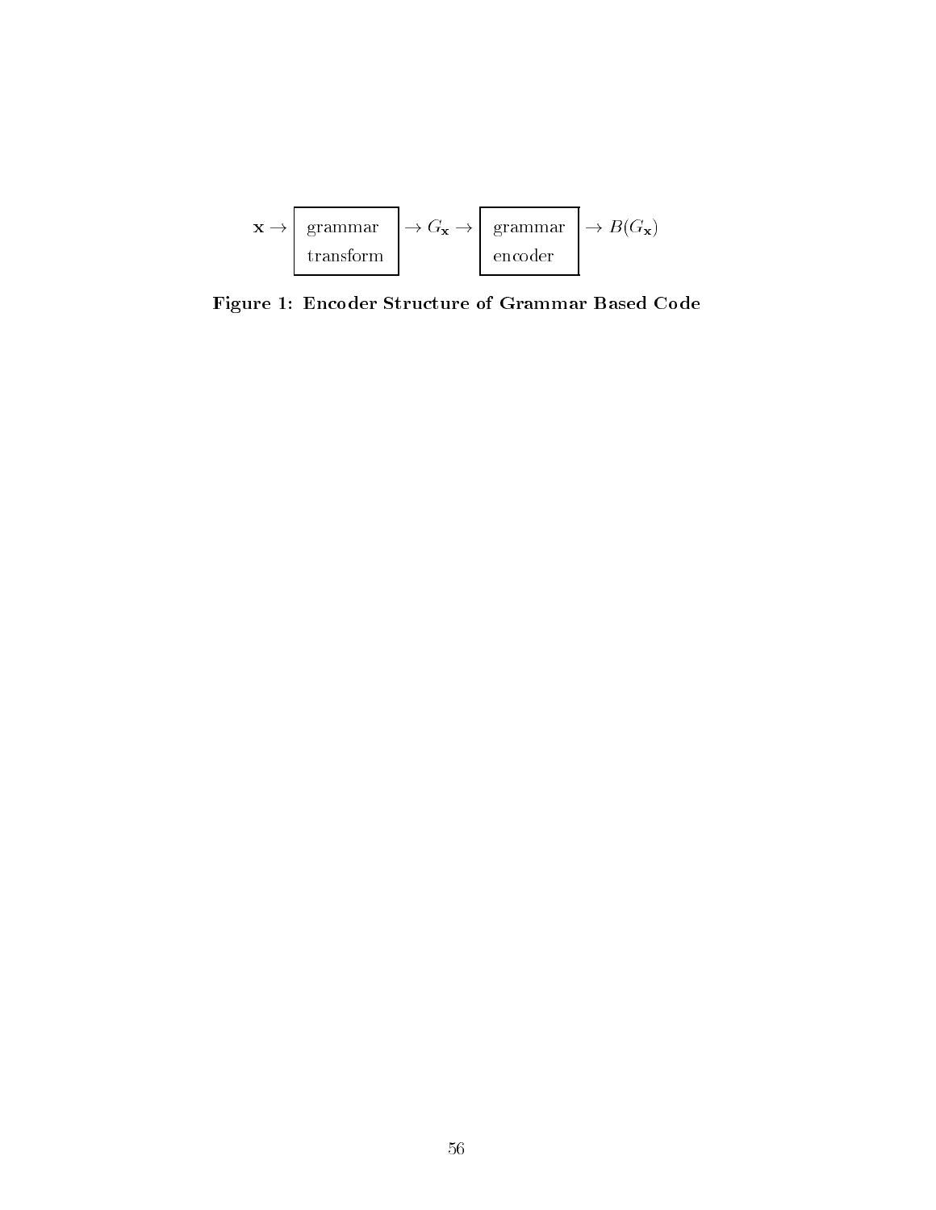$\mathbf{x} \rightarrow$ grammar transform $\rightarrow G_{\mathbf{x}} \rightarrow$ grammar encoder $\rightarrow B(G_{\mathbf{x}})$

**Figure 1: Encoder Structure of Grammar Based Code**